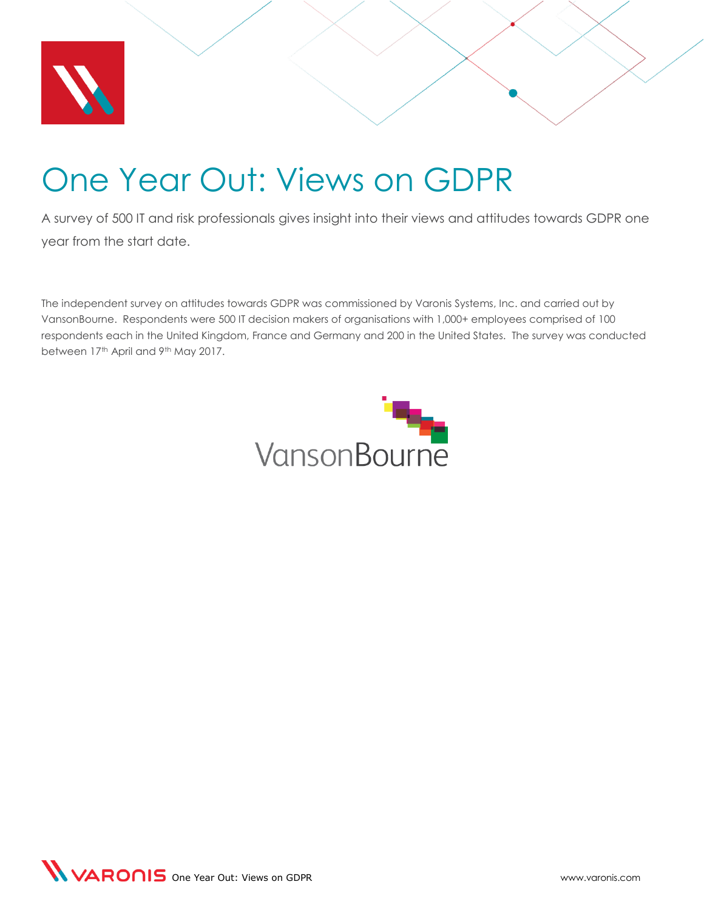# One Year Out: Views on GDPR

A survey of 500 IT and risk professionals gives insight into their views and attitudes towards GDPR one year from the start date.

The independent survey on attitudes towards GDPR was commissioned by Varonis Systems, Inc. and carried out by VansonBourne. Respondents were 500 IT decision makers of organisations with 1,000+ employees comprised of 100 respondents each in the United Kingdom, France and Germany and 200 in the United States. The survey was conducted between 17th April and 9th May 2017.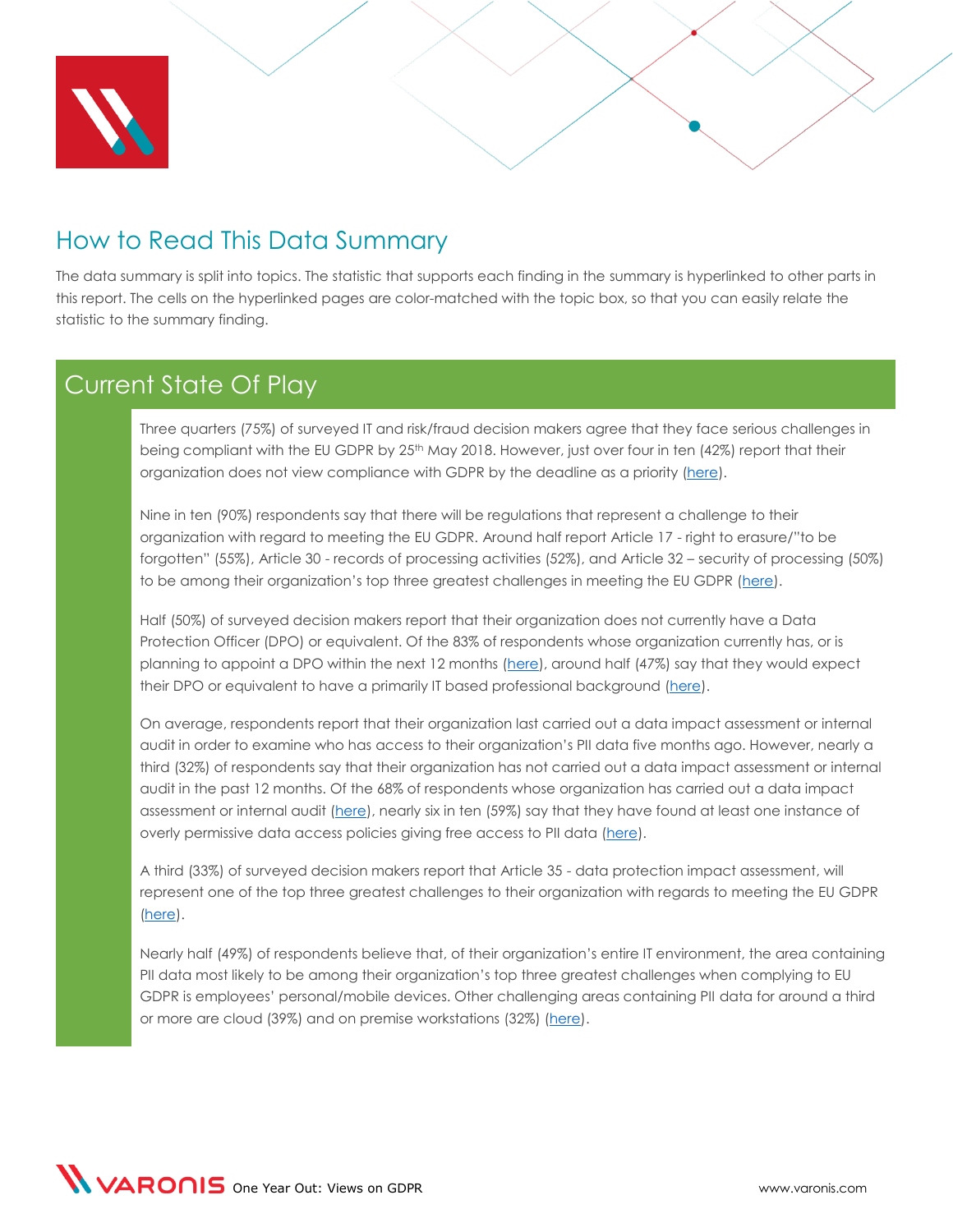## How to Read This Data Summary

The data summary is split into topics. The statistic that supports each finding in the summary is hyperlinked to other parts in this report. The cells on the hyperlinked pages are color-matched with the topic box, so that you can easily relate the statistic to the summary finding.

## Current State Of Play

Three quarters (75%) of surveyed IT and risk/fraud decision makers agree that they face serious challenges in being compliant with the EU GDPR by 25th May 2018. However, just over four in ten (42%) report that their organization does not view compliance with GDPR by the deadline as a priority (here).

Nine in ten (90%) respondents say that there will be regulations that represent a challenge to their organization with regard to meeting the EU GDPR. Around half report Article 17 - right to erasure/"to be forgotten" (55%), Article 30 - records of processing activities (52%), and Article 32 – security of processing (50%) to be among their organization's top three greatest challenges in meeting the EU GDPR (here).

Half (50%) of surveyed decision makers report that their organization does not currently have a Data Protection Officer (DPO) or equivalent. Of the 83% of respondents whose organization currently has, or is planning to appoint a DPO within the next 12 months (here), around half (47%) say that they would expect their DPO or equivalent to have a primarily IT based professional background (here).

On average, respondents report that their organization last carried out a data impact assessment or internal audit in order to examine who has access to their organization's PII data five months ago. However, nearly a third (32%) of respondents say that their organization has not carried out a data impact assessment or internal audit in the past 12 months. Of the 68% of respondents whose organization has carried out a data impact assessment or internal audit (here), nearly six in ten (59%) say that they have found at least one instance of overly permissive data access policies giving free access to PII data (here).

A third (33%) of surveyed decision makers report that Article 35 - data protection impact assessment, will represent one of the top three greatest challenges to their organization with regards to meeting the EU GDPR (here).

Nearly half (49%) of respondents believe that, of their organization's entire IT environment, the area containing PII data most likely to be among their organization's top three greatest challenges when complying to EU GDPR is employees' personal/mobile devices. Other challenging areas containing PII data for around a third or more are cloud (39%) and on premise workstations (32%) (here).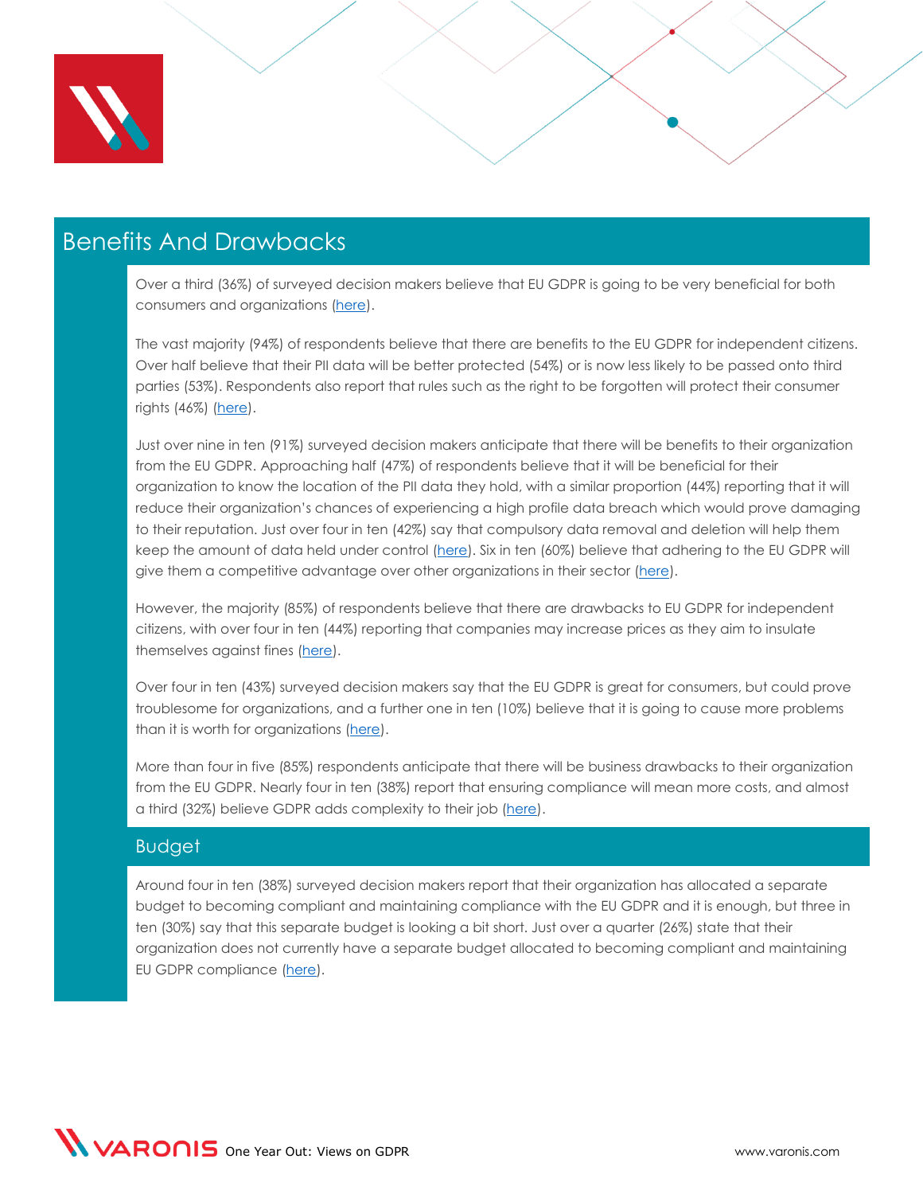## Benefits And Drawbacks

Over a third (36%) of surveyed decision makers believe that EU GDPR is going to be very beneficial for both consumers and organizations (here).

The vast majority (94%) of respondents believe that there are benefits to the EU GDPR for independent citizens. Over half believe that their PII data will be better protected (54%) or is now less likely to be passed onto third parties (53%). Respondents also report that rules such as the right to be forgotten will protect their consumer rights (46%) (here).

Just over nine in ten (91%) surveyed decision makers anticipate that there will be benefits to their organization from the EU GDPR. Approaching half (47%) of respondents believe that it will be beneficial for their organization to know the location of the PII data they hold, with a similar proportion (44%) reporting that it will reduce their organization's chances of experiencing a high profile data breach which would prove damaging to their reputation. Just over four in ten (42%) say that compulsory data removal and deletion will help them keep the amount of data held under control (here). Six in ten (60%) believe that adhering to the EU GDPR will give them a competitive advantage over other organizations in their sector (here).

However, the majority (85%) of respondents believe that there are drawbacks to EU GDPR for independent citizens, with over four in ten (44%) reporting that companies may increase prices as they aim to insulate themselves against fines (here).

Over four in ten (43%) surveyed decision makers say that the EU GDPR is great for consumers, but could prove troublesome for organizations, and a further one in ten (10%) believe that it is going to cause more problems than it is worth for organizations (here).

More than four in five (85%) respondents anticipate that there will be business drawbacks to their organization from the EU GDPR. Nearly four in ten (38%) report that ensuring compliance will mean more costs, and almost a third (32%) believe GDPR adds complexity to their job (here).

### Budget

Around four in ten (38%) surveyed decision makers report that their organization has allocated a separate budget to becoming compliant and maintaining compliance with the EU GDPR and it is enough, but three in ten (30%) say that this separate budget is looking a bit short. Just over a quarter (26%) state that their organization does not currently have a separate budget allocated to becoming compliant and maintaining EU GDPR compliance (here).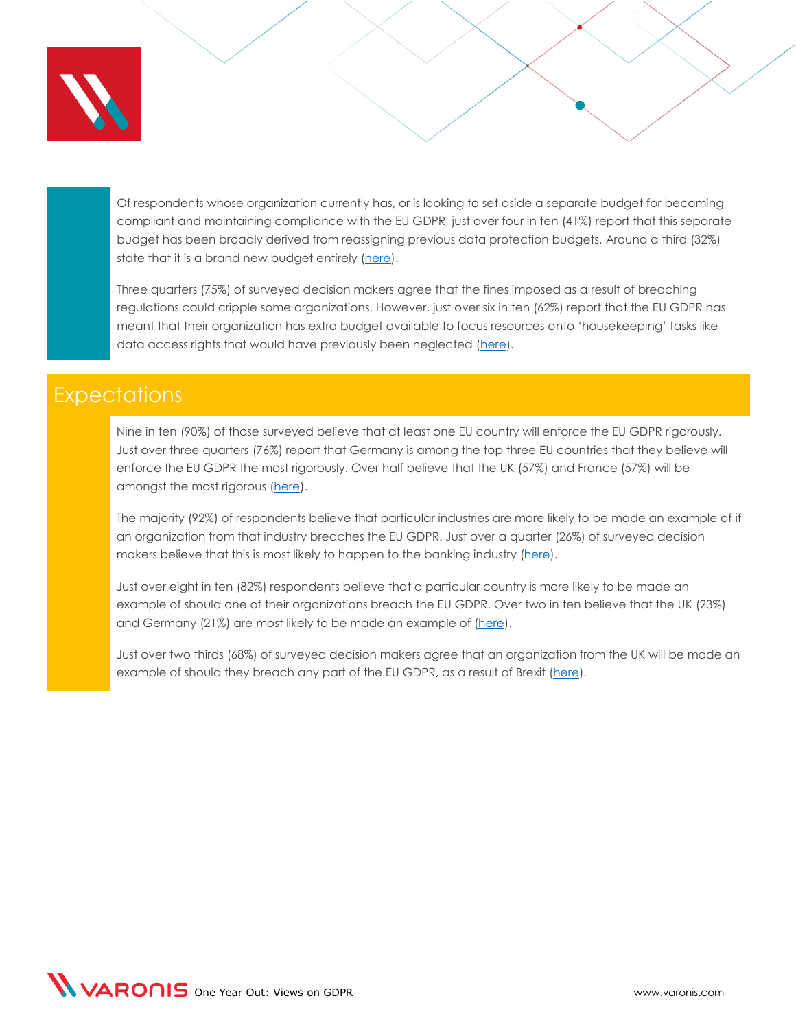Of respondents whose organization currently has, or is looking to set aside a separate budget for becoming compliant and maintaining compliance with the EU GDPR, just over four in ten (41%) report that this separate budget has been broadly derived from reassigning previous data protection budgets. Around a third (32%) state that it is a brand new budget entirely (here).

Three quarters (75%) of surveyed decision makers agree that the fines imposed as a result of breaching regulations could cripple some organizations. However, just over six in ten (62%) report that the EU GDPR has meant that their organization has extra budget available to focus resources onto 'housekeeping' tasks like data access rights that would have previously been neglected (here).

## Expectations

Nine in ten (90%) of those surveyed believe that at least one EU country will enforce the EU GDPR rigorously. Just over three quarters (76%) report that Germany is among the top three EU countries that they believe will enforce the EU GDPR the most rigorously. Over half believe that the UK (57%) and France (57%) will be amongst the most rigorous (here).

The majority (92%) of respondents believe that particular industries are more likely to be made an example of if an organization from that industry breaches the EU GDPR. Just over a quarter (26%) of surveyed decision makers believe that this is most likely to happen to the banking industry (here).

Just over eight in ten (82%) respondents believe that a particular country is more likely to be made an example of should one of their organizations breach the EU GDPR. Over two in ten believe that the UK (23%) and Germany (21%) are most likely to be made an example of (here).

Just over two thirds (68%) of surveyed decision makers agree that an organization from the UK will be made an example of should they breach any part of the EU GDPR, as a result of Brexit (here).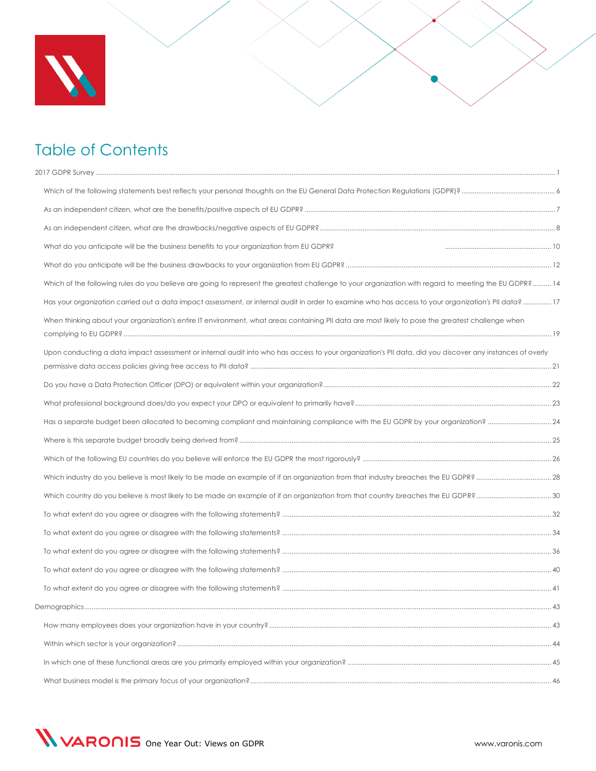# Table of Contents

2017 GDPR Survey ........................................................................................................................................................................ 1

- Which of the following statements best reflects your personal thoughts on the EU General Data Protection Regulations (GDPR)? ................................................. 6
- As an independent citizen, what are the benefits/positive aspects of EU GDPR? ........................................................................................................ 7
- As an independent citizen, what are the drawbacks/negative aspects of EU GDPR? .................................................................................................. 8
- What do you anticipate will be the business benefits to your organization from EU GDPR? ........................................................ 10
- What do you anticipate will be the business drawbacks to your organization from EU GDPR? .................................................................................. 12
- Which of the following rules do you believe are going to represent the greatest challenge to your organization with regard to meeting the EU GDPR? .......... 14
- Has your organization carried out a data impact assessment, or internal audit in order to examine who has access to your organization's PII data? ............... 17
- When thinking about your organization's entire IT environment, what areas containing PII data are most likely to pose the greatest challenge when complying to EU GDPR? ........................................................................................................................................................ 19
- Upon conducting a data impact assessment or internal audit into who has access to your organization's PII data, did you discover any instances of overly permissive data access policies giving free access to PII data? ....................................................................................................... 21
- Do you have a Data Protection Officer (DPO) or equivalent within your organization? ................................................................................................. 22
- What professional background does/do you expect your DPO or equivalent to primarily have? ................................................................................... 23
- Has a separate budget been allocated to becoming compliant and maintaining compliance with the EU GDPR by your organization? .................................. 24
- Where is this separate budget broadly being derived from? ........................................................................................................................................ 25
- Which of the following EU countries do you believe will enforce the EU GDPR the most rigorously? ......................................................................... 26
- Which industry do you believe is most likely to be made an example of if an organization from that industry breaches the EU GDPR? ............................... 28
- Which country do you believe is most likely to be made an example of if an organization from that country breaches the EU GDPR? ................................ 30
- To what extent do you agree or disagree with the following statements? .................................................................................................................. 32
- To what extent do you agree or disagree with the following statements? .................................................................................................................. 34
- To what extent do you agree or disagree with the following statements? .................................................................................................................. 36
- To what extent do you agree or disagree with the following statements? .................................................................................................................. 40
- To what extent do you agree or disagree with the following statements? .................................................................................................................. 41

Demographics ............................................................................................................................................................................ 43

- How many employees does your organization have in your country? ....................................................................................................................... 43
- Within which sector is your organization? ................................................................................................................................................................. 44
- In which one of these functional areas are you primarily employed within your organization? ..................................................................................... 45
- What business model is the primary focus of your organization? ............................................................................................................................... 46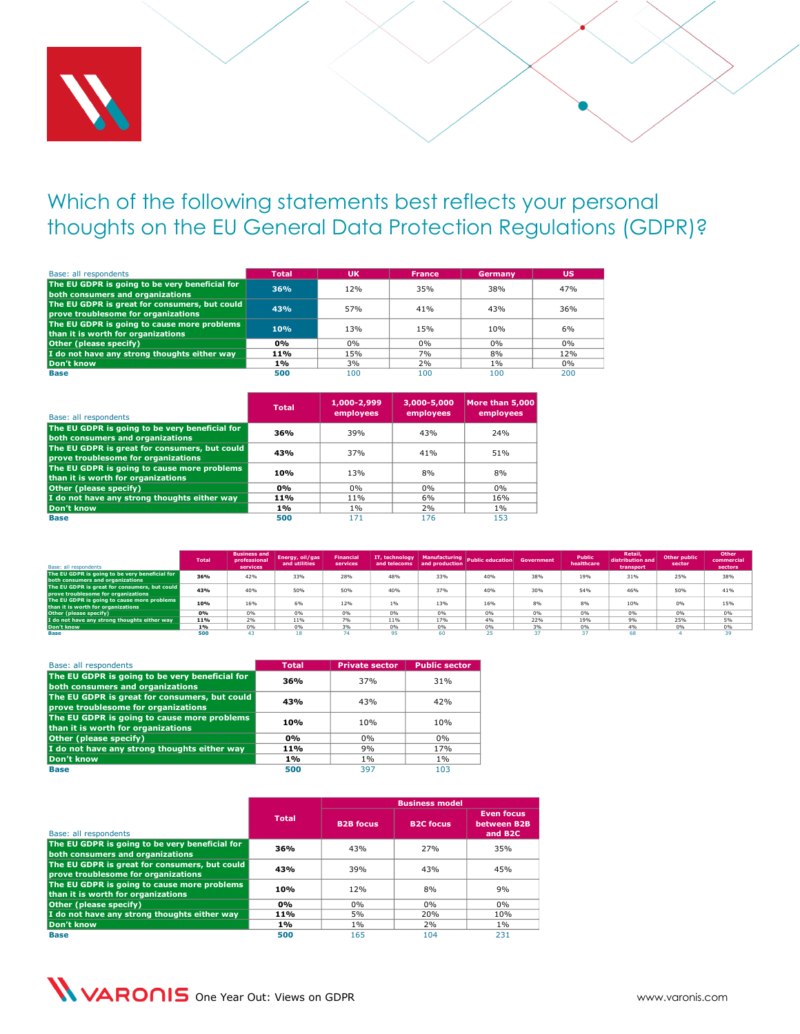# Which of the following statements best reflects your personal thoughts on the EU General Data Protection Regulations (GDPR)?

| Base: all respondents | Total | UK | France | Germany | US |
|---|---|---|---|---|---|
| The EU GDPR is going to be very beneficial for both consumers and organizations | 36% | 12% | 35% | 38% | 47% |
| The EU GDPR is great for consumers, but could prove troublesome for organizations | 43% | 57% | 41% | 43% | 36% |
| The EU GDPR is going to cause more problems than it is worth for organizations | 10% | 13% | 15% | 10% | 6% |
| Other (please specify) | 0% | 0% | 0% | 0% | 0% |
| I do not have any strong thoughts either way | 11% | 15% | 7% | 8% | 12% |
| Don't know | 1% | 3% | 2% | 1% | 0% |
| Base | 500 | 100 | 100 | 100 | 200 |

| Base: all respondents | Total | 1,000-2,999 employees | 3,000-5,000 employees | More than 5,000 employees |
|---|---|---|---|---|
| The EU GDPR is going to be very beneficial for both consumers and organizations | 36% | 39% | 43% | 24% |
| The EU GDPR is great for consumers, but could prove troublesome for organizations | 43% | 37% | 41% | 51% |
| The EU GDPR is going to cause more problems than it is worth for organizations | 10% | 13% | 8% | 8% |
| Other (please specify) | 0% | 0% | 0% | 0% |
| I do not have any strong thoughts either way | 11% | 11% | 6% | 16% |
| Don't know | 1% | 1% | 2% | 1% |
| Base | 500 | 171 | 176 | 153 |

| Base: all respondents | Total | Business and professional services | Energy, oil/gas and utilities | Financial services | IT, technology and telecoms | Manufacturing and production | Public education | Government | Public healthcare | Retail, distribution and transport | Other public sector | Other commercial sectors |
|---|---|---|---|---|---|---|---|---|---|---|---|---|
| The EU GDPR is going to be very beneficial for both consumers and organizations | 36% | 42% | 33% | 28% | 48% | 33% | 40% | 38% | 19% | 31% | 25% | 38% |
| The EU GDPR is great for consumers, but could prove troublesome for organizations | 43% | 40% | 50% | 50% | 40% | 37% | 40% | 30% | 54% | 46% | 50% | 41% |
| The EU GDPR is going to cause more problems than it is worth for organizations | 10% | 16% | 6% | 12% | 1% | 13% | 16% | 8% | 8% | 10% | 0% | 15% |
| Other (please specify) | 0% | 0% | 0% | 0% | 0% | 0% | 0% | 0% | 0% | 0% | 0% | 0% |
| I do not have any strong thoughts either way | 11% | 2% | 11% | 7% | 11% | 17% | 4% | 22% | 19% | 9% | 25% | 5% |
| Don't know | 1% | 0% | 0% | 3% | 0% | 0% | 0% | 3% | 0% | 4% | 0% | 0% |
| Base | 500 | 43 | 18 | 74 | 95 | 60 | 25 | 37 | 37 | 68 | 4 | 39 |

| Base: all respondents | Total | Private sector | Public sector |
|---|---|---|---|
| The EU GDPR is going to be very beneficial for both consumers and organizations | 36% | 37% | 31% |
| The EU GDPR is great for consumers, but could prove troublesome for organizations | 43% | 43% | 42% |
| The EU GDPR is going to cause more problems than it is worth for organizations | 10% | 10% | 10% |
| Other (please specify) | 0% | 0% | 0% |
| I do not have any strong thoughts either way | 11% | 9% | 17% |
| Don't know | 1% | 1% | 1% |
| Base | 500 | 397 | 103 |

| Base: all respondents | Total | Business model | | |
|---|---|---|---|---|
| | | B2B focus | B2C focus | Even focus between B2B and B2C |
| The EU GDPR is going to be very beneficial for both consumers and organizations | 36% | 43% | 27% | 35% |
| The EU GDPR is great for consumers, but could prove troublesome for organizations | 43% | 39% | 43% | 45% |
| The EU GDPR is going to cause more problems than it is worth for organizations | 10% | 12% | 8% | 9% |
| Other (please specify) | 0% | 0% | 0% | 0% |
| I do not have any strong thoughts either way | 11% | 5% | 20% | 10% |
| Don't know | 1% | 1% | 2% | 1% |
| Base | 500 | 165 | 104 | 231 |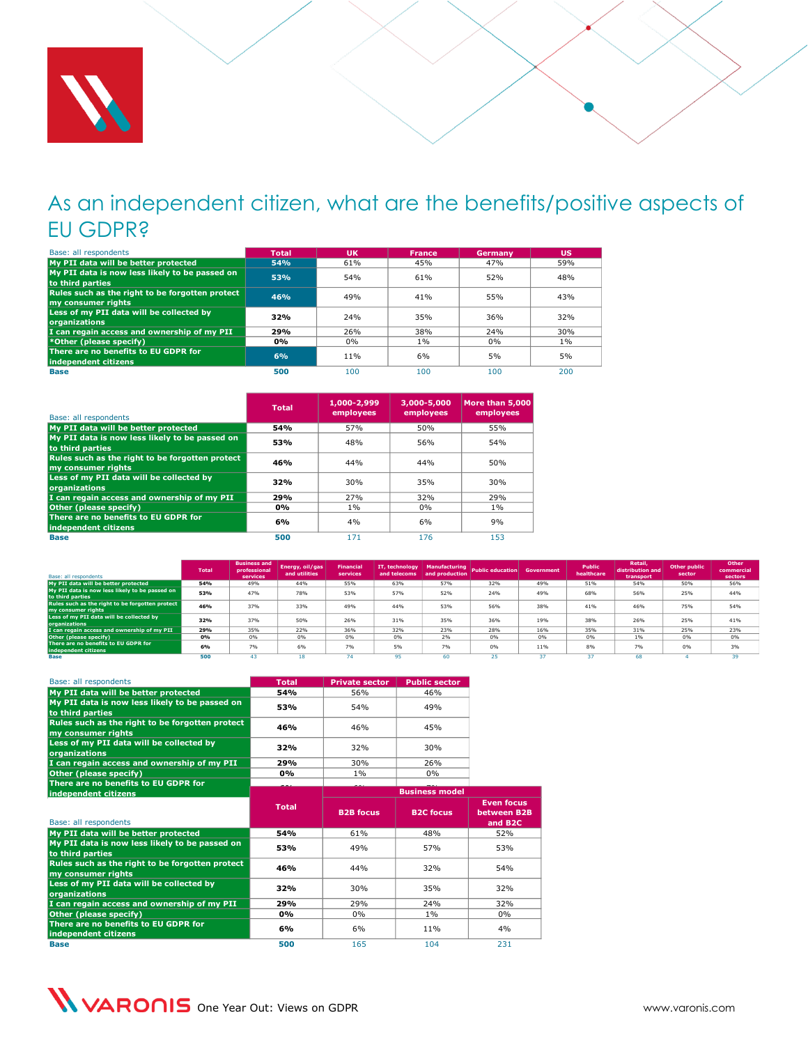# As an independent citizen, what are the benefits/positive aspects of EU GDPR?

| Base: all respondents | Total | UK | France | Germany | US |
|---|---|---|---|---|---|
| My PII data will be better protected | 54% | 61% | 45% | 47% | 59% |
| My PII data is now less likely to be passed on to third parties | 53% | 54% | 61% | 52% | 48% |
| Rules such as the right to be forgotten protect my consumer rights | 46% | 49% | 41% | 55% | 43% |
| Less of my PII data will be collected by organizations | 32% | 24% | 35% | 36% | 32% |
| I can regain access and ownership of my PII | 29% | 26% | 38% | 24% | 30% |
| *Other (please specify) | 0% | 0% | 1% | 0% | 1% |
| There are no benefits to EU GDPR for independent citizens | 6% | 11% | 6% | 5% | 5% |
| Base | 500 | 100 | 100 | 100 | 200 |

| Base: all respondents | Total | 1,000-2,999 employees | 3,000-5,000 employees | More than 5,000 employees |
|---|---|---|---|---|
| My PII data will be better protected | 54% | 57% | 50% | 55% |
| My PII data is now less likely to be passed on to third parties | 53% | 48% | 56% | 54% |
| Rules such as the right to be forgotten protect my consumer rights | 46% | 44% | 44% | 50% |
| Less of my PII data will be collected by organizations | 32% | 30% | 35% | 30% |
| I can regain access and ownership of my PII | 29% | 27% | 32% | 29% |
| Other (please specify) | 0% | 1% | 0% | 1% |
| There are no benefits to EU GDPR for independent citizens | 6% | 4% | 6% | 9% |
| Base | 500 | 171 | 176 | 153 |

| Base: all respondents | Total | Business and professional services | Energy, oil/gas and utilities | Financial services | IT, technology and telecoms | Manufacturing and production | Public education | Government | Public healthcare | Retail, distribution and transport | Other public sector | Other commercial sectors |
|---|---|---|---|---|---|---|---|---|---|---|---|---|
| My PII data will be better protected | 54% | 49% | 44% | 55% | 63% | 57% | 32% | 49% | 51% | 54% | 50% | 56% |
| My PII data is now less likely to be passed on to third parties | 53% | 47% | 78% | 53% | 57% | 52% | 24% | 49% | 68% | 56% | 25% | 44% |
| Rules such as the right to be forgotten protect my consumer rights | 46% | 37% | 33% | 49% | 44% | 53% | 56% | 38% | 41% | 46% | 75% | 54% |
| Less of my PII data will be collected by organizations | 32% | 37% | 50% | 26% | 31% | 35% | 36% | 19% | 38% | 26% | 25% | 41% |
| I can regain access and ownership of my PII | 29% | 35% | 22% | 36% | 32% | 23% | 28% | 16% | 35% | 31% | 25% | 23% |
| Other (please specify) | 0% | 0% | 0% | 0% | 0% | 2% | 0% | 0% | 0% | 1% | 0% | 0% |
| There are no benefits to EU GDPR for independent citizens | 6% | 7% | 6% | 7% | 5% | 7% | 0% | 11% | 8% | 7% | 0% | 3% |
| Base | 500 | 43 | 18 | 74 | 95 | 60 | 25 | 37 | 37 | 68 | 4 | 39 |

| Base: all respondents | Total | Private sector | Public sector |
|---|---|---|---|
| My PII data will be better protected | 54% | 56% | 46% |
| My PII data is now less likely to be passed on to third parties | 53% | 54% | 49% |
| Rules such as the right to be forgotten protect my consumer rights | 46% | 46% | 45% |
| Less of my PII data will be collected by organizations | 32% | 32% | 30% |
| I can regain access and ownership of my PII | 29% | 30% | 26% |
| Other (please specify) | 0% | 1% | 0% |
| There are no benefits to EU GDPR for independent citizens | | | |

| Base: all respondents | Total | Business model | | |
|---|---|---|---|---|
| | | B2B focus | B2C focus | Even focus between B2B and B2C |
| My PII data will be better protected | 54% | 61% | 48% | 52% |
| My PII data is now less likely to be passed on to third parties | 53% | 49% | 57% | 53% |
| Rules such as the right to be forgotten protect my consumer rights | 46% | 44% | 32% | 54% |
| Less of my PII data will be collected by organizations | 32% | 30% | 35% | 32% |
| I can regain access and ownership of my PII | 29% | 29% | 24% | 32% |
| Other (please specify) | 0% | 0% | 1% | 0% |
| There are no benefits to EU GDPR for independent citizens | 6% | 6% | 11% | 4% |
| Base | 500 | 165 | 104 | 231 |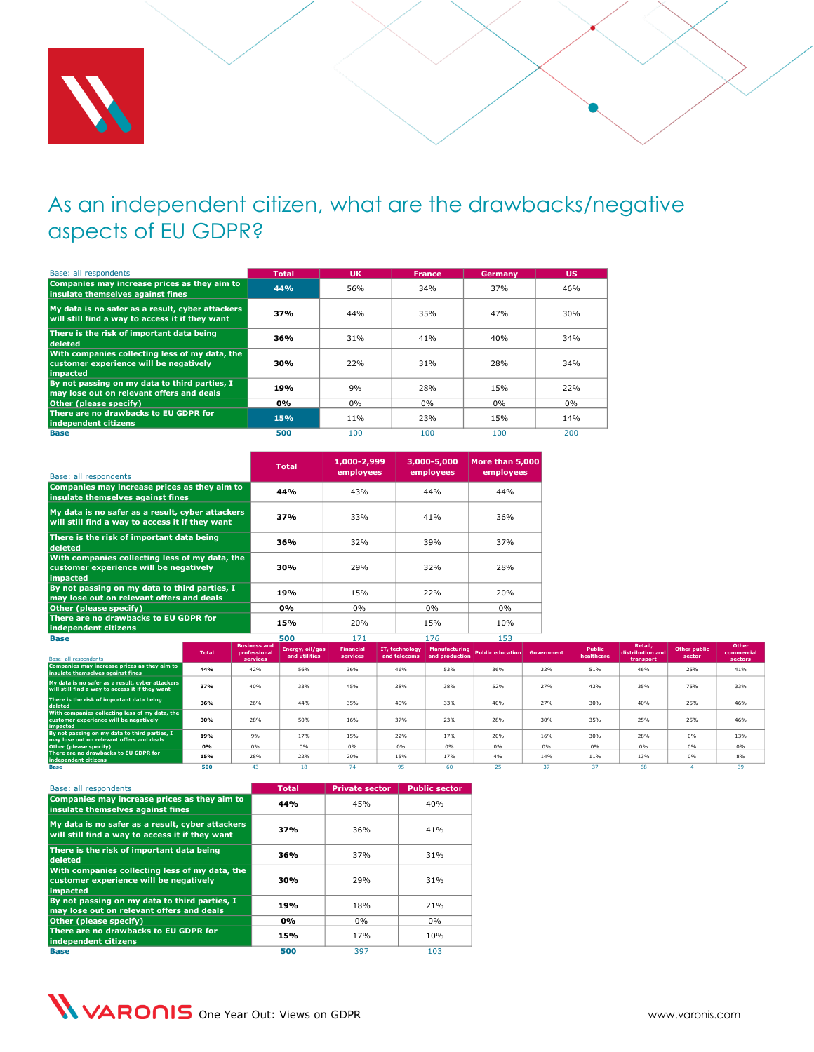# As an independent citizen, what are the drawbacks/negative aspects of EU GDPR?

| Base: all respondents | Total | UK | France | Germany | US |
|---|---|---|---|---|---|
| Companies may increase prices as they aim to insulate themselves against fines | 44% | 56% | 34% | 37% | 46% |
| My data is no safer as a result, cyber attackers will still find a way to access it if they want | 37% | 44% | 35% | 47% | 30% |
| There is the risk of important data being deleted | 36% | 31% | 41% | 40% | 34% |
| With companies collecting less of my data, the customer experience will be negatively impacted | 30% | 22% | 31% | 28% | 34% |
| By not passing on my data to third parties, I may lose out on relevant offers and deals | 19% | 9% | 28% | 15% | 22% |
| Other (please specify) | 0% | 0% | 0% | 0% | 0% |
| There are no drawbacks to EU GDPR for independent citizens | 15% | 11% | 23% | 15% | 14% |
| Base | 500 | 100 | 100 | 100 | 200 |

| Base: all respondents | Total | 1,000-2,999 employees | 3,000-5,000 employees | More than 5,000 employees |
|---|---|---|---|---|
| Companies may increase prices as they aim to insulate themselves against fines | 44% | 43% | 44% | 44% |
| My data is no safer as a result, cyber attackers will still find a way to access it if they want | 37% | 33% | 41% | 36% |
| There is the risk of important data being deleted | 36% | 32% | 39% | 37% |
| With companies collecting less of my data, the customer experience will be negatively impacted | 30% | 29% | 32% | 28% |
| By not passing on my data to third parties, I may lose out on relevant offers and deals | 19% | 15% | 22% | 20% |
| Other (please specify) | 0% | 0% | 0% | 0% |
| There are no drawbacks to EU GDPR for independent citizens | 15% | 20% | 15% | 10% |
| Base | 500 | 171 | 176 | 153 |

| Base: all respondents | Total | Business and professional services | Energy, oil/gas and utilities | Financial services | IT, technology and telecoms | Manufacturing and production | Public education | Government | Public healthcare | Retail, distribution and transport | Other public sector | Other commercial sectors |
|---|---|---|---|---|---|---|---|---|---|---|---|---|
| Companies may increase prices as they aim to insulate themselves against fines | 44% | 42% | 56% | 36% | 46% | 53% | 36% | 32% | 51% | 46% | 25% | 41% |
| My data is no safer as a result, cyber attackers will still find a way to access it if they want | 37% | 40% | 33% | 45% | 28% | 38% | 52% | 27% | 43% | 35% | 75% | 33% |
| There is the risk of important data being deleted | 36% | 26% | 44% | 35% | 40% | 33% | 40% | 27% | 30% | 40% | 25% | 46% |
| With companies collecting less of my data, the customer experience will be negatively impacted | 30% | 28% | 50% | 16% | 37% | 23% | 28% | 30% | 35% | 25% | 25% | 46% |
| By not passing on my data to third parties, I may lose out on relevant offers and deals | 19% | 9% | 17% | 15% | 22% | 17% | 20% | 16% | 30% | 28% | 0% | 13% |
| Other (please specify) | 0% | 0% | 0% | 0% | 0% | 0% | 0% | 0% | 0% | 0% | 0% | 0% |
| There are no drawbacks to EU GDPR for independent citizens | 15% | 28% | 22% | 20% | 15% | 17% | 4% | 14% | 11% | 13% | 0% | 8% |
| Base | 500 | 43 | 18 | 74 | 95 | 60 | 25 | 37 | 37 | 68 | 4 | 39 |

| Base: all respondents | Total | Private sector | Public sector |
|---|---|---|---|
| Companies may increase prices as they aim to insulate themselves against fines | 44% | 45% | 40% |
| My data is no safer as a result, cyber attackers will still find a way to access it if they want | 37% | 36% | 41% |
| There is the risk of important data being deleted | 36% | 37% | 31% |
| With companies collecting less of my data, the customer experience will be negatively impacted | 30% | 29% | 31% |
| By not passing on my data to third parties, I may lose out on relevant offers and deals | 19% | 18% | 21% |
| Other (please specify) | 0% | 0% | 0% |
| There are no drawbacks to EU GDPR for independent citizens | 15% | 17% | 10% |
| Base | 500 | 397 | 103 |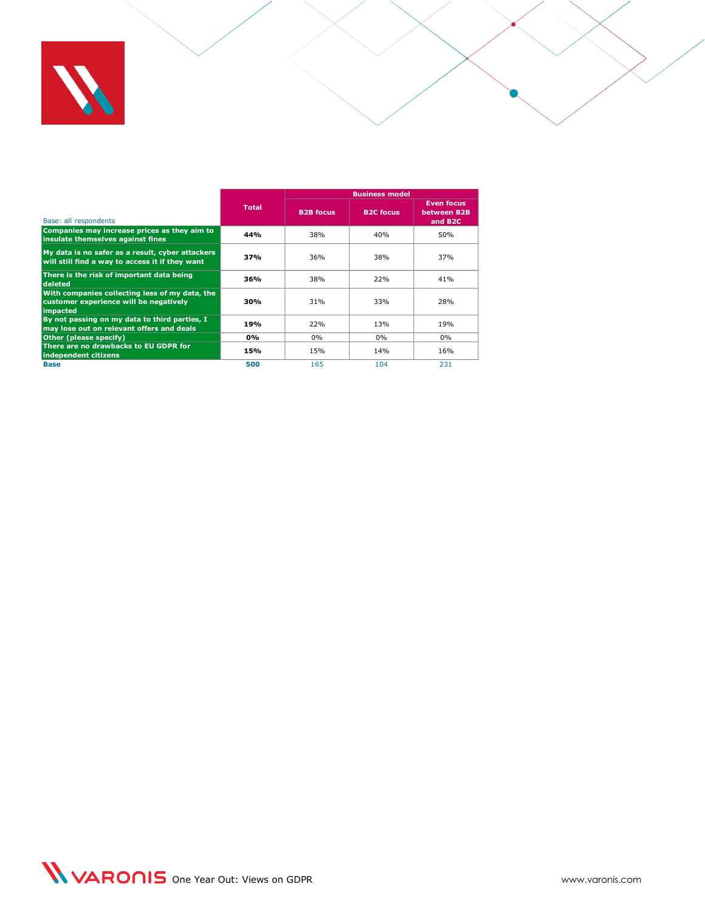| Base: all respondents | Total | Business model | | |
|---|---|---|---|---|
| | | B2B focus | B2C focus | Even focus between B2B and B2C |
| Companies may increase prices as they aim to insulate themselves against fines | **44%** | 38% | 40% | 50% |
| My data is no safer as a result, cyber attackers will still find a way to access it if they want | **37%** | 36% | 38% | 37% |
| There is the risk of important data being deleted | **36%** | 38% | 22% | 41% |
| With companies collecting less of my data, the customer experience will be negatively impacted | **30%** | 31% | 33% | 28% |
| By not passing on my data to third parties, I may lose out on relevant offers and deals | **19%** | 22% | 13% | 19% |
| Other (please specify) | **0%** | 0% | 0% | 0% |
| There are no drawbacks to EU GDPR for independent citizens | **15%** | 15% | 14% | 16% |
| **Base** | **500** | 165 | 104 | 231 |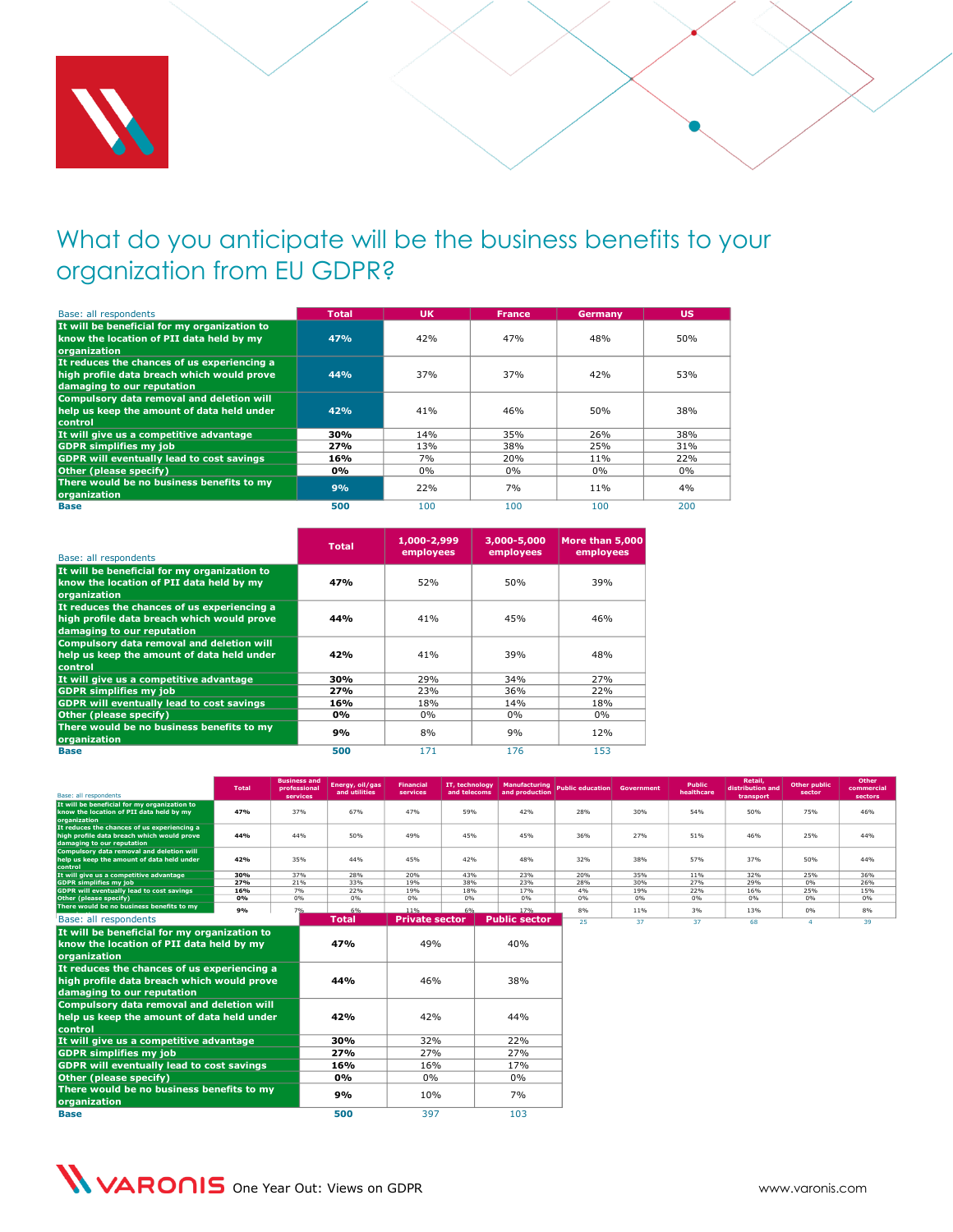# What do you anticipate will be the business benefits to your organization from EU GDPR?

| Base: all respondents | Total | UK | France | Germany | US |
|---|---|---|---|---|---|
| It will be beneficial for my organization to know the location of PII data held by my organization | 47% | 42% | 47% | 48% | 50% |
| It reduces the chances of us experiencing a high profile data breach which would prove damaging to our reputation | 44% | 37% | 37% | 42% | 53% |
| Compulsory data removal and deletion will help us keep the amount of data held under control | 42% | 41% | 46% | 50% | 38% |
| It will give us a competitive advantage | 30% | 14% | 35% | 26% | 38% |
| GDPR simplifies my job | 27% | 13% | 38% | 25% | 31% |
| GDPR will eventually lead to cost savings | 16% | 7% | 20% | 11% | 22% |
| Other (please specify) | 0% | 0% | 0% | 0% | 0% |
| There would be no business benefits to my organization | 9% | 22% | 7% | 11% | 4% |
| Base | 500 | 100 | 100 | 100 | 200 |

| Base: all respondents | Total | 1,000-2,999 employees | 3,000-5,000 employees | More than 5,000 employees |
|---|---|---|---|---|
| It will be beneficial for my organization to know the location of PII data held by my organization | 47% | 52% | 50% | 39% |
| It reduces the chances of us experiencing a high profile data breach which would prove damaging to our reputation | 44% | 41% | 45% | 46% |
| Compulsory data removal and deletion will help us keep the amount of data held under control | 42% | 41% | 39% | 48% |
| It will give us a competitive advantage | 30% | 29% | 34% | 27% |
| GDPR simplifies my job | 27% | 23% | 36% | 22% |
| GDPR will eventually lead to cost savings | 16% | 18% | 14% | 18% |
| Other (please specify) | 0% | 0% | 0% | 0% |
| There would be no business benefits to my organization | 9% | 8% | 9% | 12% |
| Base | 500 | 171 | 176 | 153 |

| Base: all respondents | Total | Business and professional services | Energy, oil/gas and utilities | Financial services | IT, technology and telecoms | Manufacturing and production | Public education | Government | Public healthcare | Retail, distribution and transport | Other public sector | Other commercial sectors |
|---|---|---|---|---|---|---|---|---|---|---|---|---|
| It will be beneficial for my organization to know the location of PII data held by my organization | 47% | 37% | 67% | 47% | 59% | 42% | 28% | 30% | 54% | 50% | 75% | 46% |
| It reduces the chances of us experiencing a high profile data breach which would prove damaging to our reputation | 44% | 44% | 50% | 49% | 45% | 45% | 36% | 27% | 51% | 46% | 25% | 44% |
| Compulsory data removal and deletion will help us keep the amount of data held under control | 42% | 35% | 44% | 45% | 42% | 48% | 32% | 38% | 57% | 37% | 50% | 44% |
| It will give us a competitive advantage | 30% | 37% | 28% | 20% | 43% | 23% | 20% | 35% | 11% | 32% | 25% | 36% |
| GDPR simplifies my job | 27% | 21% | 33% | 19% | 38% | 23% | 28% | 30% | 27% | 29% | 0% | 26% |
| GDPR will eventually lead to cost savings | 16% | 7% | 22% | 19% | 18% | 17% | 4% | 19% | 22% | 16% | 25% | 15% |
| Other (please specify) | 0% | 0% | 0% | 0% | 0% | 0% | 0% | 0% | 0% | 0% | 0% | 0% |
| There would be no business benefits to my organization | 9% | 7% | 6% | 11% | 6% | 17% | 8% | 11% | 3% | 13% | 0% | 8% |
| Base | | | | | | | 25 | 37 | 37 | 68 | 4 | 39 |

| Base: all respondents | Total | Private sector | Public sector |
|---|---|---|---|
| It will be beneficial for my organization to know the location of PII data held by my organization | 47% | 49% | 40% |
| It reduces the chances of us experiencing a high profile data breach which would prove damaging to our reputation | 44% | 46% | 38% |
| Compulsory data removal and deletion will help us keep the amount of data held under control | 42% | 42% | 44% |
| It will give us a competitive advantage | 30% | 32% | 22% |
| GDPR simplifies my job | 27% | 27% | 27% |
| GDPR will eventually lead to cost savings | 16% | 16% | 17% |
| Other (please specify) | 0% | 0% | 0% |
| There would be no business benefits to my organization | 9% | 10% | 7% |
| Base | 500 | 397 | 103 |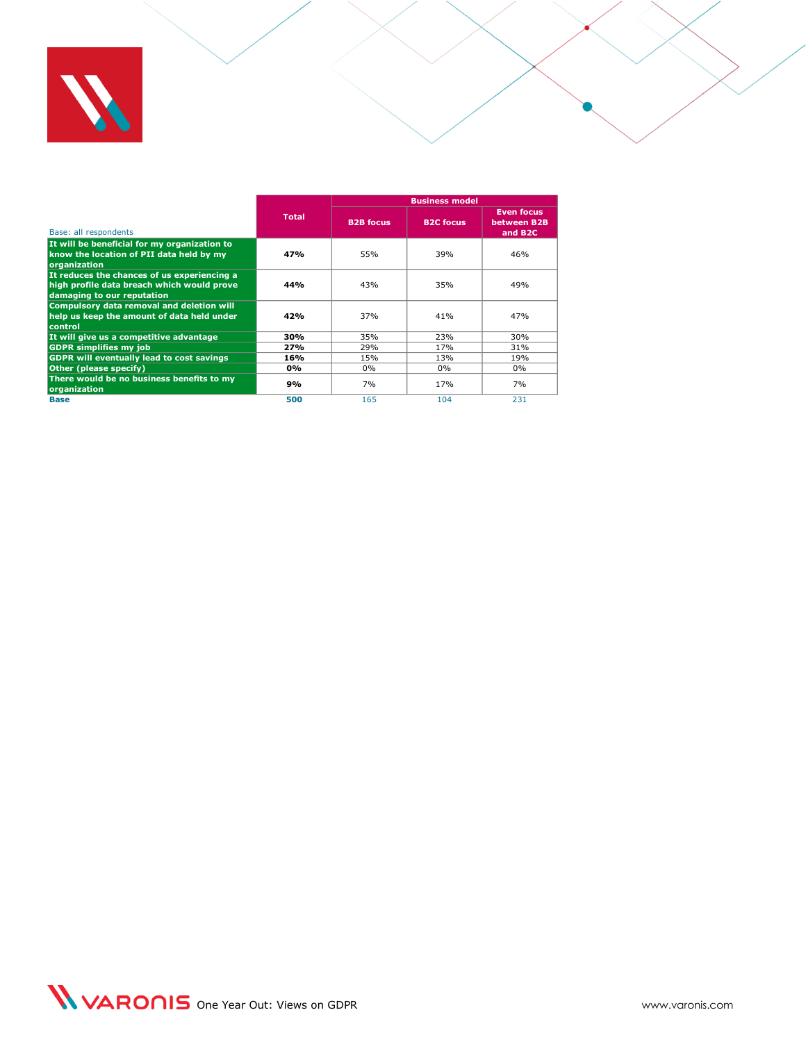| Base: all respondents | Total | Business model | | |
|---|---|---|---|---|
| | | B2B focus | B2C focus | Even focus between B2B and B2C |
| **It will be beneficial for my organization to know the location of PII data held by my organization** | **47%** | 55% | 39% | 46% |
| **It reduces the chances of us experiencing a high profile data breach which would prove damaging to our reputation** | **44%** | 43% | 35% | 49% |
| **Compulsory data removal and deletion will help us keep the amount of data held under control** | **42%** | 37% | 41% | 47% |
| **It will give us a competitive advantage** | **30%** | 35% | 23% | 30% |
| **GDPR simplifies my job** | **27%** | 29% | 17% | 31% |
| **GDPR will eventually lead to cost savings** | **16%** | 15% | 13% | 19% |
| **Other (please specify)** | **0%** | 0% | 0% | 0% |
| **There would be no business benefits to my organization** | **9%** | 7% | 17% | 7% |
| **Base** | **500** | 165 | 104 | 231 |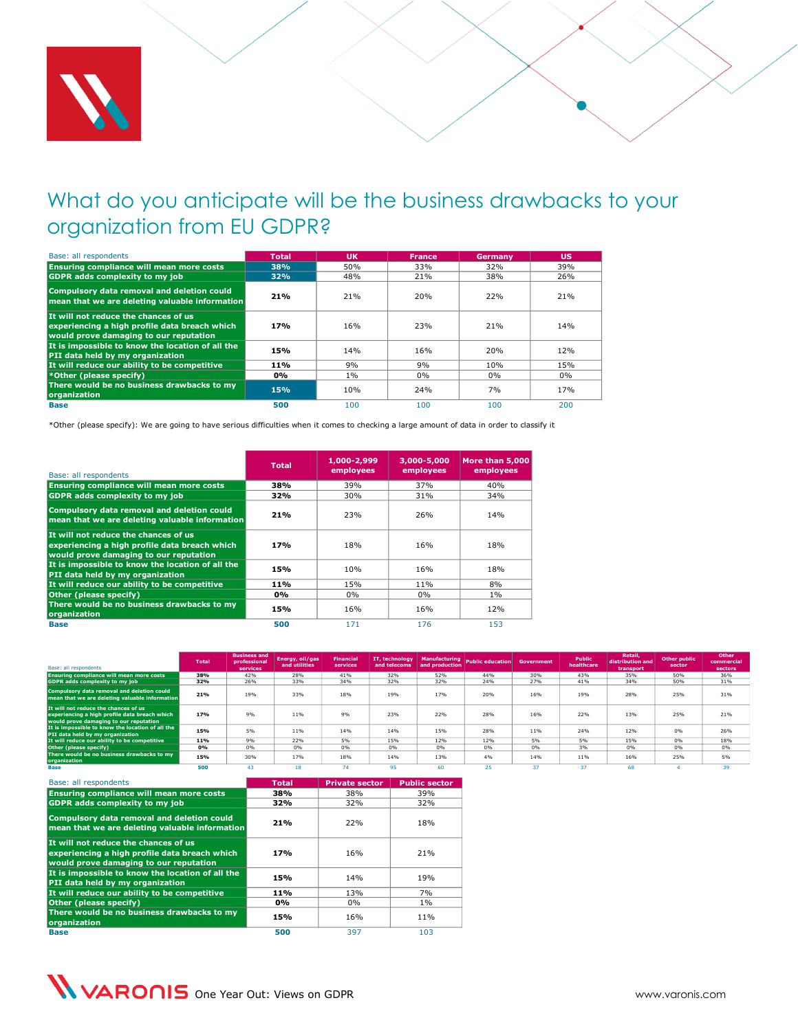# What do you anticipate will be the business drawbacks to your organization from EU GDPR?

| Base: all respondents | Total | UK | France | Germany | US |
|---|---|---|---|---|---|
| Ensuring compliance will mean more costs | 38% | 50% | 33% | 32% | 39% |
| GDPR adds complexity to my job | 32% | 48% | 21% | 38% | 26% |
| Compulsory data removal and deletion could mean that we are deleting valuable information | 21% | 21% | 20% | 22% | 21% |
| It will not reduce the chances of us experiencing a high profile data breach which would prove damaging to our reputation | 17% | 16% | 23% | 21% | 14% |
| It is impossible to know the location of all the PII data held by my organization | 15% | 14% | 16% | 20% | 12% |
| It will reduce our ability to be competitive | 11% | 9% | 9% | 10% | 15% |
| *Other (please specify) | 0% | 1% | 0% | 0% | 0% |
| There would be no business drawbacks to my organization | 15% | 10% | 24% | 7% | 17% |
| Base | 500 | 100 | 100 | 100 | 200 |

*Other (please specify): We are going to have serious difficulties when it comes to checking a large amount of data in order to classify it

| Base: all respondents | Total | 1,000-2,999 employees | 3,000-5,000 employees | More than 5,000 employees |
|---|---|---|---|---|
| Ensuring compliance will mean more costs | 38% | 39% | 37% | 40% |
| GDPR adds complexity to my job | 32% | 30% | 31% | 34% |
| Compulsory data removal and deletion could mean that we are deleting valuable information | 21% | 23% | 26% | 14% |
| It will not reduce the chances of us experiencing a high profile data breach which would prove damaging to our reputation | 17% | 18% | 16% | 18% |
| It is impossible to know the location of all the PII data held by my organization | 15% | 10% | 16% | 18% |
| It will reduce our ability to be competitive | 11% | 15% | 11% | 8% |
| Other (please specify) | 0% | 0% | 0% | 1% |
| There would be no business drawbacks to my organization | 15% | 16% | 16% | 12% |
| Base | 500 | 171 | 176 | 153 |

| Base: all respondents | Total | Business and professional services | Energy, oil/gas and utilities | Financial services | IT, technology and telecoms | Manufacturing and production | Public education | Government | Public healthcare | Retail, distribution and transport | Other public sector | Other commercial sectors |
|---|---|---|---|---|---|---|---|---|---|---|---|---|
| Ensuring compliance will mean more costs | 38% | 42% | 28% | 41% | 32% | 52% | 44% | 30% | 43% | 35% | 50% | 36% |
| GDPR adds complexity to my job | 32% | 26% | 33% | 34% | 32% | 32% | 24% | 27% | 41% | 34% | 50% | 31% |
| Compulsory data removal and deletion could mean that we are deleting valuable information | 21% | 19% | 33% | 18% | 19% | 17% | 20% | 16% | 19% | 28% | 25% | 31% |
| It will not reduce the chances of us experiencing a high profile data breach which would prove damaging to our reputation | 17% | 9% | 11% | 9% | 23% | 22% | 28% | 16% | 22% | 13% | 25% | 21% |
| It is impossible to know the location of all the PII data held by my organization | 15% | 5% | 11% | 14% | 14% | 15% | 28% | 11% | 24% | 12% | 0% | 26% |
| It will reduce our ability to be competitive | 11% | 9% | 22% | 5% | 15% | 12% | 12% | 5% | 5% | 15% | 0% | 18% |
| Other (please specify) | 0% | 0% | 0% | 0% | 0% | 0% | 0% | 0% | 3% | 0% | 0% | 0% |
| There would be no business drawbacks to my organization | 15% | 30% | 17% | 18% | 14% | 13% | 4% | 14% | 11% | 16% | 25% | 5% |
| Base | 500 | 43 | 18 | 74 | 95 | 60 | 25 | 37 | 37 | 68 | 4 | 39 |

| Base: all respondents | Total | Private sector | Public sector |
|---|---|---|---|
| Ensuring compliance will mean more costs | 38% | 38% | 39% |
| GDPR adds complexity to my job | 32% | 32% | 32% |
| Compulsory data removal and deletion could mean that we are deleting valuable information | 21% | 22% | 18% |
| It will not reduce the chances of us experiencing a high profile data breach which would prove damaging to our reputation | 17% | 16% | 21% |
| It is impossible to know the location of all the PII data held by my organization | 15% | 14% | 19% |
| It will reduce our ability to be competitive | 11% | 13% | 7% |
| Other (please specify) | 0% | 0% | 1% |
| There would be no business drawbacks to my organization | 15% | 16% | 11% |
| Base | 500 | 397 | 103 |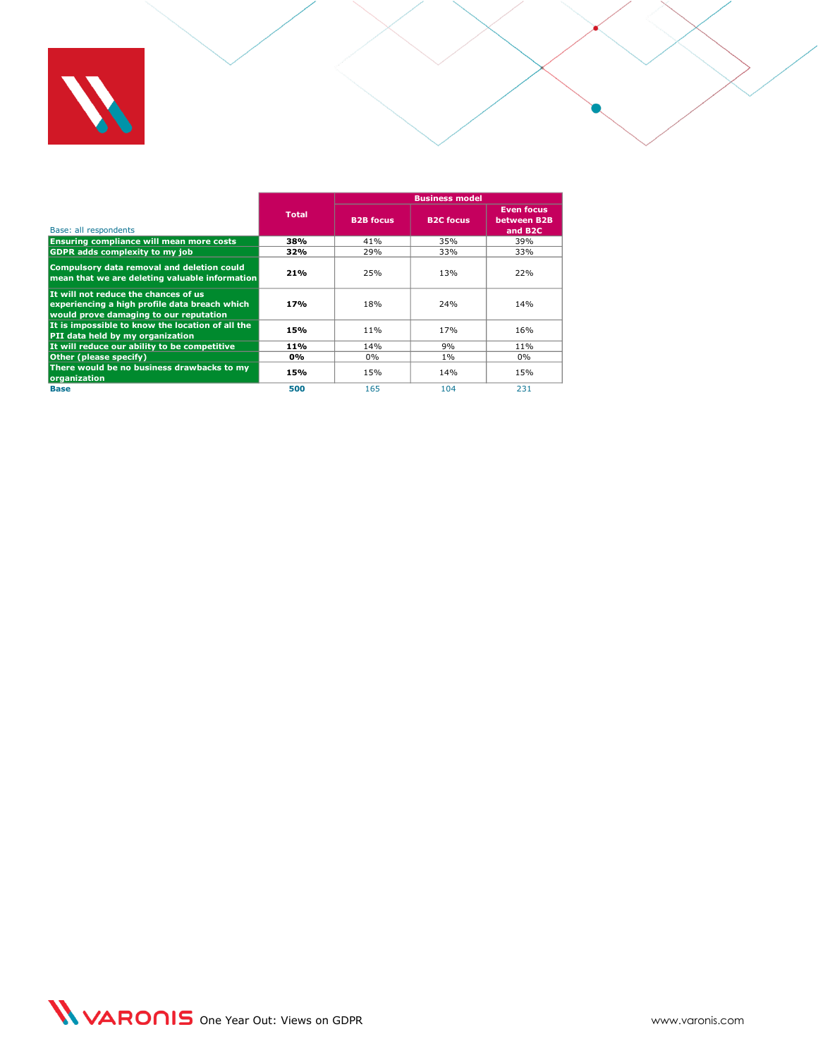| Base: all respondents | Total | Business model | | |
|---|---|---|---|---|
| | | B2B focus | B2C focus | Even focus between B2B and B2C |
| **Ensuring compliance will mean more costs** | **38%** | 41% | 35% | 39% |
| **GDPR adds complexity to my job** | **32%** | 29% | 33% | 33% |
| **Compulsory data removal and deletion could mean that we are deleting valuable information** | **21%** | 25% | 13% | 22% |
| **It will not reduce the chances of us experiencing a high profile data breach which would prove damaging to our reputation** | **17%** | 18% | 24% | 14% |
| **It is impossible to know the location of all the PII data held by my organization** | **15%** | 11% | 17% | 16% |
| **It will reduce our ability to be competitive** | **11%** | 14% | 9% | 11% |
| **Other (please specify)** | **0%** | 0% | 1% | 0% |
| **There would be no business drawbacks to my organization** | **15%** | 15% | 14% | 15% |
| **Base** | **500** | 165 | 104 | 231 |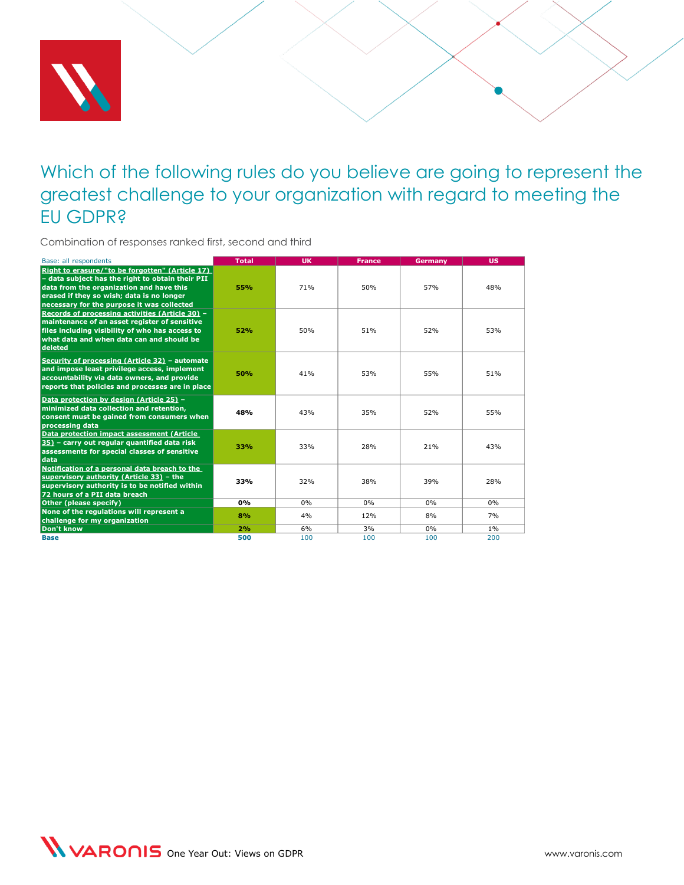## Which of the following rules do you believe are going to represent the greatest challenge to your organization with regard to meeting the EU GDPR?

Combination of responses ranked first, second and third

| Base: all respondents | Total | UK | France | Germany | US |
|---|---|---|---|---|---|
| **Right to erasure/"to be forgotten" (Article 17)** – data subject has the right to obtain their PII data from the organization and have this erased if they so wish; data is no longer necessary for the purpose it was collected | **55%** | 71% | 50% | 57% | 48% |
| **Records of processing activities (Article 30)** – maintenance of an asset register of sensitive files including visibility of who has access to what data and when data can and should be deleted | **52%** | 50% | 51% | 52% | 53% |
| **Security of processing (Article 32)** – automate and impose least privilege access, implement accountability via data owners, and provide reports that policies and processes are in place | **50%** | 41% | 53% | 55% | 51% |
| **Data protection by design (Article 25)** – minimized data collection and retention, consent must be gained from consumers when processing data | **48%** | 43% | 35% | 52% | 55% |
| **Data protection impact assessment (Article 35)** – carry out regular quantified data risk assessments for special classes of sensitive data | **33%** | 33% | 28% | 21% | 43% |
| **Notification of a personal data breach to the supervisory authority (Article 33)** – the supervisory authority is to be notified within 72 hours of a PII data breach | **33%** | 32% | 38% | 39% | 28% |
| Other (please specify) | **0%** | 0% | 0% | 0% | 0% |
| None of the regulations will represent a challenge for my organization | **8%** | 4% | 12% | 8% | 7% |
| Don't know | **2%** | 6% | 3% | 0% | 1% |
| **Base** | **500** | 100 | 100 | 100 | 200 |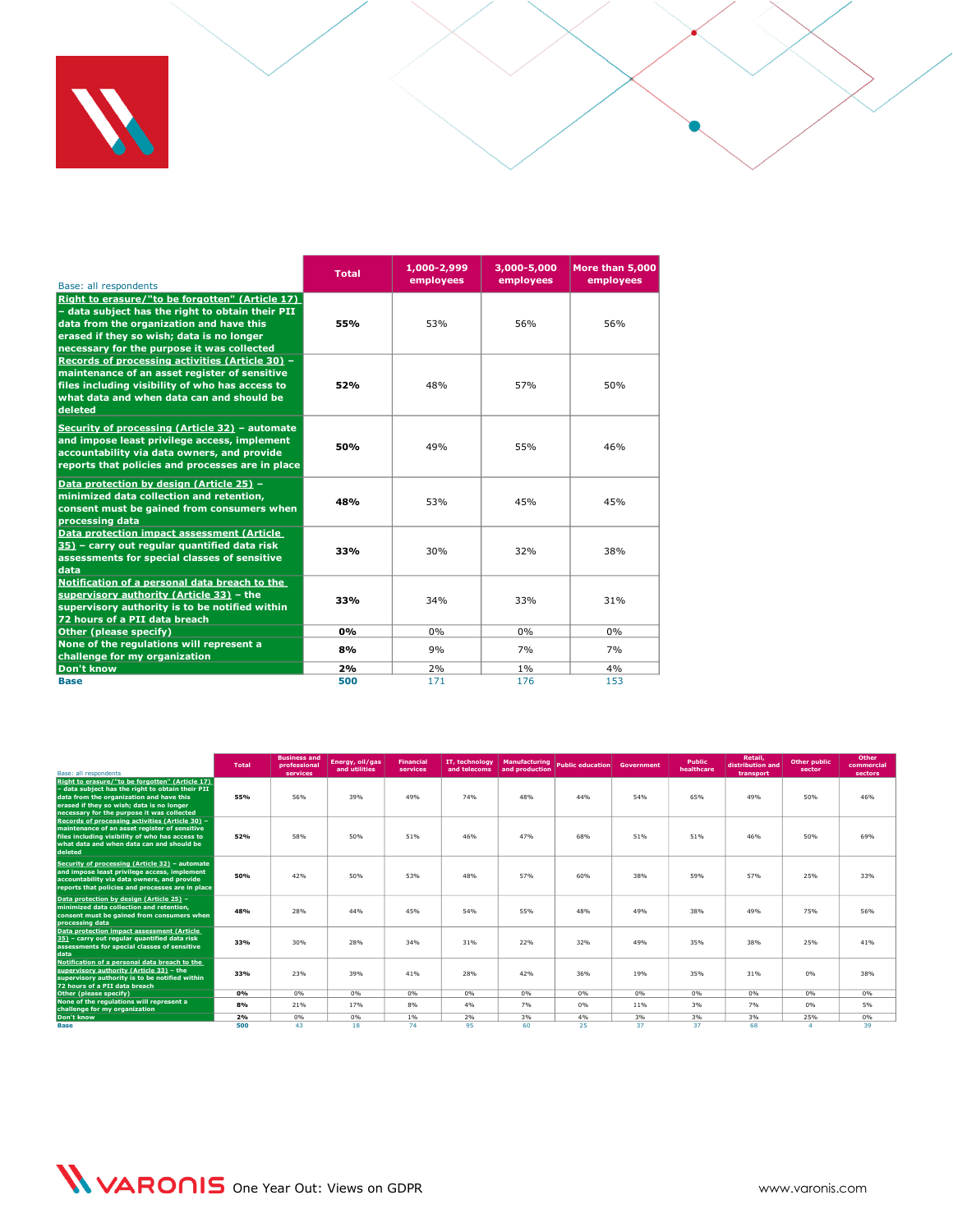| Base: all respondents | Total | 1,000-2,999 employees | 3,000-5,000 employees | More than 5,000 employees |
|---|---|---|---|---|
| Right to erasure/"to be forgotten" (Article 17) – data subject has the right to obtain their PII data from the organization and have this erased if they so wish; data is no longer necessary for the purpose it was collected | **55%** | 53% | 56% | 56% |
| Records of processing activities (Article 30) – maintenance of an asset register of sensitive files including visibility of who has access to what data and when data can and should be deleted | **52%** | 48% | 57% | 50% |
| Security of processing (Article 32) – automate and impose least privilege access, implement accountability via data owners, and provide reports that policies and processes are in place | **50%** | 49% | 55% | 46% |
| Data protection by design (Article 25) – minimized data collection and retention, consent must be gained from consumers when processing data | **48%** | 53% | 45% | 45% |
| Data protection impact assessment (Article 35) – carry out regular quantified data risk assessments for special classes of sensitive data | **33%** | 30% | 32% | 38% |
| Notification of a personal data breach to the supervisory authority (Article 33) – the supervisory authority is to be notified within 72 hours of a PII data breach | **33%** | 34% | 33% | 31% |
| Other (please specify) | **0%** | 0% | 0% | 0% |
| None of the regulations will represent a challenge for my organization | **8%** | 9% | 7% | 7% |
| Don't know | **2%** | 2% | 1% | 4% |
| **Base** | **500** | 171 | 176 | 153 |

| Base: all respondents | Total | Business and professional services | Energy, oil/gas and utilities | Financial services | IT, technology and telecoms | Manufacturing and production | Public education | Government | Public healthcare | Retail, distribution and transport | Other public sector | Other commercial sectors |
|---|---|---|---|---|---|---|---|---|---|---|---|---|
| Right to erasure/"to be forgotten" (Article 17) – data subject has the right to obtain their PII data from the organization and have this erased if they so wish; data is no longer necessary for the purpose it was collected | **55%** | 56% | 39% | 49% | 74% | 48% | 44% | 54% | 65% | 49% | 50% | 46% |
| Records of processing activities (Article 30) – maintenance of an asset register of sensitive files including visibility of who has access to what data and when data can and should be deleted | **52%** | 58% | 50% | 51% | 46% | 47% | 68% | 51% | 51% | 46% | 50% | 69% |
| Security of processing (Article 32) – automate and impose least privilege access, implement accountability via data owners, and provide reports that policies and processes are in place | **50%** | 42% | 50% | 53% | 48% | 57% | 60% | 38% | 59% | 57% | 25% | 33% |
| Data protection by design (Article 25) – minimized data collection and retention, consent must be gained from consumers when processing data | **48%** | 28% | 44% | 45% | 54% | 55% | 48% | 49% | 38% | 49% | 75% | 56% |
| Data protection impact assessment (Article 35) – carry out regular quantified data risk assessments for special classes of sensitive data | **33%** | 30% | 28% | 34% | 31% | 22% | 32% | 49% | 35% | 38% | 25% | 41% |
| Notification of a personal data breach to the supervisory authority (Article 33) – the supervisory authority is to be notified within 72 hours of a PII data breach | **33%** | 23% | 39% | 41% | 28% | 42% | 36% | 19% | 35% | 31% | 0% | 38% |
| Other (please specify) | **0%** | 0% | 0% | 0% | 0% | 0% | 0% | 0% | 0% | 0% | 0% | 0% |
| None of the regulations will represent a challenge for my organization | **8%** | 21% | 17% | 8% | 4% | 7% | 0% | 11% | 3% | 7% | 0% | 5% |
| Don't know | **2%** | 0% | 0% | 1% | 2% | 3% | 4% | 3% | 3% | 3% | 25% | 0% |
| **Base** | **500** | 43 | 18 | 74 | 95 | 60 | 25 | 37 | 37 | 68 | 4 | 39 |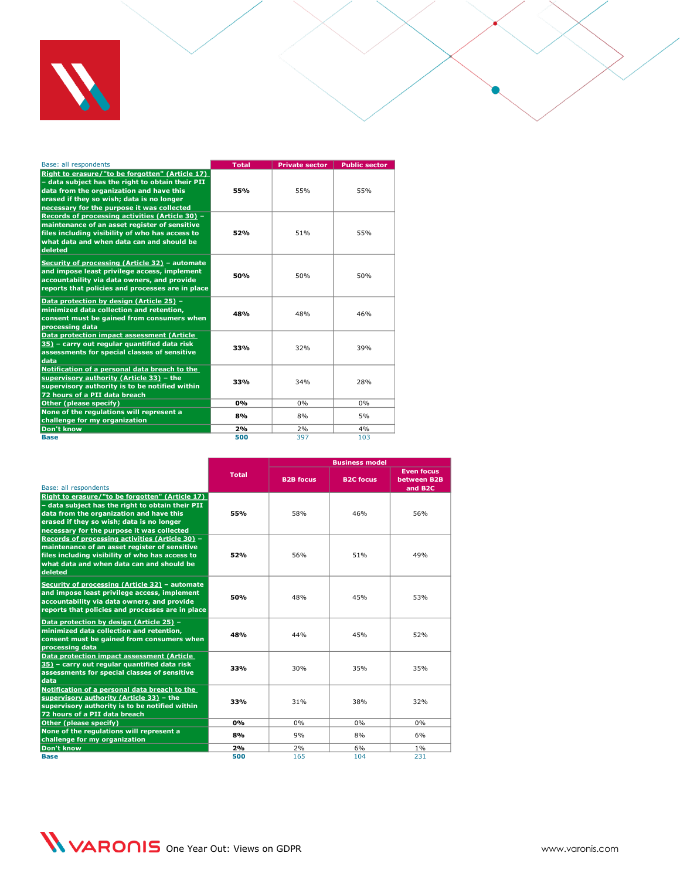| Base: all respondents | Total | Private sector | Public sector |
|---|---|---|---|
| **Right to erasure/"to be forgotten" (Article 17) – data subject has the right to obtain their PII data from the organization and have this erased if they so wish; data is no longer necessary for the purpose it was collected** | **55%** | 55% | 55% |
| **Records of processing activities (Article 30) – maintenance of an asset register of sensitive files including visibility of who has access to what data and when data can and should be deleted** | **52%** | 51% | 55% |
| **Security of processing (Article 32) – automate and impose least privilege access, implement accountability via data owners, and provide reports that policies and processes are in place** | **50%** | 50% | 50% |
| **Data protection by design (Article 25) – minimized data collection and retention, consent must be gained from consumers when processing data** | **48%** | 48% | 46% |
| **Data protection impact assessment (Article 35) – carry out regular quantified data risk assessments for special classes of sensitive data** | **33%** | 32% | 39% |
| **Notification of a personal data breach to the supervisory authority (Article 33) – the supervisory authority is to be notified within 72 hours of a PII data breach** | **33%** | 34% | 28% |
| **Other (please specify)** | **0%** | 0% | 0% |
| **None of the regulations will represent a challenge for my organization** | **8%** | 8% | 5% |
| **Don't know** | **2%** | 2% | 4% |
| **Base** | **500** | 397 | 103 |

| Base: all respondents | Total | Business model | | |
|---|---|---|---|---|
| | | B2B focus | B2C focus | Even focus between B2B and B2C |
| **Right to erasure/"to be forgotten" (Article 17) – data subject has the right to obtain their PII data from the organization and have this erased if they so wish; data is no longer necessary for the purpose it was collected** | **55%** | 58% | 46% | 56% |
| **Records of processing activities (Article 30) – maintenance of an asset register of sensitive files including visibility of who has access to what data and when data can and should be deleted** | **52%** | 56% | 51% | 49% |
| **Security of processing (Article 32) – automate and impose least privilege access, implement accountability via data owners, and provide reports that policies and processes are in place** | **50%** | 48% | 45% | 53% |
| **Data protection by design (Article 25) – minimized data collection and retention, consent must be gained from consumers when processing data** | **48%** | 44% | 45% | 52% |
| **Data protection impact assessment (Article 35) – carry out regular quantified data risk assessments for special classes of sensitive data** | **33%** | 30% | 35% | 35% |
| **Notification of a personal data breach to the supervisory authority (Article 33) – the supervisory authority is to be notified within 72 hours of a PII data breach** | **33%** | 31% | 38% | 32% |
| **Other (please specify)** | **0%** | 0% | 0% | 0% |
| **None of the regulations will represent a challenge for my organization** | **8%** | 9% | 8% | 6% |
| **Don't know** | **2%** | 2% | 6% | 1% |
| **Base** | **500** | 165 | 104 | 231 |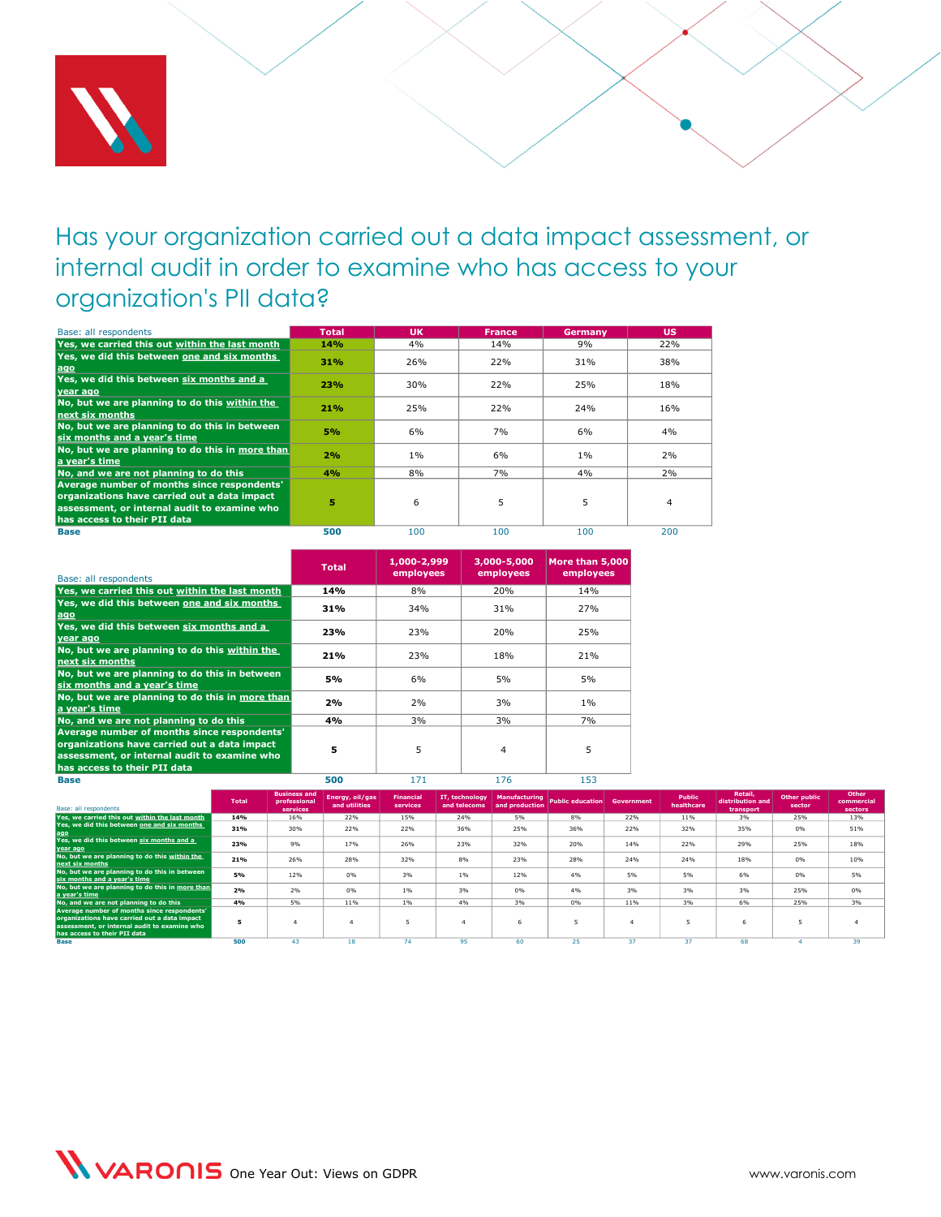# Has your organization carried out a data impact assessment, or internal audit in order to examine who has access to your organization's PII data?

| Base: all respondents | Total | UK | France | Germany | US |
|---|---|---|---|---|---|
| Yes, we carried this out within the last month | 14% | 4% | 14% | 9% | 22% |
| Yes, we did this between one and six months ago | 31% | 26% | 22% | 31% | 38% |
| Yes, we did this between six months and a year ago | 23% | 30% | 22% | 25% | 18% |
| No, but we are planning to do this within the next six months | 21% | 25% | 22% | 24% | 16% |
| No, but we are planning to do this in between six months and a year's time | 5% | 6% | 7% | 6% | 4% |
| No, but we are planning to do this in more than a year's time | 2% | 1% | 6% | 1% | 2% |
| No, and we are not planning to do this | 4% | 8% | 7% | 4% | 2% |
| Average number of months since respondents' organizations have carried out a data impact assessment, or internal audit to examine who has access to their PII data | 5 | 6 | 5 | 5 | 4 |
| Base | 500 | 100 | 100 | 100 | 200 |

| Base: all respondents | Total | 1,000-2,999 employees | 3,000-5,000 employees | More than 5,000 employees |
|---|---|---|---|---|
| Yes, we carried this out within the last month | 14% | 8% | 20% | 14% |
| Yes, we did this between one and six months ago | 31% | 34% | 31% | 27% |
| Yes, we did this between six months and a year ago | 23% | 23% | 20% | 25% |
| No, but we are planning to do this within the next six months | 21% | 23% | 18% | 21% |
| No, but we are planning to do this in between six months and a year's time | 5% | 6% | 5% | 5% |
| No, but we are planning to do this in more than a year's time | 2% | 2% | 3% | 1% |
| No, and we are not planning to do this | 4% | 3% | 3% | 7% |
| Average number of months since respondents' organizations have carried out a data impact assessment, or internal audit to examine who has access to their PII data | 5 | 5 | 4 | 5 |
| Base | 500 | 171 | 176 | 153 |

| Base: all respondents | Total | Business and professional services | Energy, oil/gas and utilities | Financial services | IT, technology and telecoms | Manufacturing and production | Public education | Government | Public healthcare | Retail, distribution and transport | Other public sector | Other commercial sectors |
|---|---|---|---|---|---|---|---|---|---|---|---|---|
| Yes, we carried this out within the last month | 14% | 16% | 22% | 15% | 24% | 5% | 8% | 22% | 11% | 3% | 25% | 13% |
| Yes, we did this between one and six months ago | 31% | 30% | 22% | 22% | 36% | 25% | 36% | 22% | 32% | 35% | 0% | 51% |
| Yes, we did this between six months and a year ago | 23% | 9% | 17% | 26% | 23% | 32% | 20% | 14% | 22% | 29% | 25% | 18% |
| No, but we are planning to do this within the next six months | 21% | 26% | 28% | 32% | 8% | 23% | 28% | 24% | 24% | 18% | 0% | 10% |
| No, but we are planning to do this in between six months and a year's time | 5% | 12% | 0% | 3% | 1% | 12% | 4% | 5% | 5% | 6% | 0% | 5% |
| No, but we are planning to do this in more than a year's time | 2% | 2% | 0% | 1% | 3% | 0% | 4% | 3% | 3% | 3% | 25% | 0% |
| No, and we are not planning to do this | 4% | 5% | 11% | 1% | 4% | 3% | 0% | 11% | 3% | 6% | 25% | 3% |
| Average number of months since respondents' organizations have carried out a data impact assessment, or internal audit to examine who has access to their PII data | 5 | 4 | 4 | 5 | 4 | 6 | 5 | 4 | 5 | 6 | 5 | 4 |
| Base | 500 | 43 | 18 | 74 | 95 | 60 | 25 | 37 | 37 | 68 | 4 | 39 |

VARONIS One Year Out: Views on GDPR

www.varonis.com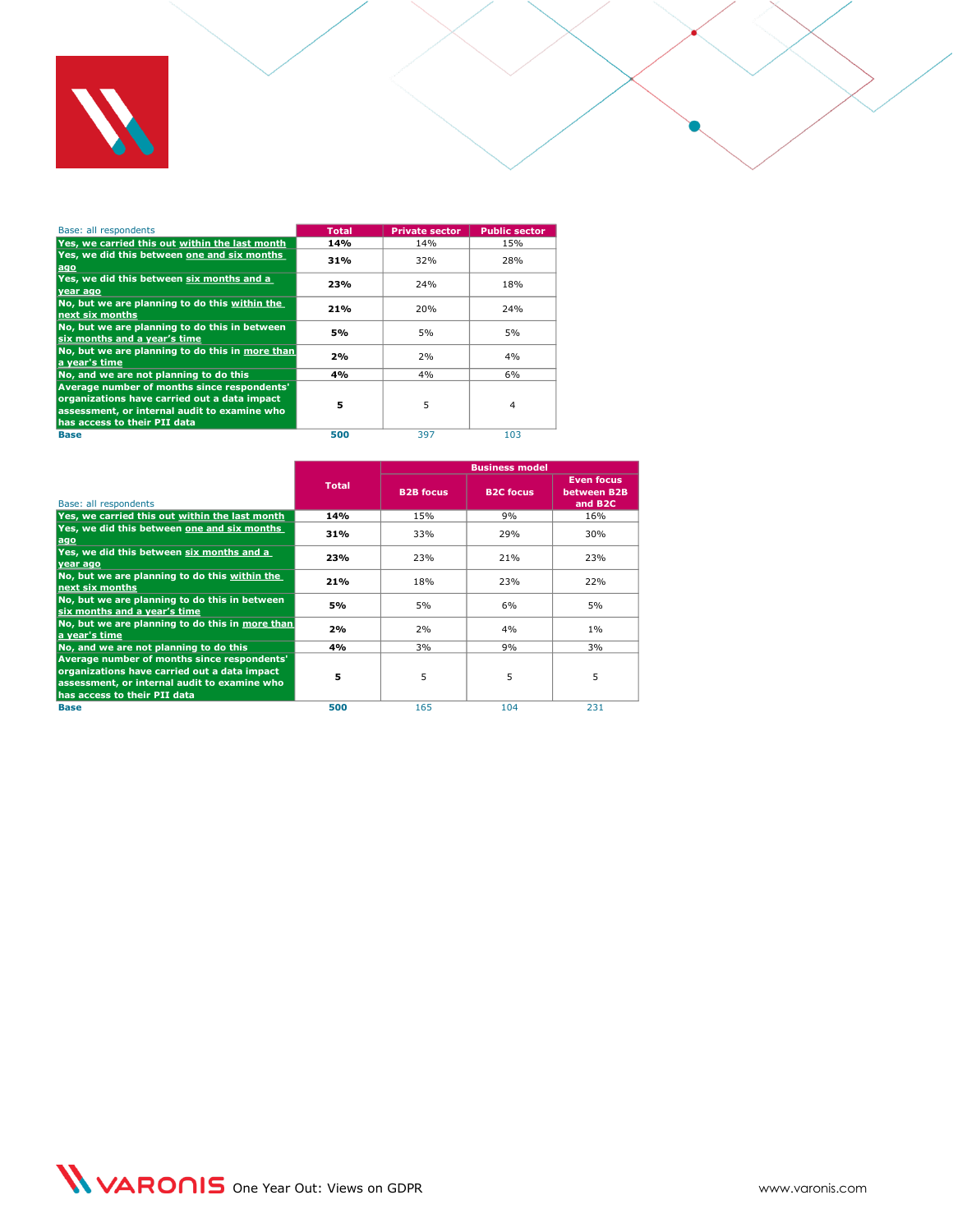Base: all respondents

| | Total | Private sector | Public sector |
|---|---|---|---|
| Yes, we carried this out within the last month | **14%** | 14% | 15% |
| Yes, we did this between one and six months ago | **31%** | 32% | 28% |
| Yes, we did this between six months and a year ago | **23%** | 24% | 18% |
| No, but we are planning to do this within the next six months | **21%** | 20% | 24% |
| No, but we are planning to do this in between six months and a year's time | **5%** | 5% | 5% |
| No, but we are planning to do this in more than a year's time | **2%** | 2% | 4% |
| No, and we are not planning to do this | **4%** | 4% | 6% |
| Average number of months since respondents' organizations have carried out a data impact assessment, or internal audit to examine who has access to their PII data | **5** | 5 | 4 |
| **Base** | **500** | 397 | 103 |

Base: all respondents

| | Total | Business model | | |
|---|---|---|---|---|
| | | B2B focus | B2C focus | Even focus between B2B and B2C |
| Yes, we carried this out within the last month | **14%** | 15% | 9% | 16% |
| Yes, we did this between one and six months ago | **31%** | 33% | 29% | 30% |
| Yes, we did this between six months and a year ago | **23%** | 23% | 21% | 23% |
| No, but we are planning to do this within the next six months | **21%** | 18% | 23% | 22% |
| No, but we are planning to do this in between six months and a year's time | **5%** | 5% | 6% | 5% |
| No, but we are planning to do this in more than a year's time | **2%** | 2% | 4% | 1% |
| No, and we are not planning to do this | **4%** | 3% | 9% | 3% |
| Average number of months since respondents' organizations have carried out a data impact assessment, or internal audit to examine who has access to their PII data | **5** | 5 | 5 | 5 |
| **Base** | **500** | 165 | 104 | 231 |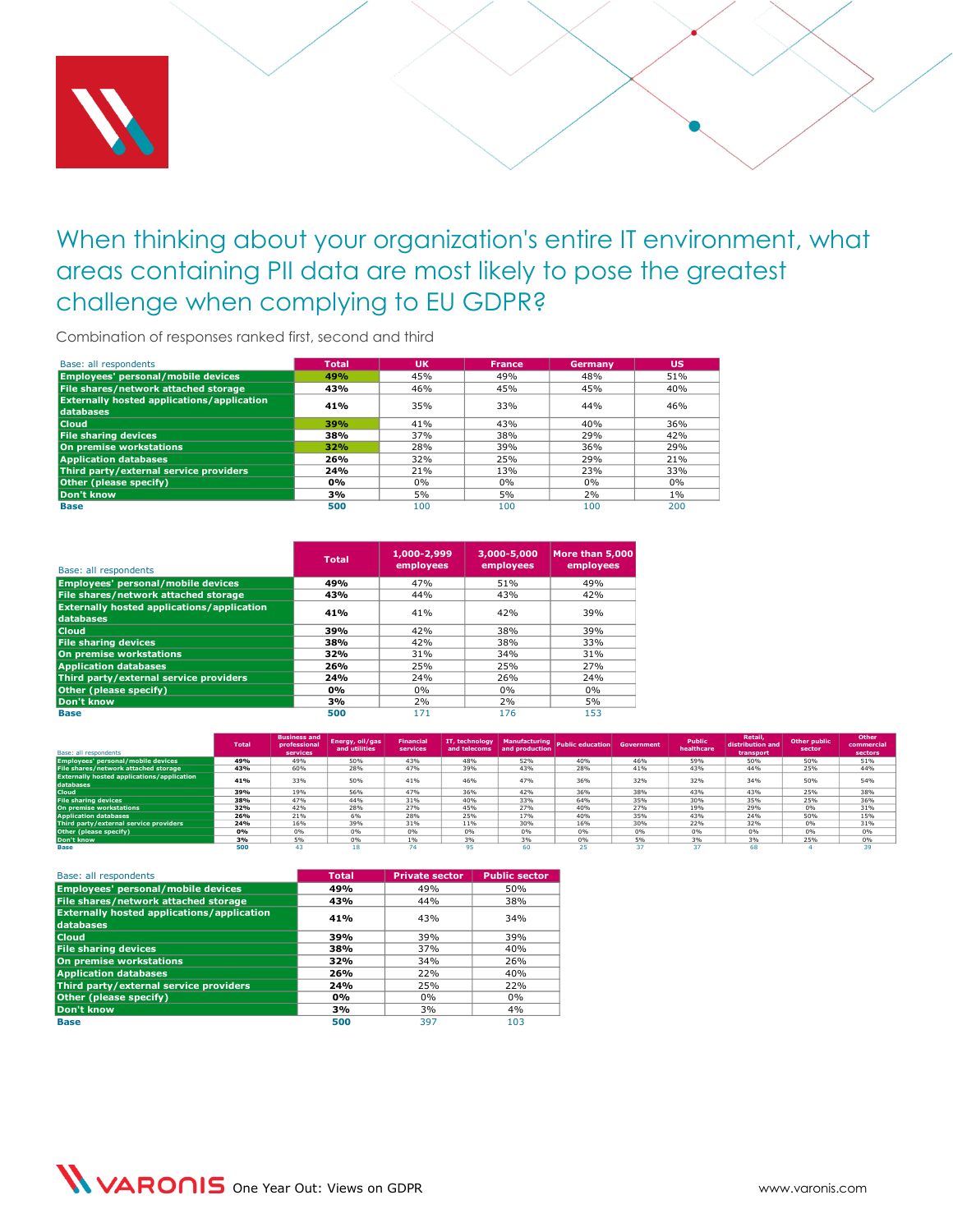# When thinking about your organization's entire IT environment, what areas containing PII data are most likely to pose the greatest challenge when complying to EU GDPR?

Combination of responses ranked first, second and third

| Base: all respondents | Total | UK | France | Germany | US |
|---|---|---|---|---|---|
| Employees' personal/mobile devices | 49% | 45% | 49% | 48% | 51% |
| File shares/network attached storage | 43% | 46% | 45% | 45% | 40% |
| Externally hosted applications/application databases | 41% | 35% | 33% | 44% | 46% |
| Cloud | 39% | 41% | 43% | 40% | 36% |
| File sharing devices | 38% | 37% | 38% | 29% | 42% |
| On premise workstations | 32% | 28% | 39% | 36% | 29% |
| Application databases | 26% | 32% | 25% | 29% | 21% |
| Third party/external service providers | 24% | 21% | 13% | 23% | 33% |
| Other (please specify) | 0% | 0% | 0% | 0% | 0% |
| Don't know | 3% | 5% | 5% | 2% | 1% |
| Base | 500 | 100 | 100 | 100 | 200 |

| Base: all respondents | Total | 1,000-2,999 employees | 3,000-5,000 employees | More than 5,000 employees |
|---|---|---|---|---|
| Employees' personal/mobile devices | 49% | 47% | 51% | 49% |
| File shares/network attached storage | 43% | 44% | 43% | 42% |
| Externally hosted applications/application databases | 41% | 41% | 42% | 39% |
| Cloud | 39% | 42% | 38% | 39% |
| File sharing devices | 38% | 42% | 38% | 33% |
| On premise workstations | 32% | 31% | 34% | 31% |
| Application databases | 26% | 25% | 25% | 27% |
| Third party/external service providers | 24% | 24% | 26% | 24% |
| Other (please specify) | 0% | 0% | 0% | 0% |
| Don't know | 3% | 2% | 2% | 5% |
| Base | 500 | 171 | 176 | 153 |

| Base: all respondents | Total | Business and professional services | Energy, oil/gas and utilities | Financial services | IT, technology and telecoms | Manufacturing and production | Public education | Government | Public healthcare | Retail, distribution and transport | Other public sector | Other commercial sectors |
|---|---|---|---|---|---|---|---|---|---|---|---|---|
| Employees' personal/mobile devices | 49% | 49% | 50% | 43% | 48% | 52% | 40% | 46% | 59% | 50% | 50% | 51% |
| File shares/network attached storage | 43% | 60% | 28% | 47% | 39% | 43% | 28% | 41% | 43% | 44% | 25% | 44% |
| Externally hosted applications/application databases | 41% | 33% | 50% | 41% | 46% | 47% | 36% | 32% | 32% | 34% | 50% | 54% |
| Cloud | 39% | 19% | 56% | 47% | 36% | 42% | 36% | 38% | 43% | 43% | 25% | 38% |
| File sharing devices | 38% | 47% | 44% | 31% | 40% | 33% | 64% | 35% | 30% | 35% | 25% | 36% |
| On premise workstations | 32% | 42% | 28% | 27% | 45% | 27% | 40% | 27% | 19% | 29% | 0% | 31% |
| Application databases | 26% | 21% | 6% | 28% | 25% | 17% | 40% | 35% | 43% | 24% | 50% | 15% |
| Third party/external service providers | 24% | 16% | 39% | 31% | 11% | 30% | 16% | 30% | 22% | 32% | 0% | 31% |
| Other (please specify) | 0% | 0% | 0% | 0% | 0% | 0% | 0% | 0% | 0% | 0% | 0% | 0% |
| Don't know | 3% | 5% | 0% | 1% | 3% | 3% | 0% | 5% | 3% | 3% | 25% | 0% |
| Base | 500 | 43 | 18 | 74 | 95 | 60 | 25 | 37 | 37 | 68 | 4 | 39 |

| Base: all respondents | Total | Private sector | Public sector |
|---|---|---|---|
| Employees' personal/mobile devices | 49% | 49% | 50% |
| File shares/network attached storage | 43% | 44% | 38% |
| Externally hosted applications/application databases | 41% | 43% | 34% |
| Cloud | 39% | 39% | 39% |
| File sharing devices | 38% | 37% | 40% |
| On premise workstations | 32% | 34% | 26% |
| Application databases | 26% | 22% | 40% |
| Third party/external service providers | 24% | 25% | 22% |
| Other (please specify) | 0% | 0% | 0% |
| Don't know | 3% | 3% | 4% |
| Base | 500 | 397 | 103 |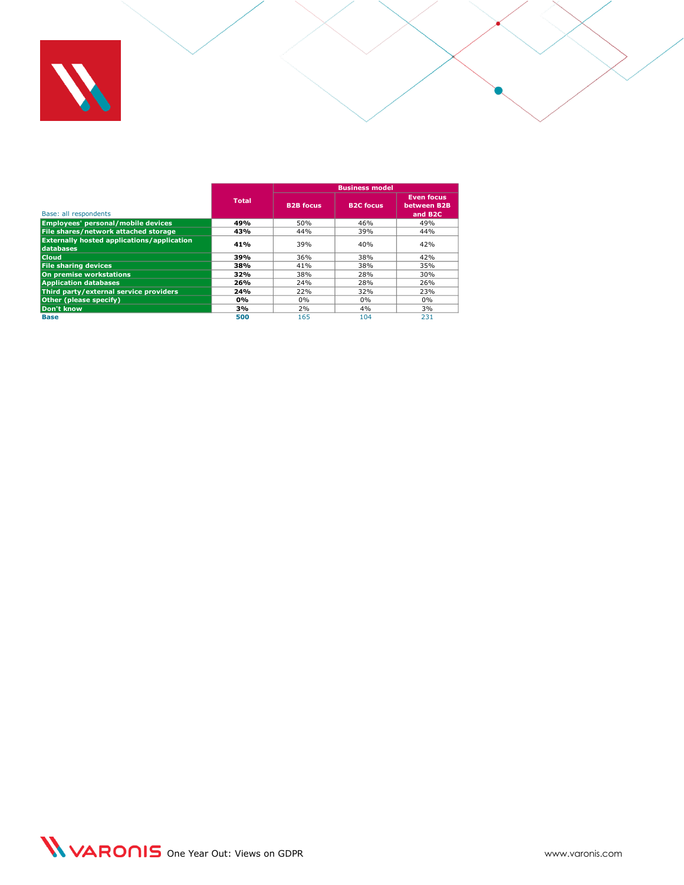| Base: all respondents | Total | Business model | | |
|---|---|---|---|---|
| | | B2B focus | B2C focus | Even focus between B2B and B2C |
| **Employees' personal/mobile devices** | **49%** | 50% | 46% | 49% |
| **File shares/network attached storage** | **43%** | 44% | 39% | 44% |
| **Externally hosted applications/application databases** | **41%** | 39% | 40% | 42% |
| **Cloud** | **39%** | 36% | 38% | 42% |
| **File sharing devices** | **38%** | 41% | 38% | 35% |
| **On premise workstations** | **32%** | 38% | 28% | 30% |
| **Application databases** | **26%** | 24% | 28% | 26% |
| **Third party/external service providers** | **24%** | 22% | 32% | 23% |
| **Other (please specify)** | **0%** | 0% | 0% | 0% |
| **Don't know** | **3%** | 2% | 4% | 3% |
| **Base** | **500** | 165 | 104 | 231 |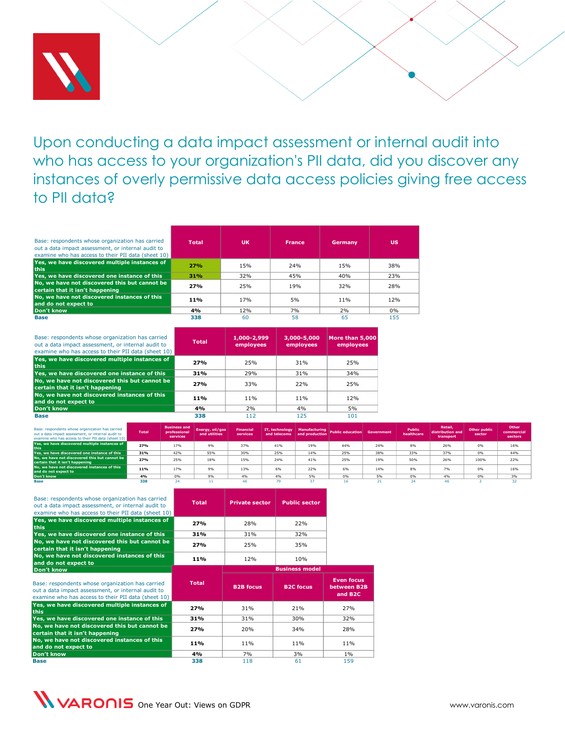# Upon conducting a data impact assessment or internal audit into who has access to your organization's PII data, did you discover any instances of overly permissive data access policies giving free access to PII data?

| Base: respondents whose organization has carried out a data impact assessment, or internal audit to examine who has access to their PII data (sheet 10) | Total | UK | France | Germany | US |
|---|---|---|---|---|---|
| Yes, we have discovered multiple instances of this | 27% | 15% | 24% | 15% | 38% |
| Yes, we have discovered one instance of this | 31% | 32% | 45% | 40% | 23% |
| No, we have not discovered this but cannot be certain that it isn't happening | 27% | 25% | 19% | 32% | 28% |
| No, we have not discovered instances of this and do not expect to | 11% | 17% | 5% | 11% | 12% |
| Don't know | 4% | 12% | 7% | 2% | 0% |
| Base | 338 | 60 | 58 | 65 | 155 |

| Base: respondents whose organization has carried out a data impact assessment, or internal audit to examine who has access to their PII data (sheet 10) | Total | 1,000-2,999 employees | 3,000-5,000 employees | More than 5,000 employees |
|---|---|---|---|---|
| Yes, we have discovered multiple instances of this | 27% | 25% | 31% | 25% |
| Yes, we have discovered one instance of this | 31% | 29% | 31% | 34% |
| No, we have not discovered this but cannot be certain that it isn't happening | 27% | 33% | 22% | 25% |
| No, we have not discovered instances of this and do not expect to | 11% | 11% | 11% | 12% |
| Don't know | 4% | 2% | 4% | 5% |
| Base | 338 | 112 | 125 | 101 |

| Base: respondents whose organization has carried out a data impact assessment, or internal audit to examine who has access to their PII data (sheet 10) | Total | Business and professional services | Energy, oil/gas and utilities | Financial services | IT, technology and telecoms | Manufacturing and production | Public education | Government | Public healthcare | Retail, distribution and transport | Other public sector | Other commercial sectors |
|---|---|---|---|---|---|---|---|---|---|---|---|---|
| Yes, we have discovered multiple instances of this | 27% | 17% | 9% | 37% | 41% | 19% | 44% | 24% | 8% | 26% | 0% | 16% |
| Yes, we have discovered one instance of this | 31% | 42% | 55% | 30% | 25% | 14% | 25% | 38% | 33% | 37% | 0% | 44% |
| No, we have not discovered this but cannot be certain that it isn't happening | 27% | 25% | 18% | 15% | 24% | 41% | 25% | 19% | 50% | 26% | 100% | 22% |
| No, we have not discovered instances of this and do not expect to | 11% | 17% | 9% | 13% | 6% | 22% | 6% | 14% | 8% | 7% | 0% | 16% |
| Don't know | 4% | 0% | 9% | 4% | 4% | 5% | 0% | 5% | 0% | 4% | 0% | 3% |
| Base | 338 | 24 | 11 | 46 | 79 | 37 | 16 | 21 | 24 | 46 | 2 | 32 |

| Base: respondents whose organization has carried out a data impact assessment, or internal audit to examine who has access to their PII data (sheet 10) | Total | Private sector | Public sector |
|---|---|---|---|
| Yes, we have discovered multiple instances of this | 27% | 28% | 22% |
| Yes, we have discovered one instance of this | 31% | 31% | 32% |
| No, we have not discovered this but cannot be certain that it isn't happening | 27% | 25% | 35% |
| No, we have not discovered instances of this and do not expect to | 11% | 12% | 10% |
| Don't know | | | |

| Base: respondents whose organization has carried out a data impact assessment, or internal audit to examine who has access to their PII data (sheet 10) | Total | Business model | | |
|---|---|---|---|---|
| | | B2B focus | B2C focus | Even focus between B2B and B2C |
| Yes, we have discovered multiple instances of this | 27% | 31% | 21% | 27% |
| Yes, we have discovered one instance of this | 31% | 31% | 30% | 32% |
| No, we have not discovered this but cannot be certain that it isn't happening | 27% | 20% | 34% | 28% |
| No, we have not discovered instances of this and do not expect to | 11% | 11% | 11% | 11% |
| Don't know | 4% | 7% | 3% | 1% |
| Base | 338 | 118 | 61 | 159 |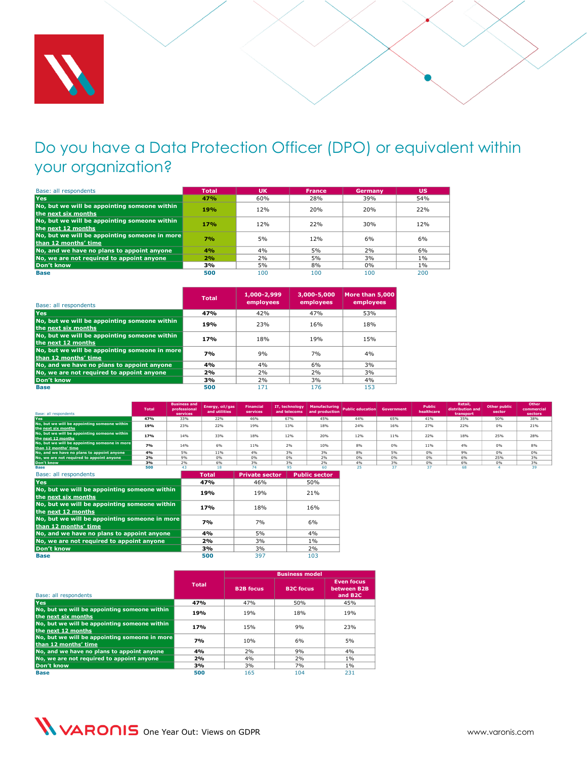# Do you have a Data Protection Officer (DPO) or equivalent within your organization?

| Base: all respondents | Total | UK | France | Germany | US |
|---|---|---|---|---|---|
| Yes | 47% | 60% | 28% | 39% | 54% |
| No, but we will be appointing someone within the next six months | 19% | 12% | 20% | 20% | 22% |
| No, but we will be appointing someone within the next 12 months | 17% | 12% | 22% | 30% | 12% |
| No, but we will be appointing someone in more than 12 months' time | 7% | 5% | 12% | 6% | 6% |
| No, and we have no plans to appoint anyone | 4% | 4% | 5% | 2% | 6% |
| No, we are not required to appoint anyone | 2% | 2% | 5% | 3% | 1% |
| Don't know | 3% | 5% | 8% | 0% | 1% |
| Base | 500 | 100 | 100 | 100 | 200 |

| Base: all respondents | Total | 1,000-2,999 employees | 3,000-5,000 employees | More than 5,000 employees |
|---|---|---|---|---|
| Yes | 47% | 42% | 47% | 53% |
| No, but we will be appointing someone within the next six months | 19% | 23% | 16% | 18% |
| No, but we will be appointing someone within the next 12 months | 17% | 18% | 19% | 15% |
| No, but we will be appointing someone in more than 12 months' time | 7% | 9% | 7% | 4% |
| No, and we have no plans to appoint anyone | 4% | 4% | 6% | 3% |
| No, we are not required to appoint anyone | 2% | 2% | 2% | 3% |
| Don't know | 3% | 2% | 3% | 4% |
| Base | 500 | 171 | 176 | 153 |

| Base: all respondents | Total | Business and professional services | Energy, oil/gas and utilities | Financial services | IT, technology and telecoms | Manufacturing and production | Public education | Government | Public healthcare | Retail, distribution and transport | Other public sector | Other commercial sectors |
|---|---|---|---|---|---|---|---|---|---|---|---|---|
| Yes | 47% | 33% | 22% | 46% | 67% | 45% | 44% | 65% | 41% | 35% | 50% | 38% |
| No, but we will be appointing someone within the next six months | 19% | 23% | 22% | 19% | 13% | 18% | 24% | 16% | 27% | 22% | 0% | 21% |
| No, but we will be appointing someone within the next 12 months | 17% | 14% | 33% | 18% | 12% | 20% | 12% | 11% | 22% | 18% | 25% | 28% |
| No, but we will be appointing someone in more than 12 months' time | 7% | 14% | 6% | 11% | 2% | 10% | 8% | 0% | 11% | 4% | 0% | 8% |
| No, and we have no plans to appoint anyone | 4% | 5% | 11% | 4% | 3% | 3% | 8% | 5% | 0% | 9% | 0% | 0% |
| No, we are not required to appoint anyone | 2% | 9% | 0% | 0% | 0% | 2% | 0% | 0% | 0% | 6% | 25% | 3% |
| Don't know | 3% | 2% | 6% | 3% | 3% | 2% | 4% | 3% | 0% | 6% | 0% | 3% |
| Base | 500 | 43 | 18 | 74 | 95 | 60 | 25 | 37 | 37 | 68 | 4 | 39 |

| Base: all respondents | Total | Private sector | Public sector |
|---|---|---|---|
| Yes | 47% | 46% | 50% |
| No, but we will be appointing someone within the next six months | 19% | 19% | 21% |
| No, but we will be appointing someone within the next 12 months | 17% | 18% | 16% |
| No, but we will be appointing someone in more than 12 months' time | 7% | 7% | 6% |
| No, and we have no plans to appoint anyone | 4% | 5% | 4% |
| No, we are not required to appoint anyone | 2% | 3% | 1% |
| Don't know | 3% | 3% | 2% |
| Base | 500 | 397 | 103 |

| Base: all respondents | Total | Business model | | |
|---|---|---|---|---|
| | | B2B focus | B2C focus | Even focus between B2B and B2C |
| Yes | 47% | 47% | 50% | 45% |
| No, but we will be appointing someone within the next six months | 19% | 19% | 18% | 19% |
| No, but we will be appointing someone within the next 12 months | 17% | 15% | 9% | 23% |
| No, but we will be appointing someone in more than 12 months' time | 7% | 10% | 6% | 5% |
| No, and we have no plans to appoint anyone | 4% | 2% | 9% | 4% |
| No, we are not required to appoint anyone | 2% | 4% | 2% | 1% |
| Don't know | 3% | 3% | 7% | 1% |
| Base | 500 | 165 | 104 | 231 |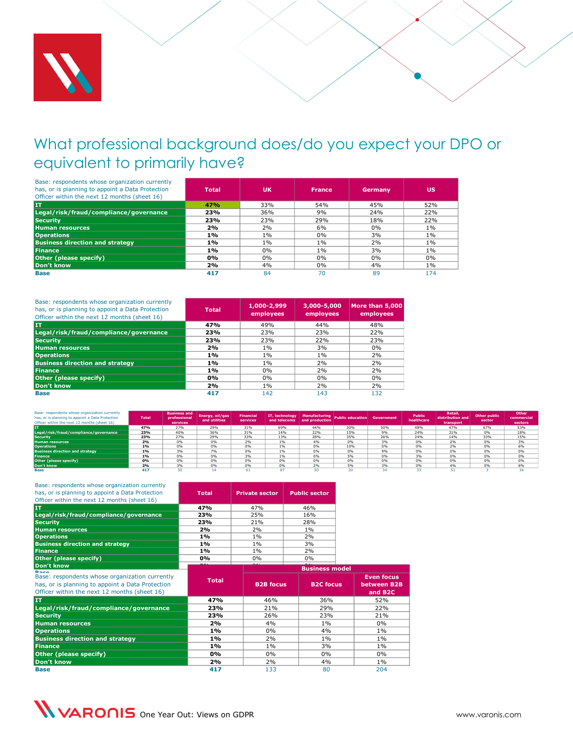# What professional background does/do you expect your DPO or equivalent to primarily have?

| Base: respondents whose organization currently has, or is planning to appoint a Data Protection Officer within the next 12 months (sheet 16) | Total | UK | France | Germany | US |
|---|---|---|---|---|---|
| IT | 47% | 33% | 54% | 45% | 52% |
| Legal/risk/fraud/compliance/governance | 23% | 36% | 9% | 24% | 22% |
| Security | 23% | 23% | 29% | 18% | 22% |
| Human resources | 2% | 2% | 6% | 0% | 1% |
| Operations | 1% | 1% | 0% | 3% | 1% |
| Business direction and strategy | 1% | 1% | 1% | 2% | 1% |
| Finance | 1% | 0% | 1% | 3% | 1% |
| Other (please specify) | 0% | 0% | 0% | 0% | 0% |
| Don't know | 2% | 4% | 0% | 4% | 1% |
| Base | 417 | 84 | 70 | 89 | 174 |

| Base: respondents whose organization currently has, or is planning to appoint a Data Protection Officer within the next 12 months (sheet 16) | Total | 1,000-2,999 employees | 3,000-5,000 employees | More than 5,000 employees |
|---|---|---|---|---|
| IT | 47% | 49% | 44% | 48% |
| Legal/risk/fraud/compliance/governance | 23% | 23% | 23% | 22% |
| Security | 23% | 23% | 22% | 23% |
| Human resources | 2% | 1% | 3% | 0% |
| Operations | 1% | 1% | 1% | 2% |
| Business direction and strategy | 1% | 1% | 2% | 2% |
| Finance | 1% | 0% | 2% | 2% |
| Other (please specify) | 0% | 0% | 0% | 0% |
| Don't know | 2% | 1% | 2% | 2% |
| Base | 417 | 142 | 143 | 132 |

| Base: respondents whose organization currently has, or is planning to appoint a Data Protection Officer within the next 12 months (sheet 16) | Total | Business and professional services | Energy, oil/gas and utilities | Financial services | IT, technology and telecoms | Manufacturing and production | Public education | Government | Public healthcare | Retail, distribution and transport | Other public sector | Other commercial sectors |
|---|---|---|---|---|---|---|---|---|---|---|---|---|
| IT | 47% | 27% | 29% | 31% | 69% | 44% | 30% | 50% | 48% | 47% | 67% | 53% |
| Legal/risk/fraud/compliance/governance | 23% | 40% | 36% | 31% | 14% | 22% | 15% | 9% | 24% | 31% | 0% | 18% |
| Security | 23% | 27% | 29% | 33% | 13% | 28% | 35% | 26% | 24% | 14% | 33% | 15% |
| Human resources | 2% | 0% | 0% | 2% | 1% | 4% | 0% | 3% | 0% | 2% | 0% | 3% |
| Operations | 1% | 0% | 0% | 0% | 1% | 0% | 10% | 0% | 0% | 2% | 0% | 6% |
| Business direction and strategy | 1% | 3% | 7% | 0% | 1% | 0% | 0% | 9% | 0% | 0% | 0% | 0% |
| Finance | 1% | 0% | 0% | 3% | 1% | 0% | 5% | 0% | 3% | 0% | 0% | 0% |
| Other (please specify) | 0% | 0% | 0% | 0% | 0% | 0% | 0% | 0% | 0% | 0% | 0% | 0% |
| Don't know | 2% | 3% | 0% | 0% | 0% | 2% | 5% | 3% | 0% | 4% | 0% | 6% |
| Base | 417 | 30 | 14 | 61 | 87 | 50 | 20 | 34 | 33 | 51 | 3 | 34 |

| Base: respondents whose organization currently has, or is planning to appoint a Data Protection Officer within the next 12 months (sheet 16) | Total | Private sector | Public sector |
|---|---|---|---|
| IT | 47% | 47% | 46% |
| Legal/risk/fraud/compliance/governance | 23% | 25% | 16% |
| Security | 23% | 21% | 28% |
| Human resources | 2% | 2% | 1% |
| Operations | 1% | 1% | 2% |
| Business direction and strategy | 1% | 1% | 3% |
| Finance | 1% | 1% | 2% |
| Other (please specify) | 0% | 0% | 0% |
| Don't know | 2% | 2% | 2% |
| Base | | | |

| Base: respondents whose organization currently has, or is planning to appoint a Data Protection Officer within the next 12 months (sheet 16) | Total | Business model | | |
|---|---|---|---|---|
| | | B2B focus | B2C focus | Even focus between B2B and B2C |
| IT | 47% | 46% | 36% | 52% |
| Legal/risk/fraud/compliance/governance | 23% | 21% | 29% | 22% |
| Security | 23% | 26% | 23% | 21% |
| Human resources | 2% | 4% | 1% | 0% |
| Operations | 1% | 0% | 4% | 1% |
| Business direction and strategy | 1% | 2% | 1% | 1% |
| Finance | 1% | 1% | 3% | 1% |
| Other (please specify) | 0% | 0% | 0% | 0% |
| Don't know | 2% | 2% | 4% | 1% |
| Base | 417 | 133 | 80 | 204 |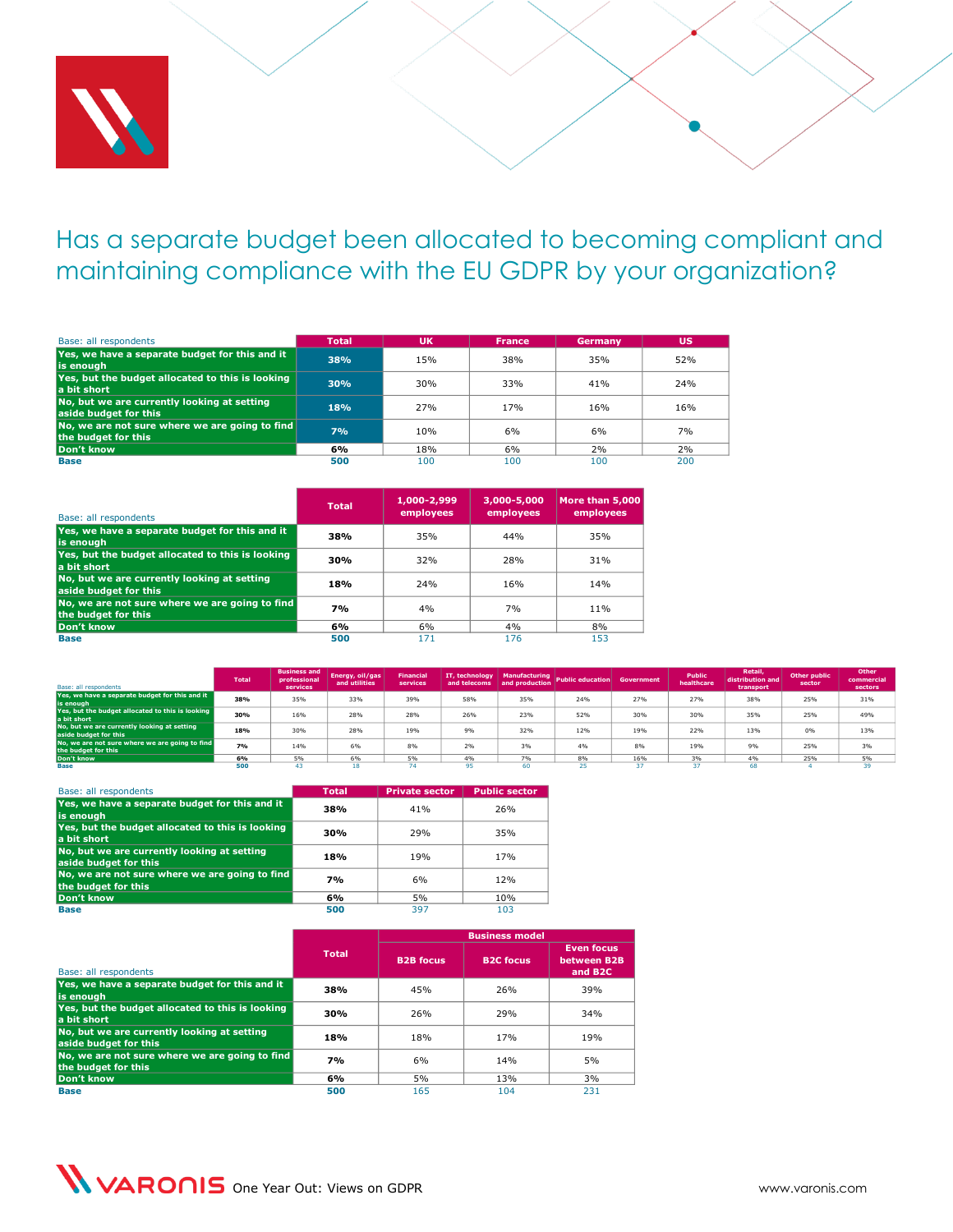# Has a separate budget been allocated to becoming compliant and maintaining compliance with the EU GDPR by your organization?

| Base: all respondents | Total | UK | France | Germany | US |
|---|---|---|---|---|---|
| Yes, we have a separate budget for this and it is enough | 38% | 15% | 38% | 35% | 52% |
| Yes, but the budget allocated to this is looking a bit short | 30% | 30% | 33% | 41% | 24% |
| No, but we are currently looking at setting aside budget for this | 18% | 27% | 17% | 16% | 16% |
| No, we are not sure where we are going to find the budget for this | 7% | 10% | 6% | 6% | 7% |
| Don't know | 6% | 18% | 6% | 2% | 2% |
| Base | 500 | 100 | 100 | 100 | 200 |

| Base: all respondents | Total | 1,000-2,999 employees | 3,000-5,000 employees | More than 5,000 employees |
|---|---|---|---|---|
| Yes, we have a separate budget for this and it is enough | 38% | 35% | 44% | 35% |
| Yes, but the budget allocated to this is looking a bit short | 30% | 32% | 28% | 31% |
| No, but we are currently looking at setting aside budget for this | 18% | 24% | 16% | 14% |
| No, we are not sure where we are going to find the budget for this | 7% | 4% | 7% | 11% |
| Don't know | 6% | 6% | 4% | 8% |
| Base | 500 | 171 | 176 | 153 |

| Base: all respondents | Total | Business and professional services | Energy, oil/gas and utilities | Financial services | IT, technology and telecoms | Manufacturing and production | Public education | Government | Public healthcare | Retail, distribution and transport | Other public sector | Other commercial sectors |
|---|---|---|---|---|---|---|---|---|---|---|---|---|
| Yes, we have a separate budget for this and it is enough | 38% | 35% | 33% | 39% | 58% | 35% | 24% | 27% | 27% | 38% | 25% | 31% |
| Yes, but the budget allocated to this is looking a bit short | 30% | 16% | 28% | 28% | 26% | 23% | 52% | 30% | 30% | 35% | 25% | 49% |
| No, but we are currently looking at setting aside budget for this | 18% | 30% | 28% | 19% | 9% | 32% | 12% | 19% | 22% | 13% | 0% | 13% |
| No, we are not sure where we are going to find the budget for this | 7% | 14% | 6% | 8% | 2% | 3% | 4% | 8% | 19% | 9% | 25% | 3% |
| Don't know | 6% | 5% | 6% | 5% | 4% | 7% | 8% | 16% | 3% | 4% | 25% | 5% |
| Base | 500 | 43 | 18 | 74 | 95 | 60 | 25 | 37 | 37 | 68 | 4 | 39 |

| Base: all respondents | Total | Private sector | Public sector |
|---|---|---|---|
| Yes, we have a separate budget for this and it is enough | 38% | 41% | 26% |
| Yes, but the budget allocated to this is looking a bit short | 30% | 29% | 35% |
| No, but we are currently looking at setting aside budget for this | 18% | 19% | 17% |
| No, we are not sure where we are going to find the budget for this | 7% | 6% | 12% |
| Don't know | 6% | 5% | 10% |
| Base | 500 | 397 | 103 |

| Base: all respondents | Total | Business model | | |
|---|---|---|---|---|
| | | B2B focus | B2C focus | Even focus between B2B and B2C |
| Yes, we have a separate budget for this and it is enough | 38% | 45% | 26% | 39% |
| Yes, but the budget allocated to this is looking a bit short | 30% | 26% | 29% | 34% |
| No, but we are currently looking at setting aside budget for this | 18% | 18% | 17% | 19% |
| No, we are not sure where we are going to find the budget for this | 7% | 6% | 14% | 5% |
| Don't know | 6% | 5% | 13% | 3% |
| Base | 500 | 165 | 104 | 231 |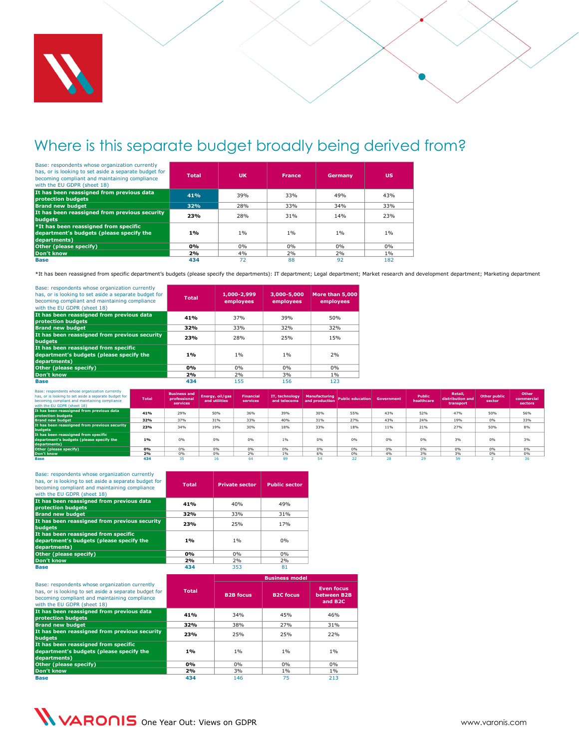# Where is this separate budget broadly being derived from?

| Base: respondents whose organization currently has, or is looking to set aside a separate budget for becoming compliant and maintaining compliance with the EU GDPR (sheet 18) | Total | UK | France | Germany | US |
|---|---|---|---|---|---|
| It has been reassigned from previous data protection budgets | 41% | 39% | 33% | 49% | 43% |
| Brand new budget | 32% | 28% | 33% | 34% | 33% |
| It has been reassigned from previous security budgets | 23% | 28% | 31% | 14% | 23% |
| *It has been reassigned from specific department's budgets (please specify the departments) | 1% | 1% | 1% | 1% | 1% |
| Other (please specify) | 0% | 0% | 0% | 0% | 0% |
| Don't know | 2% | 4% | 2% | 2% | 1% |
| Base | 434 | 72 | 88 | 92 | 182 |

*It has been reassigned from specific department's budgets (please specify the departments): IT department; Legal department; Market research and development department; Marketing department

| Base: respondents whose organization currently has, or is looking to set aside a separate budget for becoming compliant and maintaining compliance with the EU GDPR (sheet 18) | Total | 1,000-2,999 employees | 3,000-5,000 employees | More than 5,000 employees |
|---|---|---|---|---|
| It has been reassigned from previous data protection budgets | 41% | 37% | 39% | 50% |
| Brand new budget | 32% | 33% | 32% | 32% |
| It has been reassigned from previous security budgets | 23% | 28% | 25% | 15% |
| It has been reassigned from specific department's budgets (please specify the departments) | 1% | 1% | 1% | 2% |
| Other (please specify) | 0% | 0% | 0% | 0% |
| Don't know | 2% | 2% | 3% | 1% |
| Base | 434 | 155 | 156 | 123 |

| Base: respondents whose organization currently has, or is looking to set aside a separate budget for becoming compliant and maintaining compliance with the EU GDPR (sheet 18) | Total | Business and professional services | Energy, oil/gas and utilities | Financial services | IT, technology and telecoms | Manufacturing and production | Public education | Government | Public healthcare | Retail, distribution and transport | Other public sector | Other commercial sectors |
|---|---|---|---|---|---|---|---|---|---|---|---|---|
| It has been reassigned from previous data protection budgets | 41% | 29% | 50% | 36% | 39% | 30% | 55% | 43% | 52% | 47% | 50% | 56% |
| Brand new budget | 32% | 37% | 31% | 33% | 40% | 31% | 27% | 43% | 24% | 19% | 0% | 33% |
| It has been reassigned from previous security budgets | 23% | 34% | 19% | 30% | 18% | 33% | 18% | 11% | 21% | 27% | 50% | 8% |
| It has been reassigned from specific department's budgets (please specify the departments) | 1% | 0% | 0% | 0% | 1% | 0% | 0% | 0% | 0% | 3% | 0% | 3% |
| Other (please specify) | 0% | 0% | 0% | 0% | 0% | 0% | 0% | 0% | 0% | 0% | 0% | 0% |
| Don't know | 2% | 0% | 0% | 2% | 1% | 6% | 0% | 4% | 3% | 3% | 0% | 0% |
| Base | 434 | 35 | 16 | 64 | 89 | 54 | 22 | 28 | 29 | 59 | 2 | 36 |

| Base: respondents whose organization currently has, or is looking to set aside a separate budget for becoming compliant and maintaining compliance with the EU GDPR (sheet 18) | Total | Private sector | Public sector |
|---|---|---|---|
| It has been reassigned from previous data protection budgets | 41% | 40% | 49% |
| Brand new budget | 32% | 33% | 31% |
| It has been reassigned from previous security budgets | 23% | 25% | 17% |
| It has been reassigned from specific department's budgets (please specify the departments) | 1% | 1% | 0% |
| Other (please specify) | 0% | 0% | 0% |
| Don't know | 2% | 2% | 2% |
| Base | 434 | 353 | 81 |

| Base: respondents whose organization currently has, or is looking to set aside a separate budget for becoming compliant and maintaining compliance with the EU GDPR (sheet 18) | Total | Business model | | |
|---|---|---|---|---|
| | | B2B focus | B2C focus | Even focus between B2B and B2C |
| It has been reassigned from previous data protection budgets | 41% | 34% | 45% | 46% |
| Brand new budget | 32% | 38% | 27% | 31% |
| It has been reassigned from previous security budgets | 23% | 25% | 25% | 22% |
| It has been reassigned from specific department's budgets (please specify the departments) | 1% | 1% | 1% | 1% |
| Other (please specify) | 0% | 0% | 0% | 0% |
| Don't know | 2% | 3% | 1% | 1% |
| Base | 434 | 146 | 75 | 213 |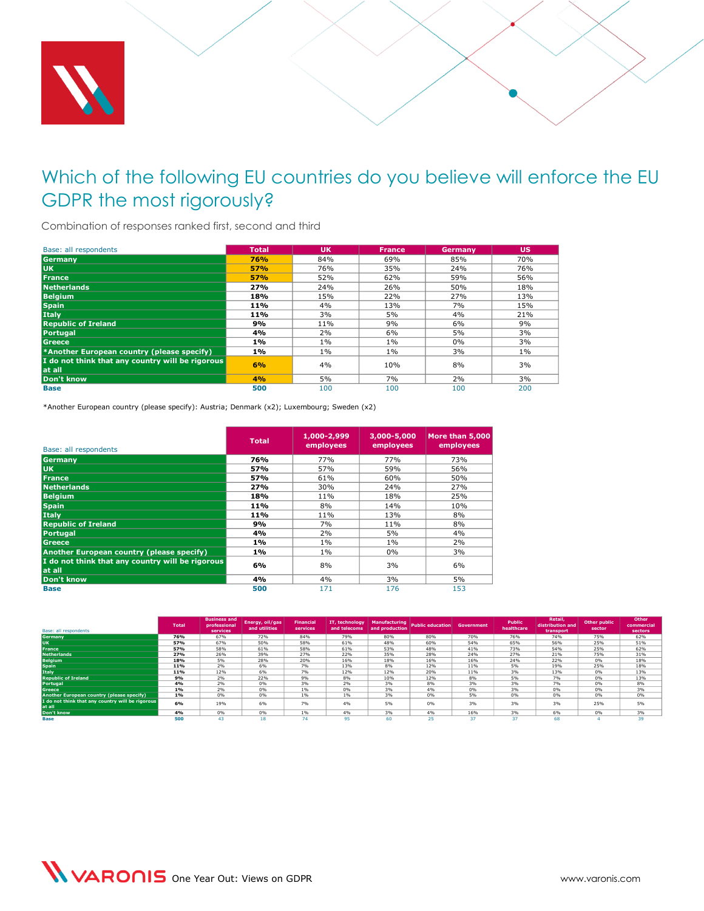# Which of the following EU countries do you believe will enforce the EU GDPR the most rigorously?

Combination of responses ranked first, second and third

| Base: all respondents | Total | UK | France | Germany | US |
|---|---|---|---|---|---|
| **Germany** | **76%** | 84% | 69% | 85% | 70% |
| **UK** | **57%** | 76% | 35% | 24% | 76% |
| **France** | **57%** | 52% | 62% | 59% | 56% |
| **Netherlands** | **27%** | 24% | 26% | 50% | 18% |
| **Belgium** | **18%** | 15% | 22% | 27% | 13% |
| **Spain** | **11%** | 4% | 13% | 7% | 15% |
| **Italy** | **11%** | 3% | 5% | 4% | 21% |
| **Republic of Ireland** | **9%** | 11% | 9% | 6% | 9% |
| **Portugal** | **4%** | 2% | 6% | 5% | 3% |
| **Greece** | **1%** | 1% | 1% | 0% | 3% |
| ***Another European country (please specify)** | **1%** | 1% | 1% | 3% | 1% |
| **I do not think that any country will be rigorous at all** | **6%** | 4% | 10% | 8% | 3% |
| **Don't know** | **4%** | 5% | 7% | 2% | 3% |
| **Base** | **500** | 100 | 100 | 100 | 200 |

*Another European country (please specify): Austria; Denmark (x2); Luxembourg; Sweden (x2)

| Base: all respondents | Total | 1,000-2,999 employees | 3,000-5,000 employees | More than 5,000 employees |
|---|---|---|---|---|
| **Germany** | **76%** | 77% | 77% | 73% |
| **UK** | **57%** | 57% | 59% | 56% |
| **France** | **57%** | 61% | 60% | 50% |
| **Netherlands** | **27%** | 30% | 24% | 27% |
| **Belgium** | **18%** | 11% | 18% | 25% |
| **Spain** | **11%** | 8% | 14% | 10% |
| **Italy** | **11%** | 11% | 13% | 8% |
| **Republic of Ireland** | **9%** | 7% | 11% | 8% |
| **Portugal** | **4%** | 2% | 5% | 4% |
| **Greece** | **1%** | 1% | 1% | 2% |
| **Another European country (please specify)** | **1%** | 1% | 0% | 3% |
| **I do not think that any country will be rigorous at all** | **6%** | 8% | 3% | 6% |
| **Don't know** | **4%** | 4% | 3% | 5% |
| **Base** | **500** | 171 | 176 | 153 |

| Base: all respondents | Total | Business and professional services | Energy, oil/gas and utilities | Financial services | IT, technology and telecoms | Manufacturing and production | Public education | Government | Public healthcare | Retail, distribution and transport | Other public sector | Other commercial sectors |
|---|---|---|---|---|---|---|---|---|---|---|---|---|
| **Germany** | **76%** | 67% | 72% | 84% | 79% | 80% | 80% | 70% | 76% | 74% | 75% | 62% |
| **UK** | **57%** | 67% | 50% | 58% | 61% | 48% | 60% | 54% | 65% | 56% | 25% | 51% |
| **France** | **57%** | 58% | 61% | 58% | 61% | 53% | 48% | 41% | 73% | 54% | 25% | 62% |
| **Netherlands** | **27%** | 26% | 39% | 27% | 22% | 35% | 28% | 24% | 27% | 21% | 75% | 31% |
| **Belgium** | **18%** | 5% | 28% | 20% | 16% | 18% | 16% | 16% | 24% | 22% | 0% | 18% |
| **Spain** | **11%** | 2% | 6% | 7% | 13% | 8% | 12% | 11% | 5% | 19% | 25% | 18% |
| **Italy** | **11%** | 12% | 6% | 7% | 12% | 12% | 20% | 11% | 3% | 13% | 0% | 13% |
| **Republic of Ireland** | **9%** | 2% | 22% | 9% | 8% | 10% | 12% | 8% | 5% | 7% | 0% | 13% |
| **Portugal** | **4%** | 2% | 0% | 3% | 2% | 3% | 8% | 3% | 3% | 7% | 0% | 8% |
| **Greece** | **1%** | 2% | 0% | 1% | 0% | 3% | 4% | 0% | 3% | 0% | 0% | 3% |
| **Another European country (please specify)** | **1%** | 0% | 0% | 1% | 1% | 3% | 0% | 5% | 0% | 0% | 0% | 0% |
| **I do not think that any country will be rigorous at all** | **6%** | 19% | 6% | 7% | 4% | 5% | 0% | 3% | 3% | 3% | 25% | 5% |
| **Don't know** | **4%** | 0% | 0% | 1% | 4% | 3% | 4% | 16% | 3% | 6% | 0% | 3% |
| **Base** | **500** | 43 | 18 | 74 | 95 | 60 | 25 | 37 | 37 | 68 | 4 | 39 |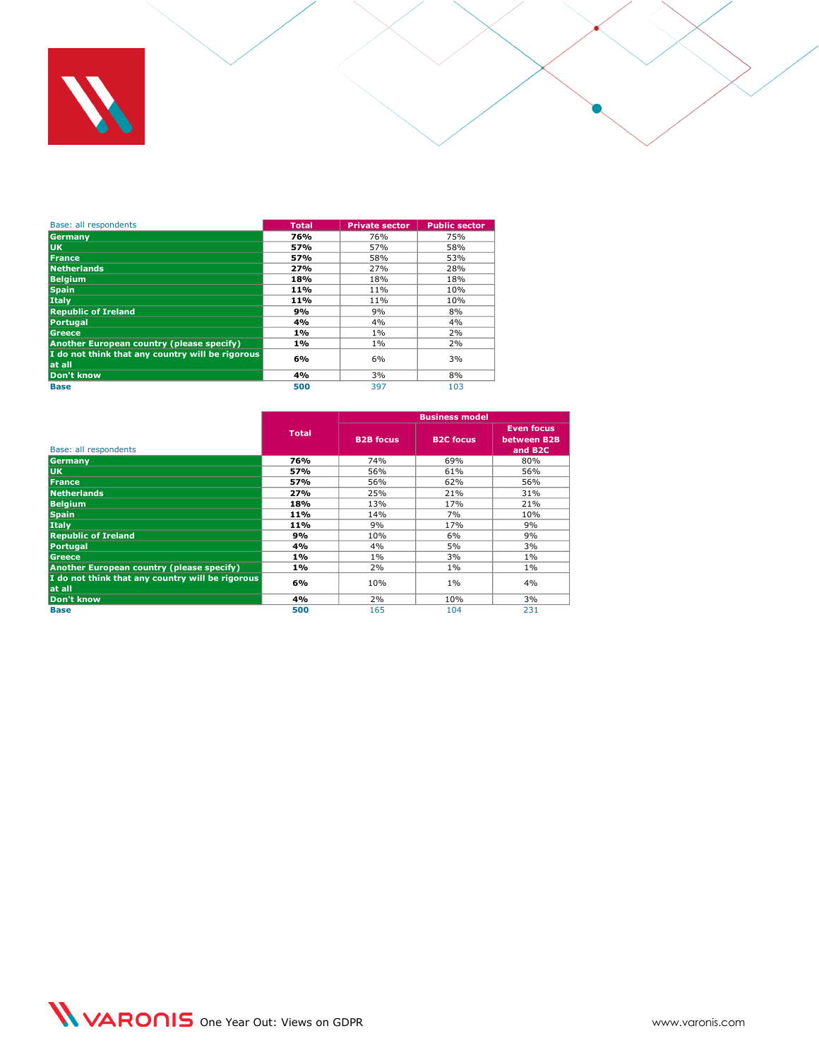| Base: all respondents | Total | Private sector | Public sector |
|---|---|---|---|
| Germany | **76%** | 76% | 75% |
| UK | **57%** | 57% | 58% |
| France | **57%** | 58% | 53% |
| Netherlands | **27%** | 27% | 28% |
| Belgium | **18%** | 18% | 18% |
| Spain | **11%** | 11% | 10% |
| Italy | **11%** | 11% | 10% |
| Republic of Ireland | **9%** | 9% | 8% |
| Portugal | **4%** | 4% | 4% |
| Greece | **1%** | 1% | 2% |
| Another European country (please specify) | **1%** | 1% | 2% |
| I do not think that any country will be rigorous at all | **6%** | 6% | 3% |
| Don't know | **4%** | 3% | 8% |
| **Base** | **500** | 397 | 103 |

| Base: all respondents | Total | Business model | | |
|---|---|---|---|---|
| | | B2B focus | B2C focus | Even focus between B2B and B2C |
| Germany | **76%** | 74% | 69% | 80% |
| UK | **57%** | 56% | 61% | 56% |
| France | **57%** | 56% | 62% | 56% |
| Netherlands | **27%** | 25% | 21% | 31% |
| Belgium | **18%** | 13% | 17% | 21% |
| Spain | **11%** | 14% | 7% | 10% |
| Italy | **11%** | 9% | 17% | 9% |
| Republic of Ireland | **9%** | 10% | 6% | 9% |
| Portugal | **4%** | 4% | 5% | 3% |
| Greece | **1%** | 1% | 3% | 1% |
| Another European country (please specify) | **1%** | 2% | 1% | 1% |
| I do not think that any country will be rigorous at all | **6%** | 10% | 1% | 4% |
| Don't know | **4%** | 2% | 10% | 3% |
| **Base** | **500** | 165 | 104 | 231 |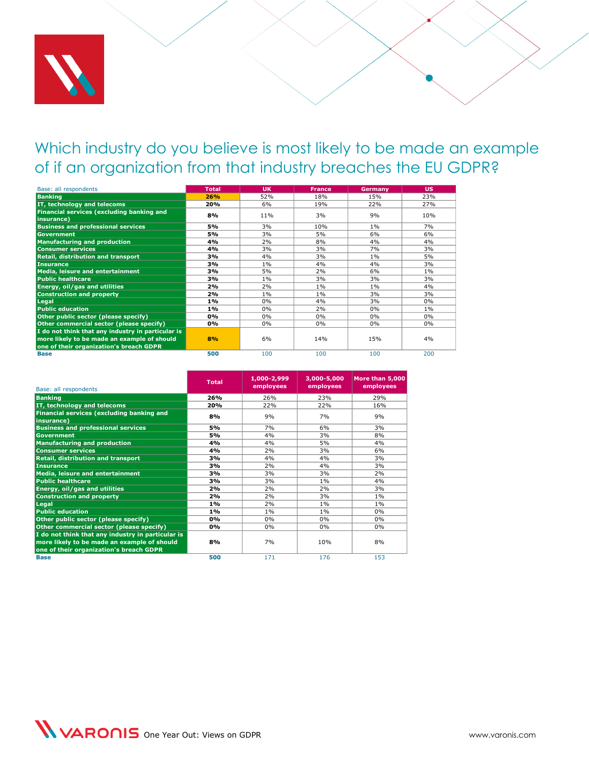# Which industry do you believe is most likely to be made an example of if an organization from that industry breaches the EU GDPR?

| Base: all respondents | Total | UK | France | Germany | US |
|---|---|---|---|---|---|
| Banking | **26%** | 52% | 18% | 15% | 23% |
| IT, technology and telecoms | **20%** | 6% | 19% | 22% | 27% |
| Financial services (excluding banking and insurance) | **8%** | 11% | 3% | 9% | 10% |
| Business and professional services | **5%** | 3% | 10% | 1% | 7% |
| Government | **5%** | 3% | 5% | 6% | 6% |
| Manufacturing and production | **4%** | 2% | 8% | 4% | 4% |
| Consumer services | **4%** | 3% | 3% | 7% | 3% |
| Retail, distribution and transport | **3%** | 4% | 3% | 1% | 5% |
| Insurance | **3%** | 1% | 4% | 4% | 3% |
| Media, leisure and entertainment | **3%** | 5% | 2% | 6% | 1% |
| Public healthcare | **3%** | 1% | 3% | 3% | 3% |
| Energy, oil/gas and utilities | **2%** | 2% | 1% | 1% | 4% |
| Construction and property | **2%** | 1% | 1% | 3% | 3% |
| Legal | **1%** | 0% | 4% | 3% | 0% |
| Public education | **1%** | 0% | 2% | 0% | 1% |
| Other public sector (please specify) | **0%** | 0% | 0% | 0% | 0% |
| Other commercial sector (please specify) | **0%** | 0% | 0% | 0% | 0% |
| I do not think that any industry in particular is more likely to be made an example of should one of their organization's breach GDPR | **8%** | 6% | 14% | 15% | 4% |
| **Base** | **500** | 100 | 100 | 100 | 200 |

| Base: all respondents | Total | 1,000-2,999 employees | 3,000-5,000 employees | More than 5,000 employees |
|---|---|---|---|---|
| Banking | **26%** | 26% | 23% | 29% |
| IT, technology and telecoms | **20%** | 22% | 22% | 16% |
| Financial services (excluding banking and insurance) | **8%** | 9% | 7% | 9% |
| Business and professional services | **5%** | 7% | 6% | 3% |
| Government | **5%** | 4% | 3% | 8% |
| Manufacturing and production | **4%** | 4% | 5% | 4% |
| Consumer services | **4%** | 2% | 3% | 6% |
| Retail, distribution and transport | **3%** | 4% | 4% | 3% |
| Insurance | **3%** | 2% | 4% | 3% |
| Media, leisure and entertainment | **3%** | 3% | 3% | 2% |
| Public healthcare | **3%** | 3% | 1% | 4% |
| Energy, oil/gas and utilities | **2%** | 2% | 2% | 3% |
| Construction and property | **2%** | 2% | 3% | 1% |
| Legal | **1%** | 2% | 1% | 1% |
| Public education | **1%** | 1% | 1% | 0% |
| Other public sector (please specify) | **0%** | 0% | 0% | 0% |
| Other commercial sector (please specify) | **0%** | 0% | 0% | 0% |
| I do not think that any industry in particular is more likely to be made an example of should one of their organization's breach GDPR | **8%** | 7% | 10% | 8% |
| **Base** | **500** | 171 | 176 | 153 |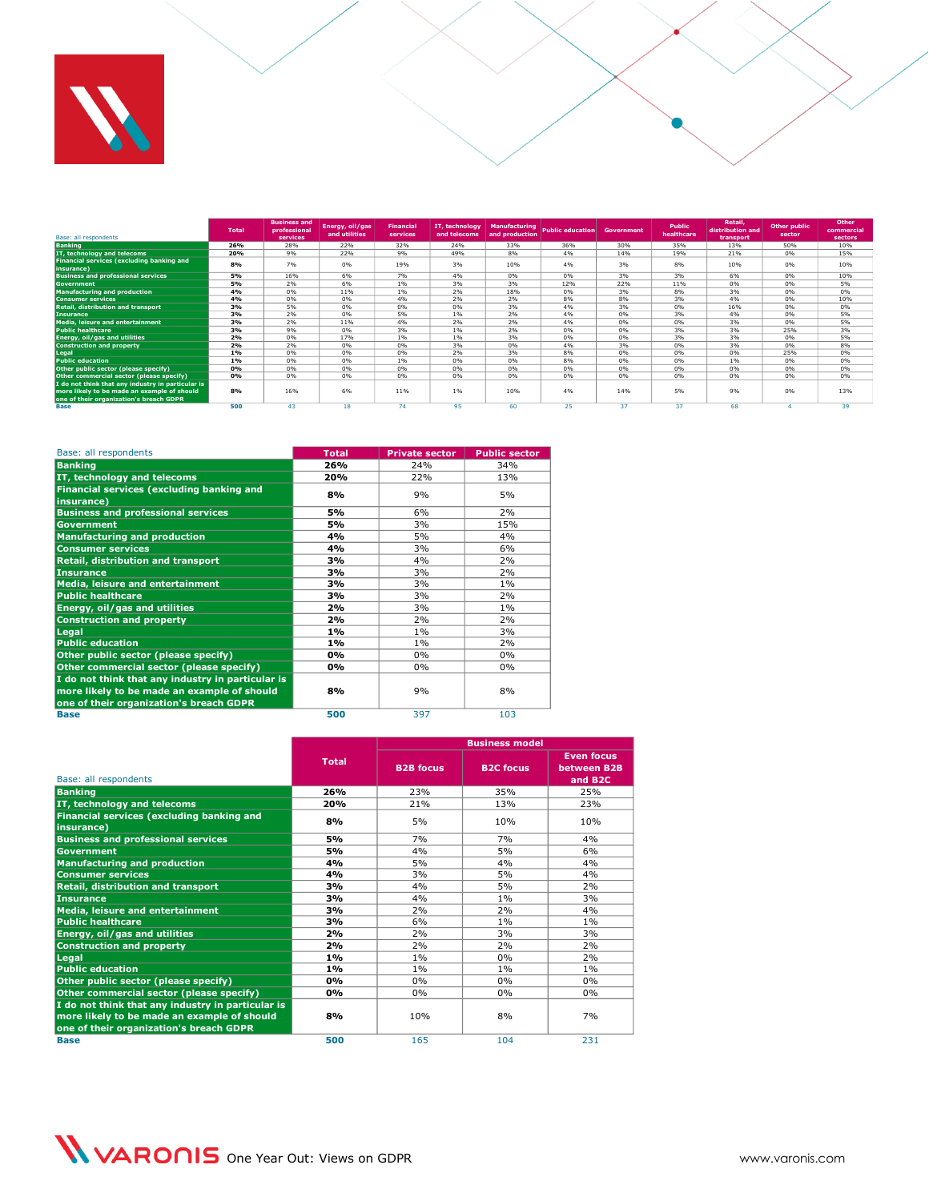| Base: all respondents | Total | Business and professional services | Energy, oil/gas and utilities | Financial services | IT, technology and telecoms | Manufacturing and production | Public education | Government | Public healthcare | Retail, distribution and transport | Other public sector | Other commercial sectors |
|---|---|---|---|---|---|---|---|---|---|---|---|---|
| Banking | 26% | 28% | 22% | 32% | 24% | 33% | 36% | 30% | 35% | 13% | 50% | 10% |
| IT, technology and telecoms | 20% | 9% | 22% | 9% | 49% | 8% | 4% | 14% | 19% | 21% | 0% | 15% |
| Financial services (excluding banking and insurance) | 8% | 7% | 0% | 19% | 3% | 10% | 4% | 3% | 8% | 10% | 0% | 10% |
| Business and professional services | 5% | 16% | 6% | 7% | 4% | 0% | 0% | 3% | 3% | 6% | 0% | 10% |
| Government | 5% | 2% | 6% | 1% | 3% | 3% | 12% | 22% | 11% | 0% | 0% | 5% |
| Manufacturing and production | 4% | 0% | 11% | 1% | 2% | 18% | 0% | 3% | 8% | 3% | 0% | 0% |
| Consumer services | 4% | 0% | 0% | 4% | 2% | 2% | 8% | 8% | 3% | 4% | 0% | 10% |
| Retail, distribution and transport | 3% | 5% | 0% | 0% | 0% | 3% | 4% | 3% | 0% | 16% | 0% | 0% |
| Insurance | 3% | 2% | 0% | 5% | 1% | 2% | 4% | 0% | 3% | 4% | 0% | 5% |
| Media, leisure and entertainment | 3% | 2% | 11% | 4% | 2% | 2% | 4% | 0% | 0% | 3% | 0% | 5% |
| Public healthcare | 3% | 9% | 0% | 3% | 1% | 2% | 0% | 0% | 3% | 3% | 25% | 3% |
| Energy, oil/gas and utilities | 2% | 0% | 17% | 1% | 1% | 3% | 0% | 0% | 3% | 3% | 0% | 5% |
| Construction and property | 2% | 2% | 0% | 0% | 3% | 0% | 4% | 3% | 0% | 3% | 0% | 8% |
| Legal | 1% | 0% | 0% | 0% | 2% | 3% | 8% | 0% | 0% | 0% | 25% | 0% |
| Public education | 1% | 0% | 0% | 1% | 0% | 0% | 8% | 0% | 0% | 1% | 0% | 0% |
| Other public sector (please specify) | 0% | 0% | 0% | 0% | 0% | 0% | 0% | 0% | 0% | 0% | 0% | 0% |
| Other commercial sector (please specify) | 0% | 0% | 0% | 0% | 0% | 0% | 0% | 0% | 0% | 0% | 0% | 0% |
| I do not think that any industry in particular is more likely to be made an example of should one of their organization's breach GDPR | 8% | 16% | 6% | 11% | 1% | 10% | 4% | 14% | 5% | 9% | 0% | 13% |
| Base | 500 | 43 | 18 | 74 | 95 | 60 | 25 | 37 | 37 | 68 | 4 | 39 |

| Base: all respondents | Total | Private sector | Public sector |
|---|---|---|---|
| Banking | 26% | 24% | 34% |
| IT, technology and telecoms | 20% | 22% | 13% |
| Financial services (excluding banking and insurance) | 8% | 9% | 5% |
| Business and professional services | 5% | 6% | 2% |
| Government | 5% | 3% | 15% |
| Manufacturing and production | 4% | 5% | 4% |
| Consumer services | 4% | 3% | 6% |
| Retail, distribution and transport | 3% | 4% | 2% |
| Insurance | 3% | 3% | 2% |
| Media, leisure and entertainment | 3% | 3% | 1% |
| Public healthcare | 3% | 3% | 2% |
| Energy, oil/gas and utilities | 2% | 3% | 1% |
| Construction and property | 2% | 2% | 2% |
| Legal | 1% | 1% | 3% |
| Public education | 1% | 1% | 2% |
| Other public sector (please specify) | 0% | 0% | 0% |
| Other commercial sector (please specify) | 0% | 0% | 0% |
| I do not think that any industry in particular is more likely to be made an example of should one of their organization's breach GDPR | 8% | 9% | 8% |
| Base | 500 | 397 | 103 |

| Base: all respondents | Total | Business model | | |
|---|---|---|---|---|
| | | B2B focus | B2C focus | Even focus between B2B and B2C |
| Banking | 26% | 23% | 35% | 25% |
| IT, technology and telecoms | 20% | 21% | 13% | 23% |
| Financial services (excluding banking and insurance) | 8% | 5% | 10% | 10% |
| Business and professional services | 5% | 7% | 7% | 4% |
| Government | 5% | 4% | 5% | 6% |
| Manufacturing and production | 4% | 5% | 4% | 4% |
| Consumer services | 4% | 3% | 5% | 4% |
| Retail, distribution and transport | 3% | 4% | 5% | 2% |
| Insurance | 3% | 4% | 1% | 3% |
| Media, leisure and entertainment | 3% | 2% | 2% | 4% |
| Public healthcare | 3% | 6% | 1% | 1% |
| Energy, oil/gas and utilities | 2% | 2% | 3% | 3% |
| Construction and property | 2% | 2% | 2% | 2% |
| Legal | 1% | 1% | 0% | 2% |
| Public education | 1% | 1% | 1% | 1% |
| Other public sector (please specify) | 0% | 0% | 0% | 0% |
| Other commercial sector (please specify) | 0% | 0% | 0% | 0% |
| I do not think that any industry in particular is more likely to be made an example of should one of their organization's breach GDPR | 8% | 10% | 8% | 7% |
| Base | 500 | 165 | 104 | 231 |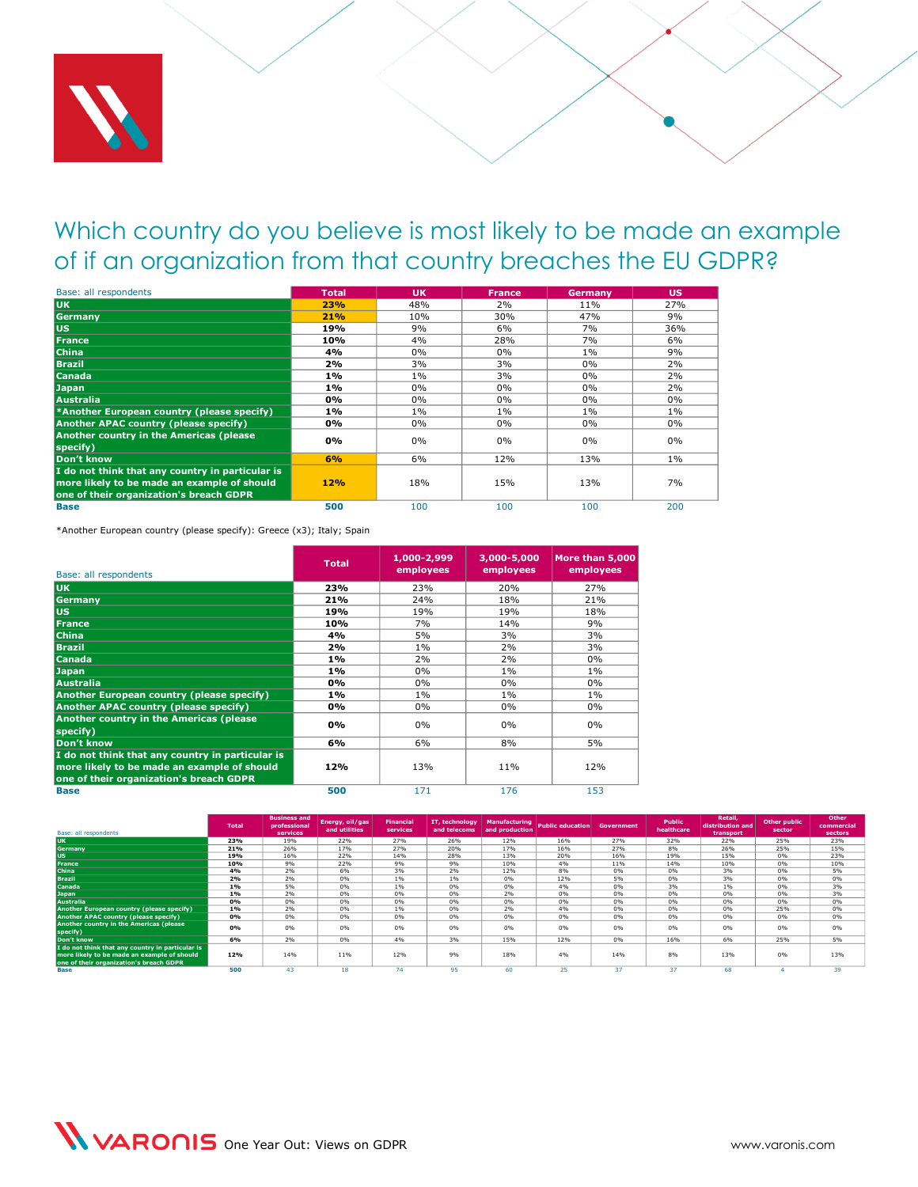# Which country do you believe is most likely to be made an example of if an organization from that country breaches the EU GDPR?

| Base: all respondents | Total | UK | France | Germany | US |
|---|---|---|---|---|---|
| UK | 23% | 48% | 2% | 11% | 27% |
| Germany | 21% | 10% | 30% | 47% | 9% |
| US | 19% | 9% | 6% | 7% | 36% |
| France | 10% | 4% | 28% | 7% | 6% |
| China | 4% | 0% | 0% | 1% | 9% |
| Brazil | 2% | 3% | 3% | 0% | 2% |
| Canada | 1% | 1% | 3% | 0% | 2% |
| Japan | 1% | 0% | 0% | 0% | 2% |
| Australia | 0% | 0% | 0% | 0% | 0% |
| *Another European country (please specify) | 1% | 1% | 1% | 1% | 1% |
| Another APAC country (please specify) | 0% | 0% | 0% | 0% | 0% |
| Another country in the Americas (please specify) | 0% | 0% | 0% | 0% | 0% |
| Don't know | 6% | 6% | 12% | 13% | 1% |
| I do not think that any country in particular is more likely to be made an example of should one of their organization's breach GDPR | 12% | 18% | 15% | 13% | 7% |
| Base | 500 | 100 | 100 | 100 | 200 |

*Another European country (please specify): Greece (x3); Italy; Spain

| Base: all respondents | Total | 1,000-2,999 employees | 3,000-5,000 employees | More than 5,000 employees |
|---|---|---|---|---|
| UK | 23% | 23% | 20% | 27% |
| Germany | 21% | 24% | 18% | 21% |
| US | 19% | 19% | 19% | 18% |
| France | 10% | 7% | 14% | 9% |
| China | 4% | 5% | 3% | 3% |
| Brazil | 2% | 1% | 2% | 3% |
| Canada | 1% | 2% | 2% | 0% |
| Japan | 1% | 0% | 1% | 1% |
| Australia | 0% | 0% | 0% | 0% |
| Another European country (please specify) | 1% | 1% | 1% | 1% |
| Another APAC country (please specify) | 0% | 0% | 0% | 0% |
| Another country in the Americas (please specify) | 0% | 0% | 0% | 0% |
| Don't know | 6% | 6% | 8% | 5% |
| I do not think that any country in particular is more likely to be made an example of should one of their organization's breach GDPR | 12% | 13% | 11% | 12% |
| Base | 500 | 171 | 176 | 153 |

| Base: all respondents | Total | Business and professional services | Energy, oil/gas and utilities | Financial services | IT, technology and telecoms | Manufacturing and production | Public education | Government | Public healthcare | Retail, distribution and transport | Other public sector | Other commercial sectors |
|---|---|---|---|---|---|---|---|---|---|---|---|---|
| UK | 23% | 19% | 22% | 27% | 26% | 12% | 16% | 27% | 32% | 22% | 25% | 23% |
| Germany | 21% | 26% | 17% | 27% | 20% | 17% | 16% | 27% | 8% | 26% | 25% | 15% |
| US | 19% | 16% | 22% | 14% | 28% | 13% | 20% | 16% | 19% | 15% | 0% | 23% |
| France | 10% | 9% | 22% | 9% | 9% | 10% | 4% | 11% | 14% | 10% | 0% | 10% |
| China | 4% | 2% | 6% | 3% | 2% | 12% | 8% | 0% | 0% | 3% | 0% | 5% |
| Brazil | 2% | 2% | 0% | 1% | 1% | 0% | 12% | 5% | 0% | 3% | 0% | 0% |
| Canada | 1% | 5% | 0% | 1% | 0% | 0% | 4% | 0% | 3% | 1% | 0% | 3% |
| Japan | 1% | 2% | 0% | 0% | 0% | 2% | 0% | 0% | 0% | 0% | 0% | 3% |
| Australia | 0% | 0% | 0% | 0% | 0% | 0% | 0% | 0% | 0% | 0% | 0% | 0% |
| Another European country (please specify) | 1% | 2% | 0% | 1% | 0% | 2% | 4% | 0% | 0% | 0% | 25% | 0% |
| Another APAC country (please specify) | 0% | 0% | 0% | 0% | 0% | 0% | 0% | 0% | 0% | 0% | 0% | 0% |
| Another country in the Americas (please specify) | 0% | 0% | 0% | 0% | 0% | 0% | 0% | 0% | 0% | 0% | 0% | 0% |
| Don't know | 6% | 2% | 0% | 4% | 3% | 15% | 12% | 0% | 16% | 6% | 25% | 5% |
| I do not think that any country in particular is more likely to be made an example of should one of their organization's breach GDPR | 12% | 14% | 11% | 12% | 9% | 18% | 4% | 14% | 8% | 13% | 0% | 13% |
| Base | 500 | 43 | 18 | 74 | 95 | 60 | 25 | 37 | 37 | 68 | 4 | 39 |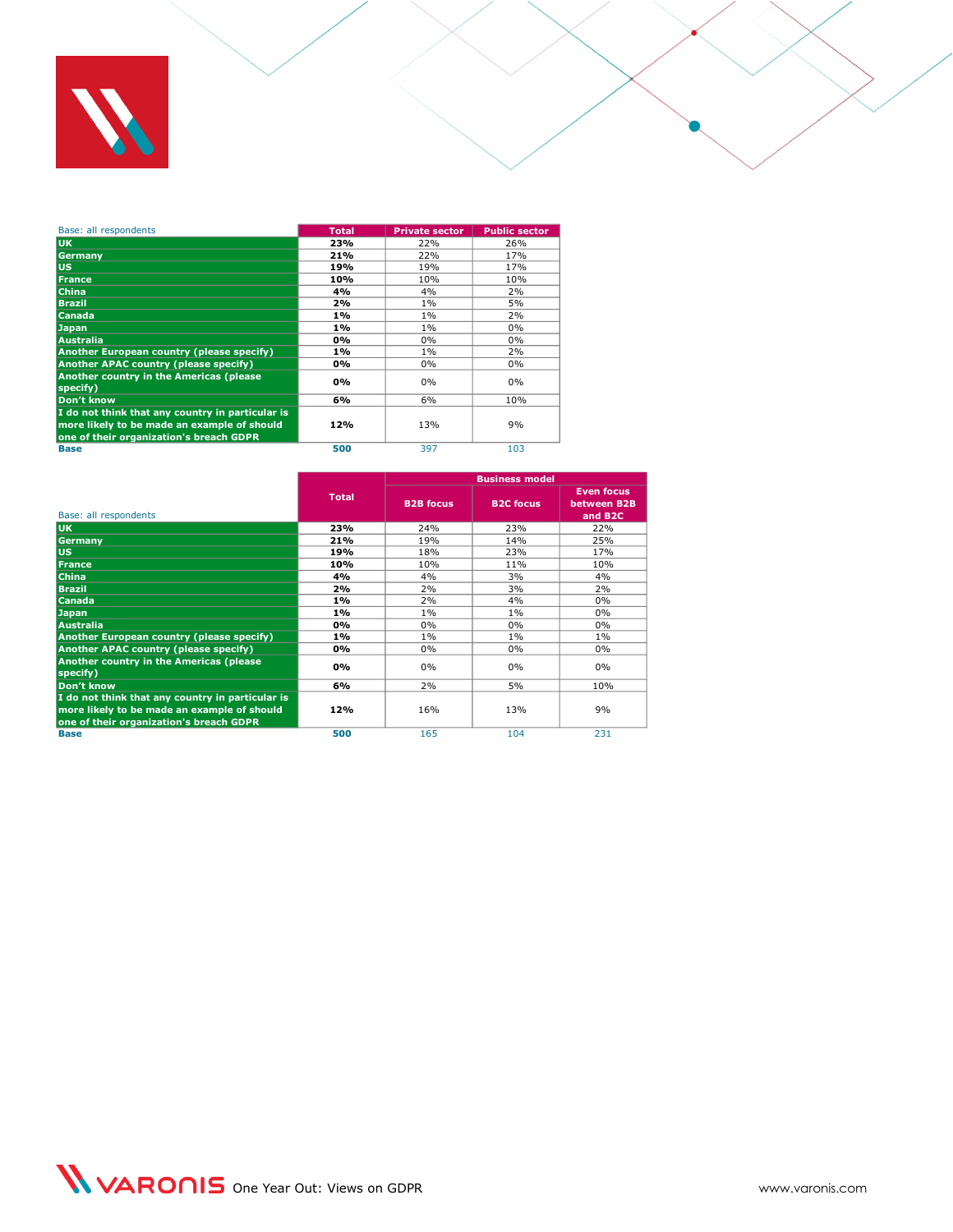| Base: all respondents | Total | Private sector | Public sector |
|---|---|---|---|
| UK | **23%** | 22% | 26% |
| Germany | **21%** | 22% | 17% |
| US | **19%** | 19% | 17% |
| France | **10%** | 10% | 10% |
| China | **4%** | 4% | 2% |
| Brazil | **2%** | 1% | 5% |
| Canada | **1%** | 1% | 2% |
| Japan | **1%** | 1% | 0% |
| Australia | **0%** | 0% | 0% |
| Another European country (please specify) | **1%** | 1% | 2% |
| Another APAC country (please specify) | **0%** | 0% | 0% |
| Another country in the Americas (please specify) | **0%** | 0% | 0% |
| Don't know | **6%** | 6% | 10% |
| I do not think that any country in particular is more likely to be made an example of should one of their organization's breach GDPR | **12%** | 13% | 9% |
| **Base** | **500** | 397 | 103 |

| Base: all respondents | Total | Business model | | |
|---|---|---|---|---|
| | | B2B focus | B2C focus | Even focus between B2B and B2C |
| UK | **23%** | 24% | 23% | 22% |
| Germany | **21%** | 19% | 14% | 25% |
| US | **19%** | 18% | 23% | 17% |
| France | **10%** | 10% | 11% | 10% |
| China | **4%** | 4% | 3% | 4% |
| Brazil | **2%** | 2% | 3% | 2% |
| Canada | **1%** | 2% | 4% | 0% |
| Japan | **1%** | 1% | 1% | 0% |
| Australia | **0%** | 0% | 0% | 0% |
| Another European country (please specify) | **1%** | 1% | 1% | 1% |
| Another APAC country (please specify) | **0%** | 0% | 0% | 0% |
| Another country in the Americas (please specify) | **0%** | 0% | 0% | 0% |
| Don't know | **6%** | 2% | 5% | 10% |
| I do not think that any country in particular is more likely to be made an example of should one of their organization's breach GDPR | **12%** | 16% | 13% | 9% |
| **Base** | **500** | 165 | 104 | 231 |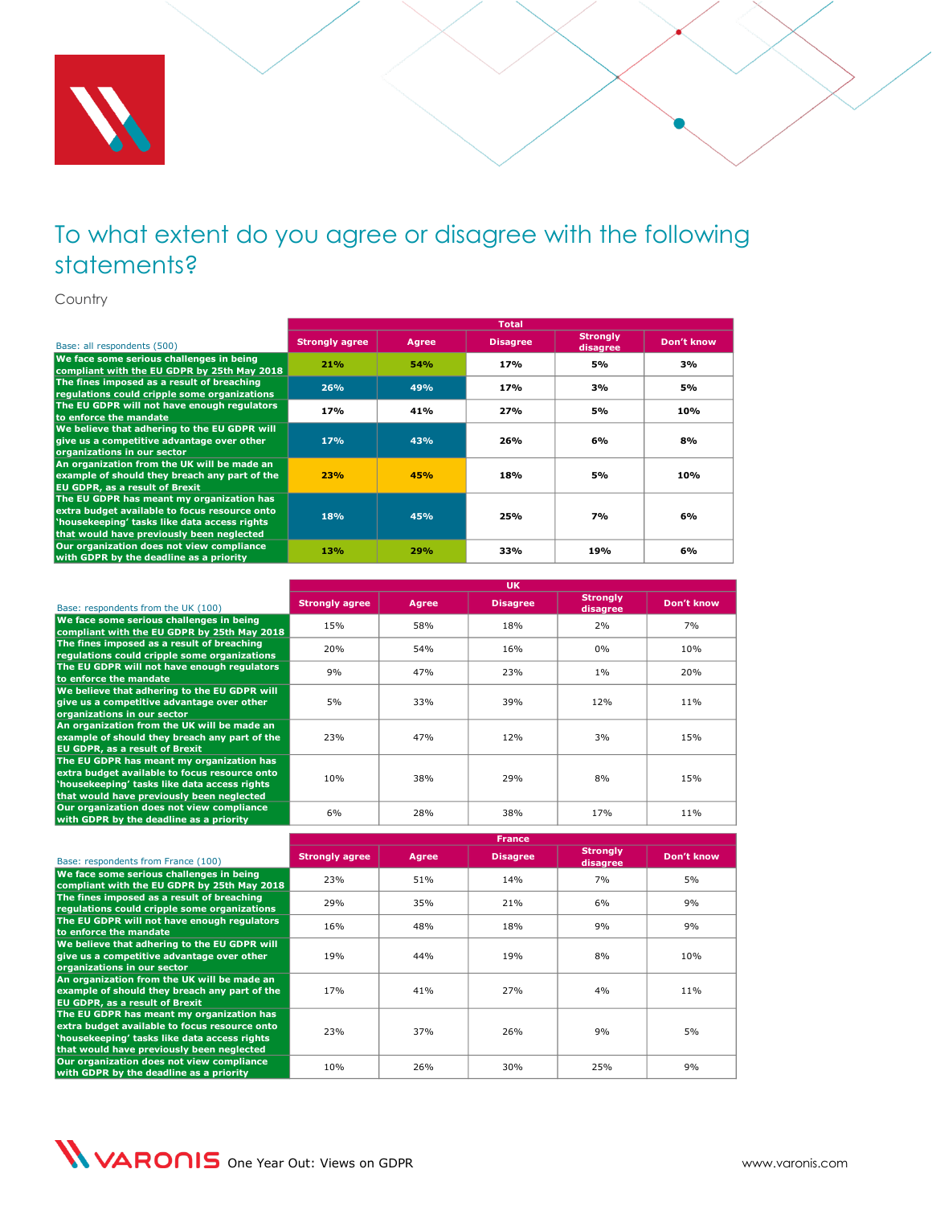# To what extent do you agree or disagree with the following statements?

Country

| Base: all respondents (500) | Total | | | | |
|---|---|---|---|---|---|
| | Strongly agree | Agree | Disagree | Strongly disagree | Don't know |
| We face some serious challenges in being compliant with the EU GDPR by 25th May 2018 | 21% | 54% | 17% | 5% | 3% |
| The fines imposed as a result of breaching regulations could cripple some organizations | 26% | 49% | 17% | 3% | 5% |
| The EU GDPR will not have enough regulators to enforce the mandate | 17% | 41% | 27% | 5% | 10% |
| We believe that adhering to the EU GDPR will give us a competitive advantage over other organizations in our sector | 17% | 43% | 26% | 6% | 8% |
| An organization from the UK will be made an example of should they breach any part of the EU GDPR, as a result of Brexit | 23% | 45% | 18% | 5% | 10% |
| The EU GDPR has meant my organization has extra budget available to focus resource onto 'housekeeping' tasks like data access rights that would have previously been neglected | 18% | 45% | 25% | 7% | 6% |
| Our organization does not view compliance with GDPR by the deadline as a priority | 13% | 29% | 33% | 19% | 6% |

| Base: respondents from the UK (100) | UK | | | | |
|---|---|---|---|---|---|
| | Strongly agree | Agree | Disagree | Strongly disagree | Don't know |
| We face some serious challenges in being compliant with the EU GDPR by 25th May 2018 | 15% | 58% | 18% | 2% | 7% |
| The fines imposed as a result of breaching regulations could cripple some organizations | 20% | 54% | 16% | 0% | 10% |
| The EU GDPR will not have enough regulators to enforce the mandate | 9% | 47% | 23% | 1% | 20% |
| We believe that adhering to the EU GDPR will give us a competitive advantage over other organizations in our sector | 5% | 33% | 39% | 12% | 11% |
| An organization from the UK will be made an example of should they breach any part of the EU GDPR, as a result of Brexit | 23% | 47% | 12% | 3% | 15% |
| The EU GDPR has meant my organization has extra budget available to focus resource onto 'housekeeping' tasks like data access rights that would have previously been neglected | 10% | 38% | 29% | 8% | 15% |
| Our organization does not view compliance with GDPR by the deadline as a priority | 6% | 28% | 38% | 17% | 11% |

| Base: respondents from France (100) | France | | | | |
|---|---|---|---|---|---|
| | Strongly agree | Agree | Disagree | Strongly disagree | Don't know |
| We face some serious challenges in being compliant with the EU GDPR by 25th May 2018 | 23% | 51% | 14% | 7% | 5% |
| The fines imposed as a result of breaching regulations could cripple some organizations | 29% | 35% | 21% | 6% | 9% |
| The EU GDPR will not have enough regulators to enforce the mandate | 16% | 48% | 18% | 9% | 9% |
| We believe that adhering to the EU GDPR will give us a competitive advantage over other organizations in our sector | 19% | 44% | 19% | 8% | 10% |
| An organization from the UK will be made an example of should they breach any part of the EU GDPR, as a result of Brexit | 17% | 41% | 27% | 4% | 11% |
| The EU GDPR has meant my organization has extra budget available to focus resource onto 'housekeeping' tasks like data access rights that would have previously been neglected | 23% | 37% | 26% | 9% | 5% |
| Our organization does not view compliance with GDPR by the deadline as a priority | 10% | 26% | 30% | 25% | 9% |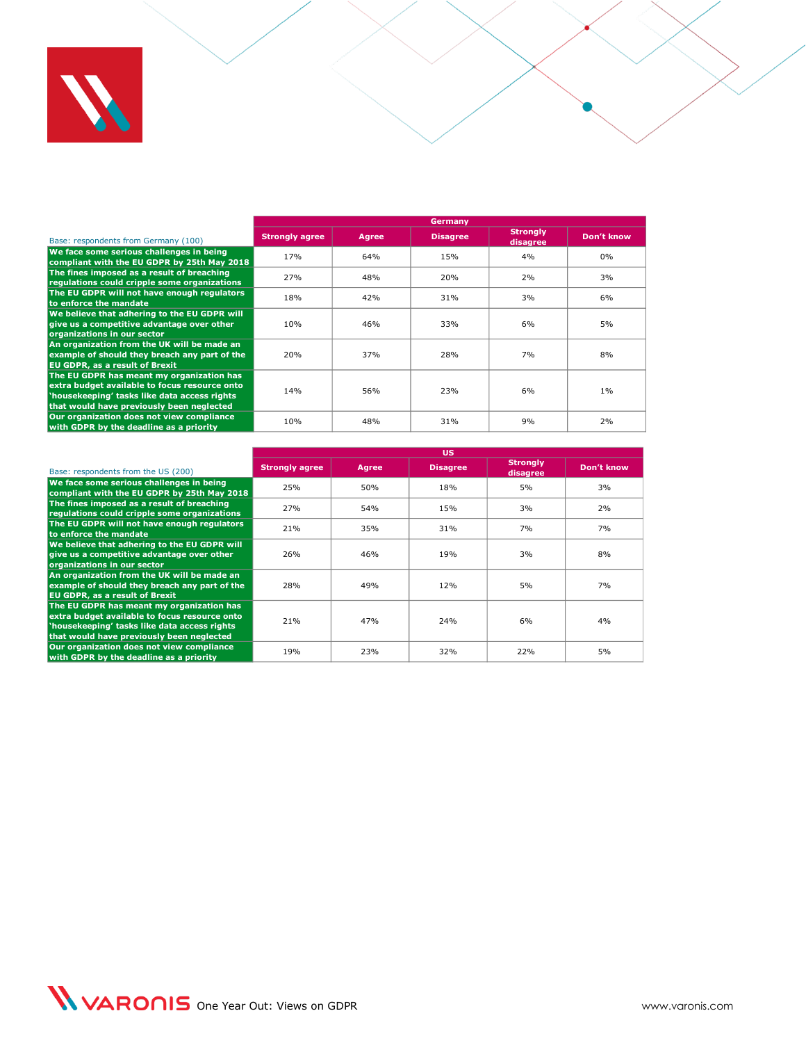| Base: respondents from Germany (100) | Germany | | | | |
|---|---|---|---|---|---|
| | Strongly agree | Agree | Disagree | Strongly disagree | Don't know |
| We face some serious challenges in being compliant with the EU GDPR by 25th May 2018 | 17% | 64% | 15% | 4% | 0% |
| The fines imposed as a result of breaching regulations could cripple some organizations | 27% | 48% | 20% | 2% | 3% |
| The EU GDPR will not have enough regulators to enforce the mandate | 18% | 42% | 31% | 3% | 6% |
| We believe that adhering to the EU GDPR will give us a competitive advantage over other organizations in our sector | 10% | 46% | 33% | 6% | 5% |
| An organization from the UK will be made an example of should they breach any part of the EU GDPR, as a result of Brexit | 20% | 37% | 28% | 7% | 8% |
| The EU GDPR has meant my organization has extra budget available to focus resource onto 'housekeeping' tasks like data access rights that would have previously been neglected | 14% | 56% | 23% | 6% | 1% |
| Our organization does not view compliance with GDPR by the deadline as a priority | 10% | 48% | 31% | 9% | 2% |

| Base: respondents from the US (200) | US | | | | |
|---|---|---|---|---|---|
| | Strongly agree | Agree | Disagree | Strongly disagree | Don't know |
| We face some serious challenges in being compliant with the EU GDPR by 25th May 2018 | 25% | 50% | 18% | 5% | 3% |
| The fines imposed as a result of breaching regulations could cripple some organizations | 27% | 54% | 15% | 3% | 2% |
| The EU GDPR will not have enough regulators to enforce the mandate | 21% | 35% | 31% | 7% | 7% |
| We believe that adhering to the EU GDPR will give us a competitive advantage over other organizations in our sector | 26% | 46% | 19% | 3% | 8% |
| An organization from the UK will be made an example of should they breach any part of the EU GDPR, as a result of Brexit | 28% | 49% | 12% | 5% | 7% |
| The EU GDPR has meant my organization has extra budget available to focus resource onto 'housekeeping' tasks like data access rights that would have previously been neglected | 21% | 47% | 24% | 6% | 4% |
| Our organization does not view compliance with GDPR by the deadline as a priority | 19% | 23% | 32% | 22% | 5% |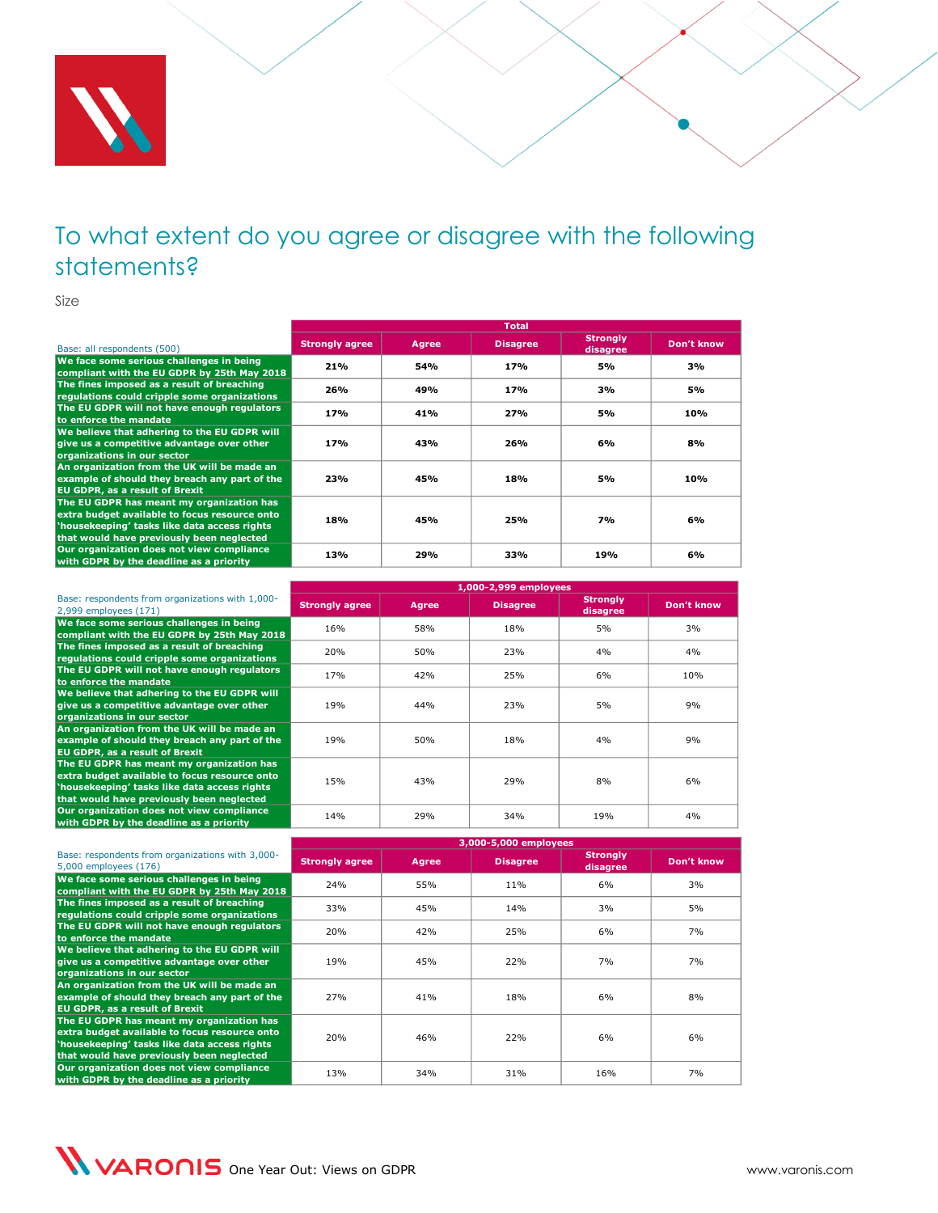# To what extent do you agree or disagree with the following statements?

Size

| Base: all respondents (500) | Total | | | | |
|---|---|---|---|---|---|
| | Strongly agree | Agree | Disagree | Strongly disagree | Don't know |
| We face some serious challenges in being compliant with the EU GDPR by 25th May 2018 | 21% | 54% | 17% | 5% | 3% |
| The fines imposed as a result of breaching regulations could cripple some organizations | 26% | 49% | 17% | 3% | 5% |
| The EU GDPR will not have enough regulators to enforce the mandate | 17% | 41% | 27% | 5% | 10% |
| We believe that adhering to the EU GDPR will give us a competitive advantage over other organizations in our sector | 17% | 43% | 26% | 6% | 8% |
| An organization from the UK will be made an example of should they breach any part of the EU GDPR, as a result of Brexit | 23% | 45% | 18% | 5% | 10% |
| The EU GDPR has meant my organization has extra budget available to focus resource onto 'housekeeping' tasks like data access rights that would have previously been neglected | 18% | 45% | 25% | 7% | 6% |
| Our organization does not view compliance with GDPR by the deadline as a priority | 13% | 29% | 33% | 19% | 6% |

| Base: respondents from organizations with 1,000-2,999 employees (171) | 1,000-2,999 employees | | | | |
|---|---|---|---|---|---|
| | Strongly agree | Agree | Disagree | Strongly disagree | Don't know |
| We face some serious challenges in being compliant with the EU GDPR by 25th May 2018 | 16% | 58% | 18% | 5% | 3% |
| The fines imposed as a result of breaching regulations could cripple some organizations | 20% | 50% | 23% | 4% | 4% |
| The EU GDPR will not have enough regulators to enforce the mandate | 17% | 42% | 25% | 6% | 10% |
| We believe that adhering to the EU GDPR will give us a competitive advantage over other organizations in our sector | 19% | 44% | 23% | 5% | 9% |
| An organization from the UK will be made an example of should they breach any part of the EU GDPR, as a result of Brexit | 19% | 50% | 18% | 4% | 9% |
| The EU GDPR has meant my organization has extra budget available to focus resource onto 'housekeeping' tasks like data access rights that would have previously been neglected | 15% | 43% | 29% | 8% | 6% |
| Our organization does not view compliance with GDPR by the deadline as a priority | 14% | 29% | 34% | 19% | 4% |

| Base: respondents from organizations with 3,000-5,000 employees (176) | 3,000-5,000 employees | | | | |
|---|---|---|---|---|---|
| | Strongly agree | Agree | Disagree | Strongly disagree | Don't know |
| We face some serious challenges in being compliant with the EU GDPR by 25th May 2018 | 24% | 55% | 11% | 6% | 3% |
| The fines imposed as a result of breaching regulations could cripple some organizations | 33% | 45% | 14% | 3% | 5% |
| The EU GDPR will not have enough regulators to enforce the mandate | 20% | 42% | 25% | 6% | 7% |
| We believe that adhering to the EU GDPR will give us a competitive advantage over other organizations in our sector | 19% | 45% | 22% | 7% | 7% |
| An organization from the UK will be made an example of should they breach any part of the EU GDPR, as a result of Brexit | 27% | 41% | 18% | 6% | 8% |
| The EU GDPR has meant my organization has extra budget available to focus resource onto 'housekeeping' tasks like data access rights that would have previously been neglected | 20% | 46% | 22% | 6% | 6% |
| Our organization does not view compliance with GDPR by the deadline as a priority | 13% | 34% | 31% | 16% | 7% |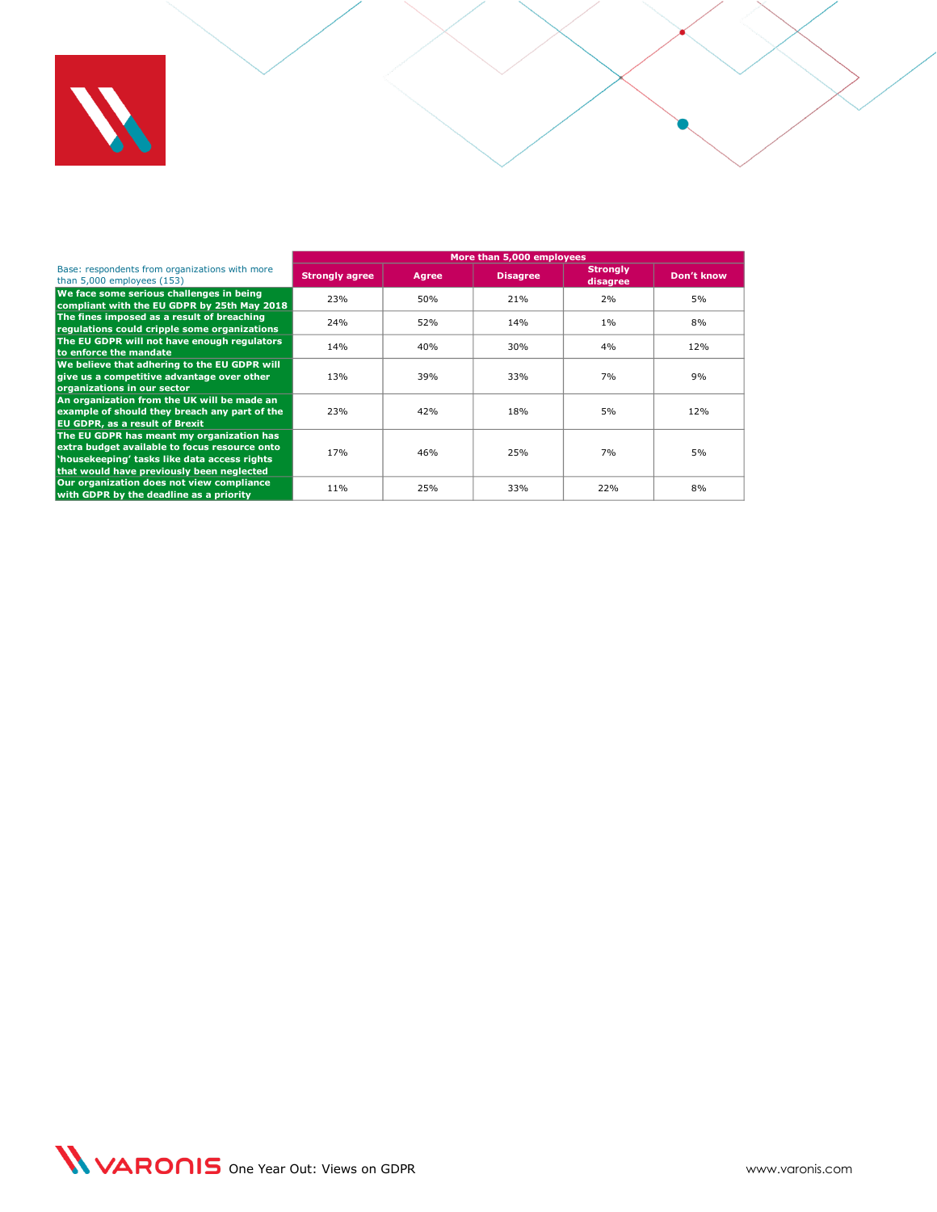| Base: respondents from organizations with more than 5,000 employees (153) | More than 5,000 employees | | | | |
|---|---|---|---|---|---|
| | Strongly agree | Agree | Disagree | Strongly disagree | Don't know |
| We face some serious challenges in being compliant with the EU GDPR by 25th May 2018 | 23% | 50% | 21% | 2% | 5% |
| The fines imposed as a result of breaching regulations could cripple some organizations | 24% | 52% | 14% | 1% | 8% |
| The EU GDPR will not have enough regulators to enforce the mandate | 14% | 40% | 30% | 4% | 12% |
| We believe that adhering to the EU GDPR will give us a competitive advantage over other organizations in our sector | 13% | 39% | 33% | 7% | 9% |
| An organization from the UK will be made an example of should they breach any part of the EU GDPR, as a result of Brexit | 23% | 42% | 18% | 5% | 12% |
| The EU GDPR has meant my organization has extra budget available to focus resource onto 'housekeeping' tasks like data access rights that would have previously been neglected | 17% | 46% | 25% | 7% | 5% |
| Our organization does not view compliance with GDPR by the deadline as a priority | 11% | 25% | 33% | 22% | 8% |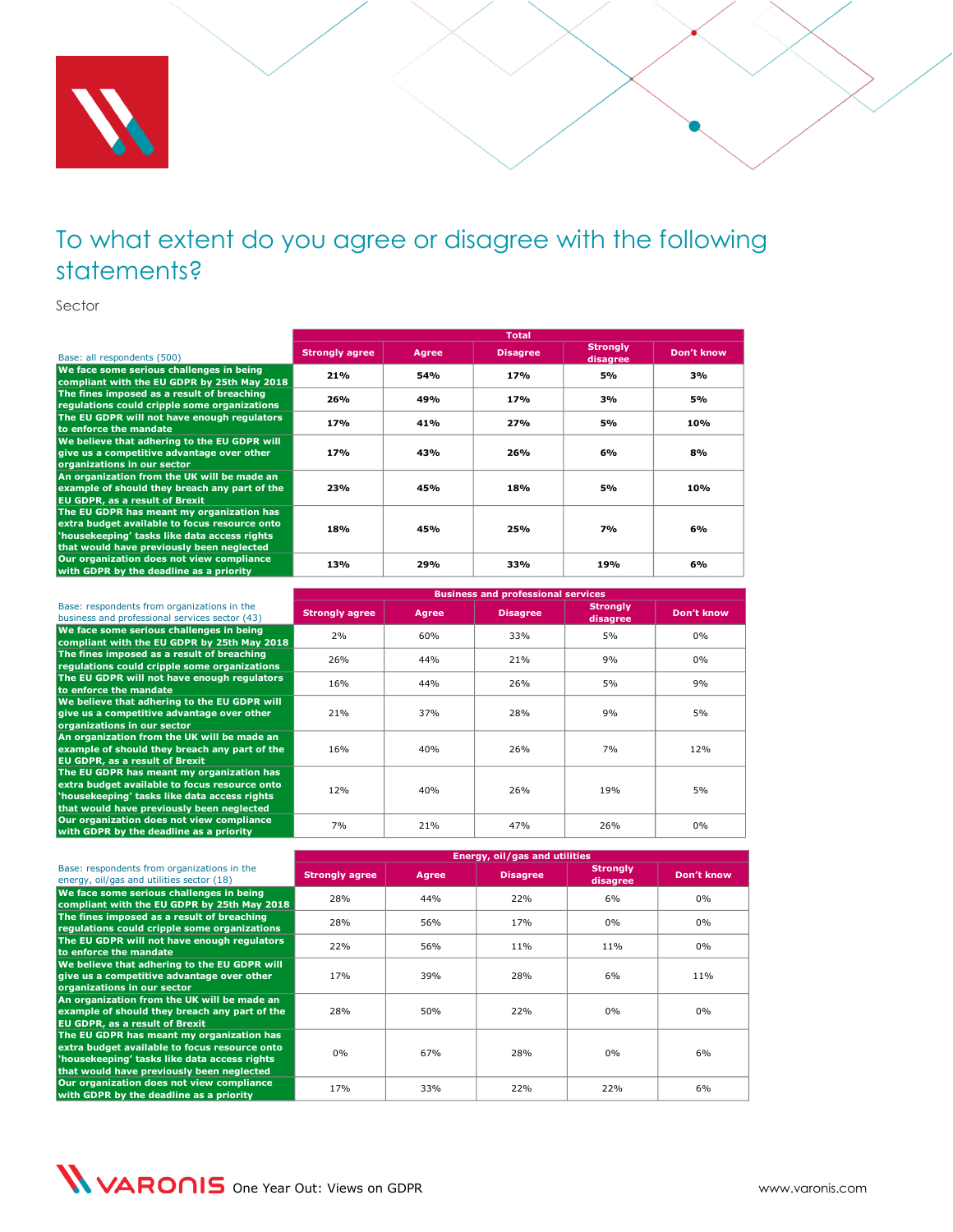# To what extent do you agree or disagree with the following statements?

Sector

| Base: all respondents (500) | Total | | | | |
|---|---|---|---|---|---|
| | **Strongly agree** | **Agree** | **Disagree** | **Strongly disagree** | **Don't know** |
| **We face some serious challenges in being compliant with the EU GDPR by 25th May 2018** | **21%** | **54%** | **17%** | **5%** | **3%** |
| **The fines imposed as a result of breaching regulations could cripple some organizations** | **26%** | **49%** | **17%** | **3%** | **5%** |
| **The EU GDPR will not have enough regulators to enforce the mandate** | **17%** | **41%** | **27%** | **5%** | **10%** |
| **We believe that adhering to the EU GDPR will give us a competitive advantage over other organizations in our sector** | **17%** | **43%** | **26%** | **6%** | **8%** |
| **An organization from the UK will be made an example of should they breach any part of the EU GDPR, as a result of Brexit** | **23%** | **45%** | **18%** | **5%** | **10%** |
| **The EU GDPR has meant my organization has extra budget available to focus resource onto 'housekeeping' tasks like data access rights that would have previously been neglected** | **18%** | **45%** | **25%** | **7%** | **6%** |
| **Our organization does not view compliance with GDPR by the deadline as a priority** | **13%** | **29%** | **33%** | **19%** | **6%** |

| Base: respondents from organizations in the business and professional services sector (43) | Business and professional services | | | | |
|---|---|---|---|---|---|
| | **Strongly agree** | **Agree** | **Disagree** | **Strongly disagree** | **Don't know** |
| **We face some serious challenges in being compliant with the EU GDPR by 25th May 2018** | 2% | 60% | 33% | 5% | 0% |
| **The fines imposed as a result of breaching regulations could cripple some organizations** | 26% | 44% | 21% | 9% | 0% |
| **The EU GDPR will not have enough regulators to enforce the mandate** | 16% | 44% | 26% | 5% | 9% |
| **We believe that adhering to the EU GDPR will give us a competitive advantage over other organizations in our sector** | 21% | 37% | 28% | 9% | 5% |
| **An organization from the UK will be made an example of should they breach any part of the EU GDPR, as a result of Brexit** | 16% | 40% | 26% | 7% | 12% |
| **The EU GDPR has meant my organization has extra budget available to focus resource onto 'housekeeping' tasks like data access rights that would have previously been neglected** | 12% | 40% | 26% | 19% | 5% |
| **Our organization does not view compliance with GDPR by the deadline as a priority** | 7% | 21% | 47% | 26% | 0% |

| Base: respondents from organizations in the energy, oil/gas and utilities sector (18) | Energy, oil/gas and utilities | | | | |
|---|---|---|---|---|---|
| | **Strongly agree** | **Agree** | **Disagree** | **Strongly disagree** | **Don't know** |
| **We face some serious challenges in being compliant with the EU GDPR by 25th May 2018** | 28% | 44% | 22% | 6% | 0% |
| **The fines imposed as a result of breaching regulations could cripple some organizations** | 28% | 56% | 17% | 0% | 0% |
| **The EU GDPR will not have enough regulators to enforce the mandate** | 22% | 56% | 11% | 11% | 0% |
| **We believe that adhering to the EU GDPR will give us a competitive advantage over other organizations in our sector** | 17% | 39% | 28% | 6% | 11% |
| **An organization from the UK will be made an example of should they breach any part of the EU GDPR, as a result of Brexit** | 28% | 50% | 22% | 0% | 0% |
| **The EU GDPR has meant my organization has extra budget available to focus resource onto 'housekeeping' tasks like data access rights that would have previously been neglected** | 0% | 67% | 28% | 0% | 6% |
| **Our organization does not view compliance with GDPR by the deadline as a priority** | 17% | 33% | 22% | 22% | 6% |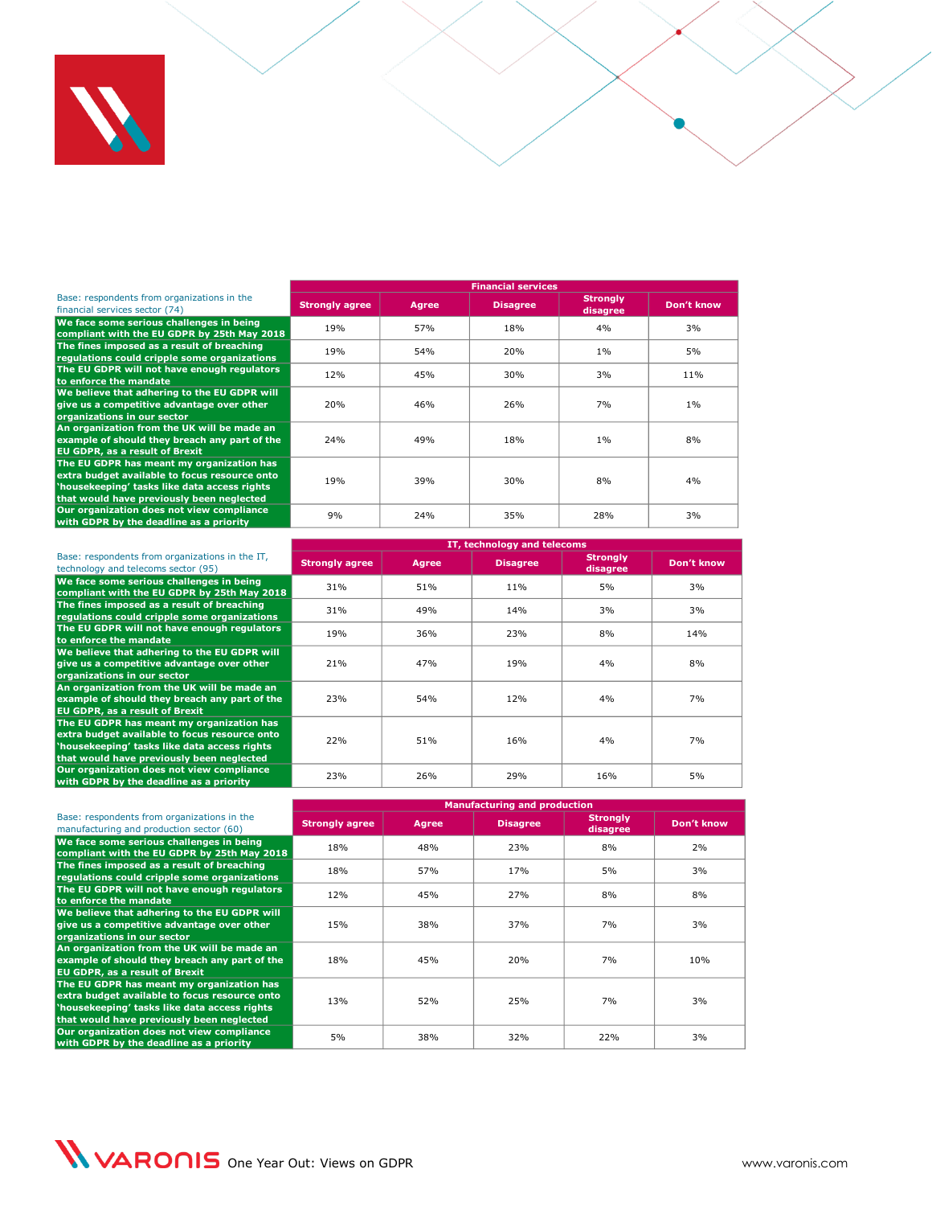| Base: respondents from organizations in the financial services sector (74) | Financial services | | | | |
|---|---|---|---|---|---|
| | Strongly agree | Agree | Disagree | Strongly disagree | Don't know |
| We face some serious challenges in being compliant with the EU GDPR by 25th May 2018 | 19% | 57% | 18% | 4% | 3% |
| The fines imposed as a result of breaching regulations could cripple some organizations | 19% | 54% | 20% | 1% | 5% |
| The EU GDPR will not have enough regulators to enforce the mandate | 12% | 45% | 30% | 3% | 11% |
| We believe that adhering to the EU GDPR will give us a competitive advantage over other organizations in our sector | 20% | 46% | 26% | 7% | 1% |
| An organization from the UK will be made an example of should they breach any part of the EU GDPR, as a result of Brexit | 24% | 49% | 18% | 1% | 8% |
| The EU GDPR has meant my organization has extra budget available to focus resource onto 'housekeeping' tasks like data access rights that would have previously been neglected | 19% | 39% | 30% | 8% | 4% |
| Our organization does not view compliance with GDPR by the deadline as a priority | 9% | 24% | 35% | 28% | 3% |

| Base: respondents from organizations in the IT, technology and telecoms sector (95) | IT, technology and telecoms | | | | |
|---|---|---|---|---|---|
| | Strongly agree | Agree | Disagree | Strongly disagree | Don't know |
| We face some serious challenges in being compliant with the EU GDPR by 25th May 2018 | 31% | 51% | 11% | 5% | 3% |
| The fines imposed as a result of breaching regulations could cripple some organizations | 31% | 49% | 14% | 3% | 3% |
| The EU GDPR will not have enough regulators to enforce the mandate | 19% | 36% | 23% | 8% | 14% |
| We believe that adhering to the EU GDPR will give us a competitive advantage over other organizations in our sector | 21% | 47% | 19% | 4% | 8% |
| An organization from the UK will be made an example of should they breach any part of the EU GDPR, as a result of Brexit | 23% | 54% | 12% | 4% | 7% |
| The EU GDPR has meant my organization has extra budget available to focus resource onto 'housekeeping' tasks like data access rights that would have previously been neglected | 22% | 51% | 16% | 4% | 7% |
| Our organization does not view compliance with GDPR by the deadline as a priority | 23% | 26% | 29% | 16% | 5% |

| Base: respondents from organizations in the manufacturing and production sector (60) | Manufacturing and production | | | | |
|---|---|---|---|---|---|
| | Strongly agree | Agree | Disagree | Strongly disagree | Don't know |
| We face some serious challenges in being compliant with the EU GDPR by 25th May 2018 | 18% | 48% | 23% | 8% | 2% |
| The fines imposed as a result of breaching regulations could cripple some organizations | 18% | 57% | 17% | 5% | 3% |
| The EU GDPR will not have enough regulators to enforce the mandate | 12% | 45% | 27% | 8% | 8% |
| We believe that adhering to the EU GDPR will give us a competitive advantage over other organizations in our sector | 15% | 38% | 37% | 7% | 3% |
| An organization from the UK will be made an example of should they breach any part of the EU GDPR, as a result of Brexit | 18% | 45% | 20% | 7% | 10% |
| The EU GDPR has meant my organization has extra budget available to focus resource onto 'housekeeping' tasks like data access rights that would have previously been neglected | 13% | 52% | 25% | 7% | 3% |
| Our organization does not view compliance with GDPR by the deadline as a priority | 5% | 38% | 32% | 22% | 3% |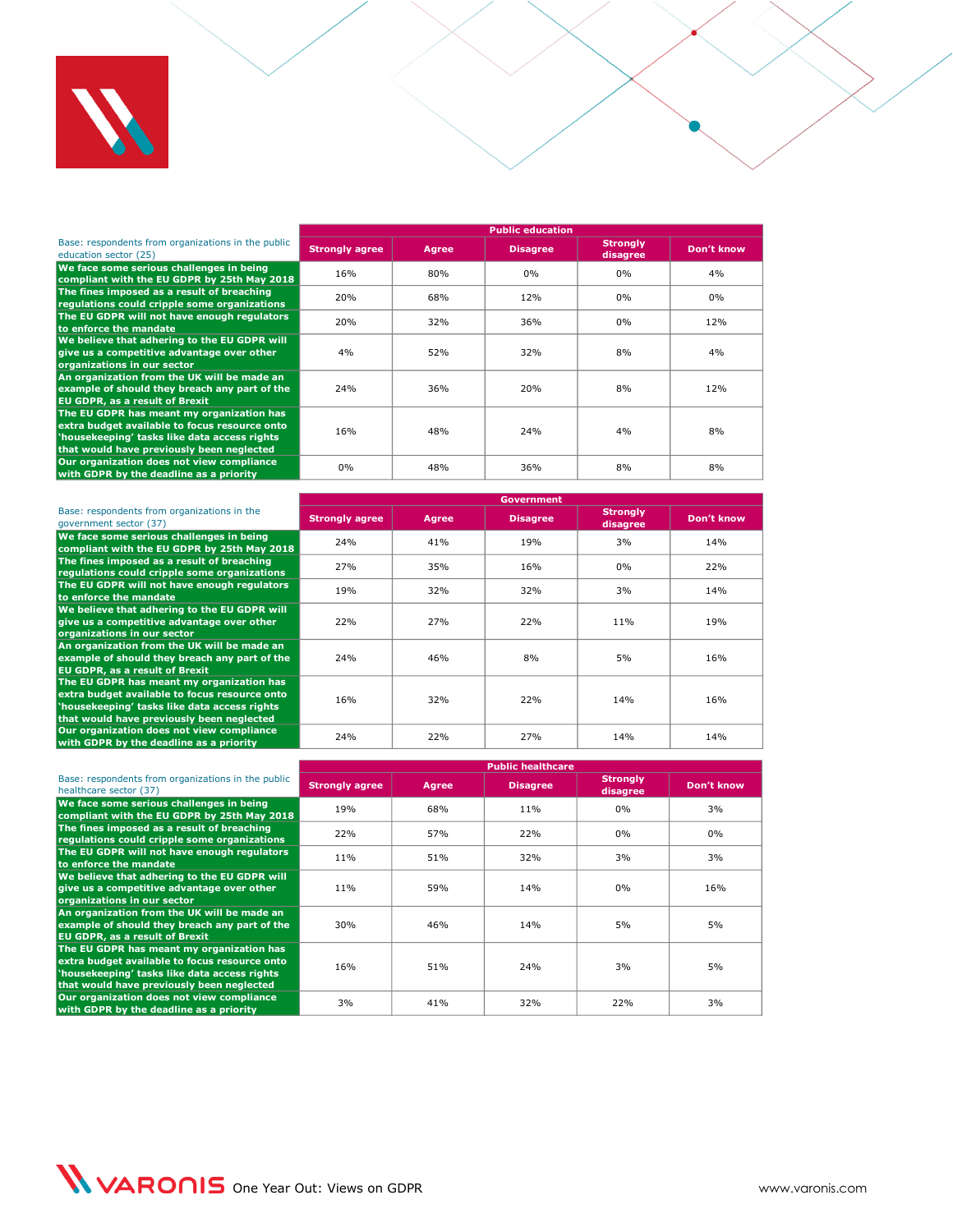| Base: respondents from organizations in the public education sector (25) | Public education | | | | |
|---|---|---|---|---|---|
| | Strongly agree | Agree | Disagree | Strongly disagree | Don't know |
| We face some serious challenges in being compliant with the EU GDPR by 25th May 2018 | 16% | 80% | 0% | 0% | 4% |
| The fines imposed as a result of breaching regulations could cripple some organizations | 20% | 68% | 12% | 0% | 0% |
| The EU GDPR will not have enough regulators to enforce the mandate | 20% | 32% | 36% | 0% | 12% |
| We believe that adhering to the EU GDPR will give us a competitive advantage over other organizations in our sector | 4% | 52% | 32% | 8% | 4% |
| An organization from the UK will be made an example of should they breach any part of the EU GDPR, as a result of Brexit | 24% | 36% | 20% | 8% | 12% |
| The EU GDPR has meant my organization has extra budget available to focus resource onto 'housekeeping' tasks like data access rights that would have previously been neglected | 16% | 48% | 24% | 4% | 8% |
| Our organization does not view compliance with GDPR by the deadline as a priority | 0% | 48% | 36% | 8% | 8% |

| Base: respondents from organizations in the government sector (37) | Government | | | | |
|---|---|---|---|---|---|
| | Strongly agree | Agree | Disagree | Strongly disagree | Don't know |
| We face some serious challenges in being compliant with the EU GDPR by 25th May 2018 | 24% | 41% | 19% | 3% | 14% |
| The fines imposed as a result of breaching regulations could cripple some organizations | 27% | 35% | 16% | 0% | 22% |
| The EU GDPR will not have enough regulators to enforce the mandate | 19% | 32% | 32% | 3% | 14% |
| We believe that adhering to the EU GDPR will give us a competitive advantage over other organizations in our sector | 22% | 27% | 22% | 11% | 19% |
| An organization from the UK will be made an example of should they breach any part of the EU GDPR, as a result of Brexit | 24% | 46% | 8% | 5% | 16% |
| The EU GDPR has meant my organization has extra budget available to focus resource onto 'housekeeping' tasks like data access rights that would have previously been neglected | 16% | 32% | 22% | 14% | 16% |
| Our organization does not view compliance with GDPR by the deadline as a priority | 24% | 22% | 27% | 14% | 14% |

| Base: respondents from organizations in the public healthcare sector (37) | Public healthcare | | | | |
|---|---|---|---|---|---|
| | Strongly agree | Agree | Disagree | Strongly disagree | Don't know |
| We face some serious challenges in being compliant with the EU GDPR by 25th May 2018 | 19% | 68% | 11% | 0% | 3% |
| The fines imposed as a result of breaching regulations could cripple some organizations | 22% | 57% | 22% | 0% | 0% |
| The EU GDPR will not have enough regulators to enforce the mandate | 11% | 51% | 32% | 3% | 3% |
| We believe that adhering to the EU GDPR will give us a competitive advantage over other organizations in our sector | 11% | 59% | 14% | 0% | 16% |
| An organization from the UK will be made an example of should they breach any part of the EU GDPR, as a result of Brexit | 30% | 46% | 14% | 5% | 5% |
| The EU GDPR has meant my organization has extra budget available to focus resource onto 'housekeeping' tasks like data access rights that would have previously been neglected | 16% | 51% | 24% | 3% | 5% |
| Our organization does not view compliance with GDPR by the deadline as a priority | 3% | 41% | 32% | 22% | 3% |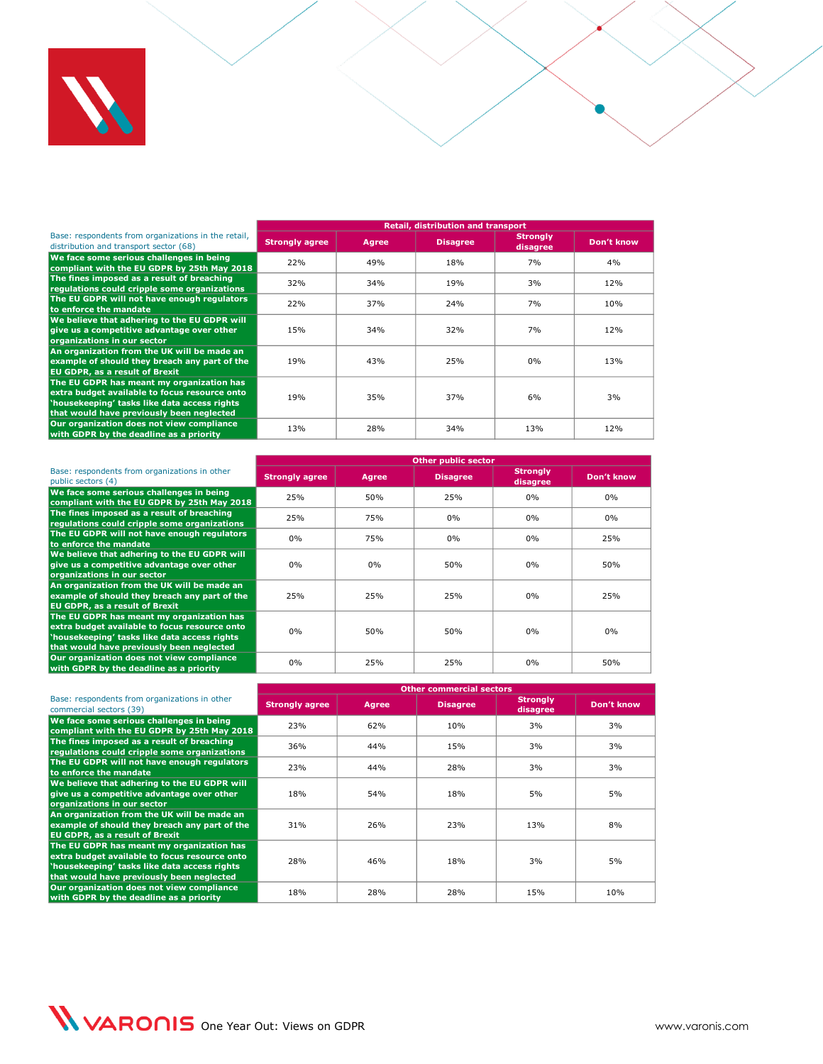| Base: respondents from organizations in the retail, distribution and transport sector (68) | Retail, distribution and transport | | | | |
|---|---|---|---|---|---|
| | Strongly agree | Agree | Disagree | Strongly disagree | Don't know |
| We face some serious challenges in being compliant with the EU GDPR by 25th May 2018 | 22% | 49% | 18% | 7% | 4% |
| The fines imposed as a result of breaching regulations could cripple some organizations | 32% | 34% | 19% | 3% | 12% |
| The EU GDPR will not have enough regulators to enforce the mandate | 22% | 37% | 24% | 7% | 10% |
| We believe that adhering to the EU GDPR will give us a competitive advantage over other organizations in our sector | 15% | 34% | 32% | 7% | 12% |
| An organization from the UK will be made an example of should they breach any part of the EU GDPR, as a result of Brexit | 19% | 43% | 25% | 0% | 13% |
| The EU GDPR has meant my organization has extra budget available to focus resource onto 'housekeeping' tasks like data access rights that would have previously been neglected | 19% | 35% | 37% | 6% | 3% |
| Our organization does not view compliance with GDPR by the deadline as a priority | 13% | 28% | 34% | 13% | 12% |

| Base: respondents from organizations in other public sectors (4) | Other public sector | | | | |
|---|---|---|---|---|---|
| | Strongly agree | Agree | Disagree | Strongly disagree | Don't know |
| We face some serious challenges in being compliant with the EU GDPR by 25th May 2018 | 25% | 50% | 25% | 0% | 0% |
| The fines imposed as a result of breaching regulations could cripple some organizations | 25% | 75% | 0% | 0% | 0% |
| The EU GDPR will not have enough regulators to enforce the mandate | 0% | 75% | 0% | 0% | 25% |
| We believe that adhering to the EU GDPR will give us a competitive advantage over other organizations in our sector | 0% | 0% | 50% | 0% | 50% |
| An organization from the UK will be made an example of should they breach any part of the EU GDPR, as a result of Brexit | 25% | 25% | 25% | 0% | 25% |
| The EU GDPR has meant my organization has extra budget available to focus resource onto 'housekeeping' tasks like data access rights that would have previously been neglected | 0% | 50% | 50% | 0% | 0% |
| Our organization does not view compliance with GDPR by the deadline as a priority | 0% | 25% | 25% | 0% | 50% |

| Base: respondents from organizations in other commercial sectors (39) | Other commercial sectors | | | | |
|---|---|---|---|---|---|
| | Strongly agree | Agree | Disagree | Strongly disagree | Don't know |
| We face some serious challenges in being compliant with the EU GDPR by 25th May 2018 | 23% | 62% | 10% | 3% | 3% |
| The fines imposed as a result of breaching regulations could cripple some organizations | 36% | 44% | 15% | 3% | 3% |
| The EU GDPR will not have enough regulators to enforce the mandate | 23% | 44% | 28% | 3% | 3% |
| We believe that adhering to the EU GDPR will give us a competitive advantage over other organizations in our sector | 18% | 54% | 18% | 5% | 5% |
| An organization from the UK will be made an example of should they breach any part of the EU GDPR, as a result of Brexit | 31% | 26% | 23% | 13% | 8% |
| The EU GDPR has meant my organization has extra budget available to focus resource onto 'housekeeping' tasks like data access rights that would have previously been neglected | 28% | 46% | 18% | 3% | 5% |
| Our organization does not view compliance with GDPR by the deadline as a priority | 18% | 28% | 28% | 15% | 10% |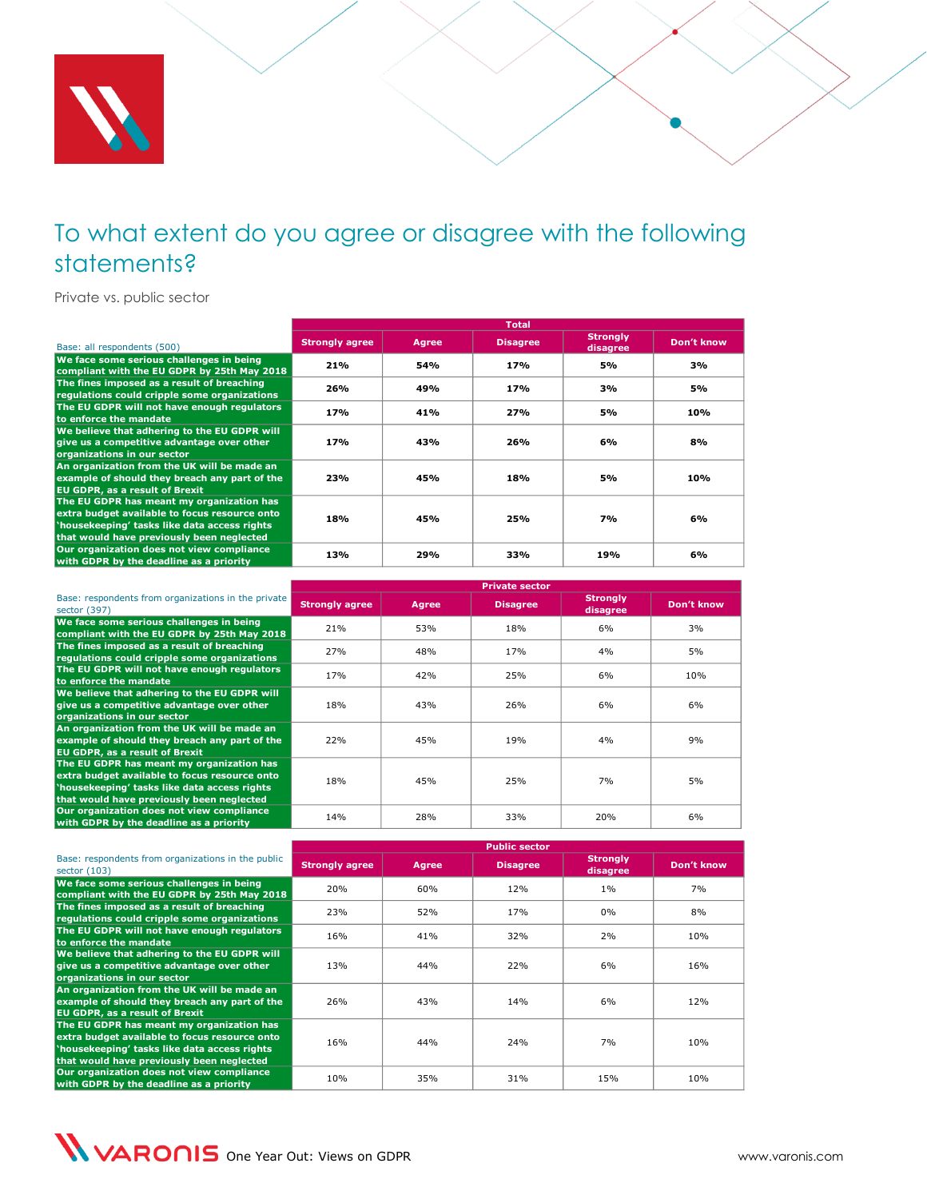# To what extent do you agree or disagree with the following statements?

Private vs. public sector

| Base: all respondents (500) | Total | | | | |
|---|---|---|---|---|---|
| | Strongly agree | Agree | Disagree | Strongly disagree | Don't know |
| We face some serious challenges in being compliant with the EU GDPR by 25th May 2018 | 21% | 54% | 17% | 5% | 3% |
| The fines imposed as a result of breaching regulations could cripple some organizations | 26% | 49% | 17% | 3% | 5% |
| The EU GDPR will not have enough regulators to enforce the mandate | 17% | 41% | 27% | 5% | 10% |
| We believe that adhering to the EU GDPR will give us a competitive advantage over other organizations in our sector | 17% | 43% | 26% | 6% | 8% |
| An organization from the UK will be made an example of should they breach any part of the EU GDPR, as a result of Brexit | 23% | 45% | 18% | 5% | 10% |
| The EU GDPR has meant my organization has extra budget available to focus resource onto 'housekeeping' tasks like data access rights that would have previously been neglected | 18% | 45% | 25% | 7% | 6% |
| Our organization does not view compliance with GDPR by the deadline as a priority | 13% | 29% | 33% | 19% | 6% |

| Base: respondents from organizations in the private sector (397) | Private sector | | | | |
|---|---|---|---|---|---|
| | Strongly agree | Agree | Disagree | Strongly disagree | Don't know |
| We face some serious challenges in being compliant with the EU GDPR by 25th May 2018 | 21% | 53% | 18% | 6% | 3% |
| The fines imposed as a result of breaching regulations could cripple some organizations | 27% | 48% | 17% | 4% | 5% |
| The EU GDPR will not have enough regulators to enforce the mandate | 17% | 42% | 25% | 6% | 10% |
| We believe that adhering to the EU GDPR will give us a competitive advantage over other organizations in our sector | 18% | 43% | 26% | 6% | 6% |
| An organization from the UK will be made an example of should they breach any part of the EU GDPR, as a result of Brexit | 22% | 45% | 19% | 4% | 9% |
| The EU GDPR has meant my organization has extra budget available to focus resource onto 'housekeeping' tasks like data access rights that would have previously been neglected | 18% | 45% | 25% | 7% | 5% |
| Our organization does not view compliance with GDPR by the deadline as a priority | 14% | 28% | 33% | 20% | 6% |

| Base: respondents from organizations in the public sector (103) | Public sector | | | | |
|---|---|---|---|---|---|
| | Strongly agree | Agree | Disagree | Strongly disagree | Don't know |
| We face some serious challenges in being compliant with the EU GDPR by 25th May 2018 | 20% | 60% | 12% | 1% | 7% |
| The fines imposed as a result of breaching regulations could cripple some organizations | 23% | 52% | 17% | 0% | 8% |
| The EU GDPR will not have enough regulators to enforce the mandate | 16% | 41% | 32% | 2% | 10% |
| We believe that adhering to the EU GDPR will give us a competitive advantage over other organizations in our sector | 13% | 44% | 22% | 6% | 16% |
| An organization from the UK will be made an example of should they breach any part of the EU GDPR, as a result of Brexit | 26% | 43% | 14% | 6% | 12% |
| The EU GDPR has meant my organization has extra budget available to focus resource onto 'housekeeping' tasks like data access rights that would have previously been neglected | 16% | 44% | 24% | 7% | 10% |
| Our organization does not view compliance with GDPR by the deadline as a priority | 10% | 35% | 31% | 15% | 10% |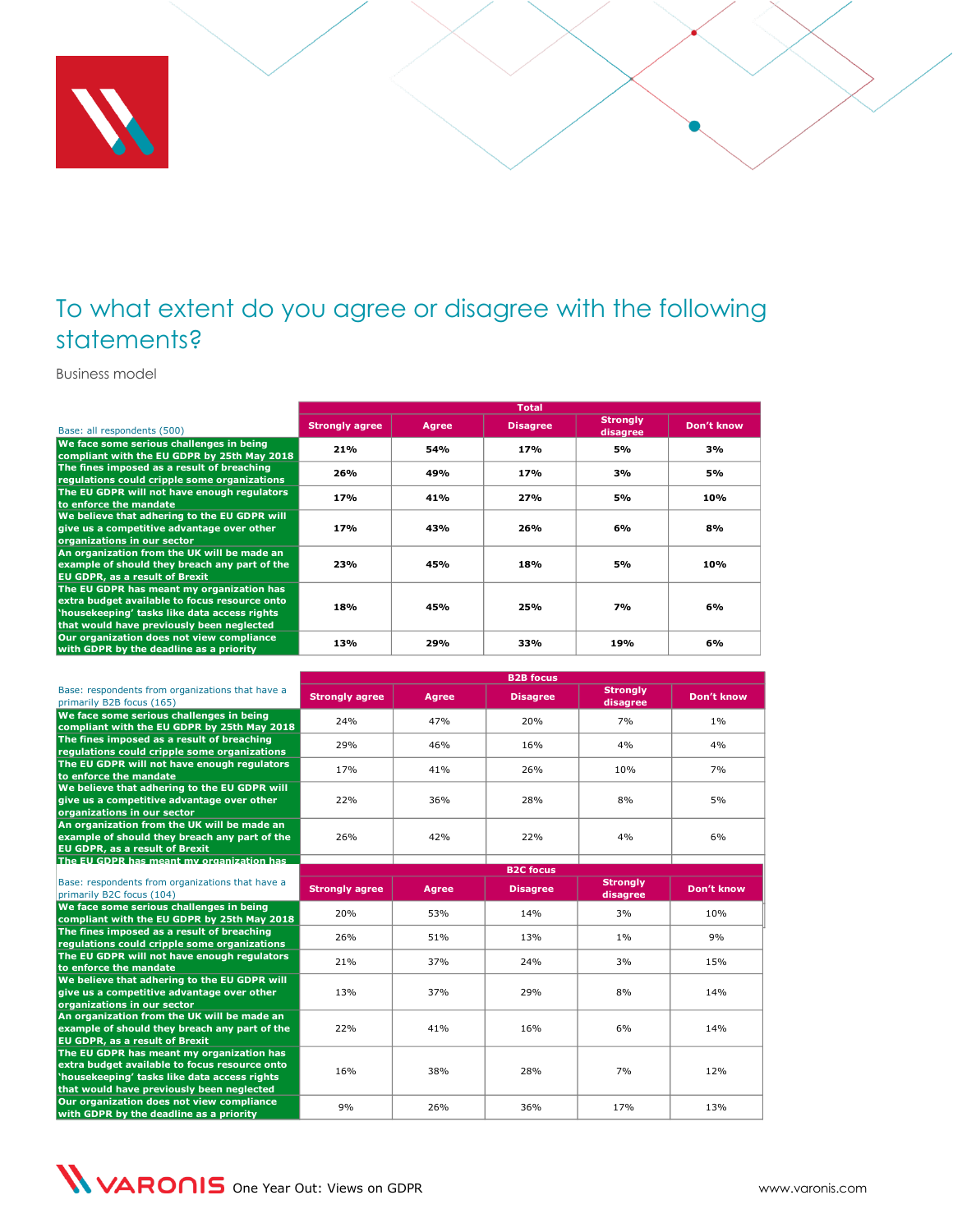# To what extent do you agree or disagree with the following statements?

Business model

| Base: all respondents (500) | Total | | | | |
|---|---|---|---|---|---|
| | **Strongly agree** | **Agree** | **Disagree** | **Strongly disagree** | **Don't know** |
| **We face some serious challenges in being compliant with the EU GDPR by 25th May 2018** | **21%** | **54%** | **17%** | **5%** | **3%** |
| **The fines imposed as a result of breaching regulations could cripple some organizations** | **26%** | **49%** | **17%** | **3%** | **5%** |
| **The EU GDPR will not have enough regulators to enforce the mandate** | **17%** | **41%** | **27%** | **5%** | **10%** |
| **We believe that adhering to the EU GDPR will give us a competitive advantage over other organizations in our sector** | **17%** | **43%** | **26%** | **6%** | **8%** |
| **An organization from the UK will be made an example of should they breach any part of the EU GDPR, as a result of Brexit** | **23%** | **45%** | **18%** | **5%** | **10%** |
| **The EU GDPR has meant my organization has extra budget available to focus resource onto 'housekeeping' tasks like data access rights that would have previously been neglected** | **18%** | **45%** | **25%** | **7%** | **6%** |
| **Our organization does not view compliance with GDPR by the deadline as a priority** | **13%** | **29%** | **33%** | **19%** | **6%** |

| Base: respondents from organizations that have a primarily B2B focus (165) | B2B focus | | | | |
|---|---|---|---|---|---|
| | **Strongly agree** | **Agree** | **Disagree** | **Strongly disagree** | **Don't know** |
| **We face some serious challenges in being compliant with the EU GDPR by 25th May 2018** | 24% | 47% | 20% | 7% | 1% |
| **The fines imposed as a result of breaching regulations could cripple some organizations** | 29% | 46% | 16% | 4% | 4% |
| **The EU GDPR will not have enough regulators to enforce the mandate** | 17% | 41% | 26% | 10% | 7% |
| **We believe that adhering to the EU GDPR will give us a competitive advantage over other organizations in our sector** | 22% | 36% | 28% | 8% | 5% |
| **An organization from the UK will be made an example of should they breach any part of the EU GDPR, as a result of Brexit** | 26% | 42% | 22% | 4% | 6% |
| **The EU GDPR has meant my organization has** | | | | | |

| Base: respondents from organizations that have a primarily B2C focus (104) | B2C focus | | | | |
|---|---|---|---|---|---|
| | **Strongly agree** | **Agree** | **Disagree** | **Strongly disagree** | **Don't know** |
| **We face some serious challenges in being compliant with the EU GDPR by 25th May 2018** | 20% | 53% | 14% | 3% | 10% |
| **The fines imposed as a result of breaching regulations could cripple some organizations** | 26% | 51% | 13% | 1% | 9% |
| **The EU GDPR will not have enough regulators to enforce the mandate** | 21% | 37% | 24% | 3% | 15% |
| **We believe that adhering to the EU GDPR will give us a competitive advantage over other organizations in our sector** | 13% | 37% | 29% | 8% | 14% |
| **An organization from the UK will be made an example of should they breach any part of the EU GDPR, as a result of Brexit** | 22% | 41% | 16% | 6% | 14% |
| **The EU GDPR has meant my organization has extra budget available to focus resource onto 'housekeeping' tasks like data access rights that would have previously been neglected** | 16% | 38% | 28% | 7% | 12% |
| **Our organization does not view compliance with GDPR by the deadline as a priority** | 9% | 26% | 36% | 17% | 13% |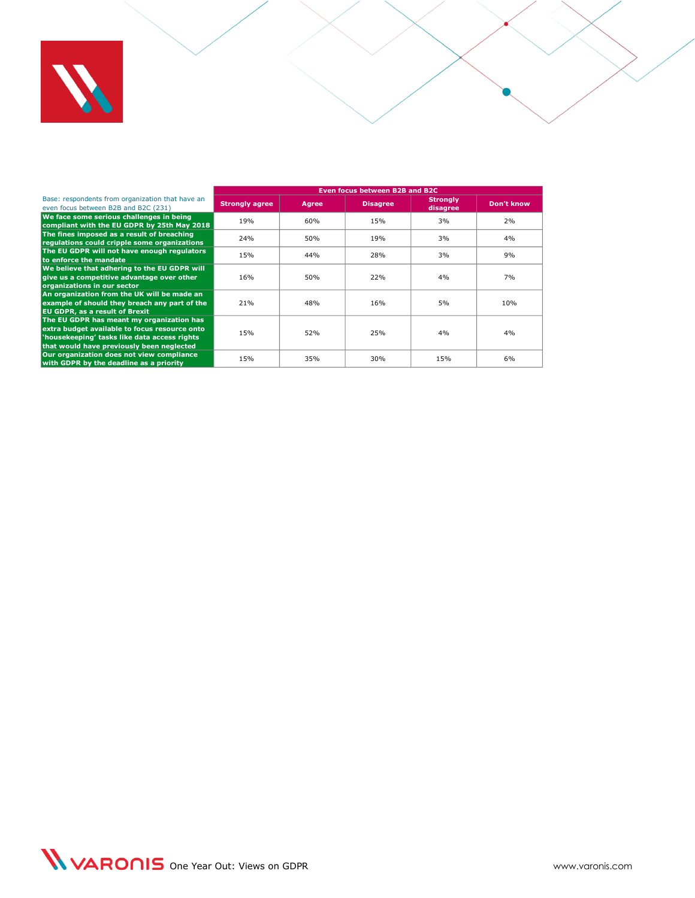| Base: respondents from organization that have an even focus between B2B and B2C (231) | Even focus between B2B and B2C | | | | |
|---|---|---|---|---|---|
| | Strongly agree | Agree | Disagree | Strongly disagree | Don't know |
| We face some serious challenges in being compliant with the EU GDPR by 25th May 2018 | 19% | 60% | 15% | 3% | 2% |
| The fines imposed as a result of breaching regulations could cripple some organizations | 24% | 50% | 19% | 3% | 4% |
| The EU GDPR will not have enough regulators to enforce the mandate | 15% | 44% | 28% | 3% | 9% |
| We believe that adhering to the EU GDPR will give us a competitive advantage over other organizations in our sector | 16% | 50% | 22% | 4% | 7% |
| An organization from the UK will be made an example of should they breach any part of the EU GDPR, as a result of Brexit | 21% | 48% | 16% | 5% | 10% |
| The EU GDPR has meant my organization has extra budget available to focus resource onto 'housekeeping' tasks like data access rights that would have previously been neglected | 15% | 52% | 25% | 4% | 4% |
| Our organization does not view compliance with GDPR by the deadline as a priority | 15% | 35% | 30% | 15% | 6% |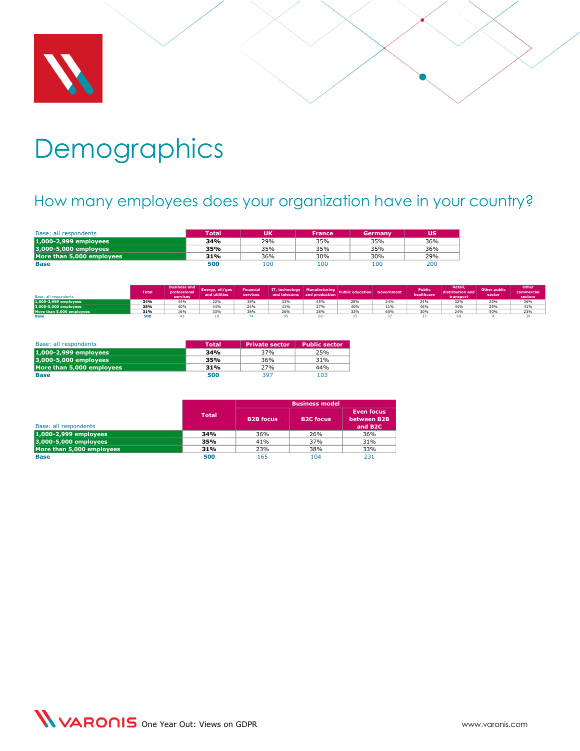# Demographics

## How many employees does your organization have in your country?

| Base: all respondents | Total | UK | France | Germany | US |
|---|---|---|---|---|---|
| 1,000-2,999 employees | **34%** | 29% | 35% | 35% | 36% |
| 3,000-5,000 employees | **35%** | 35% | 35% | 35% | 36% |
| More than 5,000 employees | **31%** | 36% | 30% | 30% | 29% |
| **Base** | **500** | 100 | 100 | 100 | 200 |

| Base: all respondents | Total | Business and professional services | Energy, oil/gas and utilities | Financial services | IT, technology and telecoms | Manufacturing and production | Public education | Government | Public healthcare | Retail, distribution and transport | Other public sector | Other commercial sectors |
|---|---|---|---|---|---|---|---|---|---|---|---|---|
| 1,000-2,999 employees | **34%** | 44% | 22% | 38% | 33% | 45% | 28% | 24% | 24% | 32% | 25% | 36% |
| 3,000-5,000 employees | **35%** | 40% | 44% | 24% | 41% | 27% | 40% | 11% | 46% | 44% | 25% | 41% |
| More than 5,000 employees | **31%** | 16% | 33% | 38% | 26% | 28% | 32% | 65% | 30% | 24% | 50% | 23% |
| **Base** | **500** | 43 | 18 | 74 | 95 | 60 | 25 | 37 | 37 | 68 | 4 | 39 |

| Base: all respondents | Total | Private sector | Public sector |
|---|---|---|---|
| 1,000-2,999 employees | **34%** | 37% | 25% |
| 3,000-5,000 employees | **35%** | 36% | 31% |
| More than 5,000 employees | **31%** | 27% | 44% |
| **Base** | **500** | 397 | 103 |

| Base: all respondents | Total | Business model | | |
|---|---|---|---|---|
| | | B2B focus | B2C focus | Even focus between B2B and B2C |
| 1,000-2,999 employees | **34%** | 36% | 26% | 36% |
| 3,000-5,000 employees | **35%** | 41% | 37% | 31% |
| More than 5,000 employees | **31%** | 23% | 38% | 33% |
| **Base** | **500** | 165 | 104 | 231 |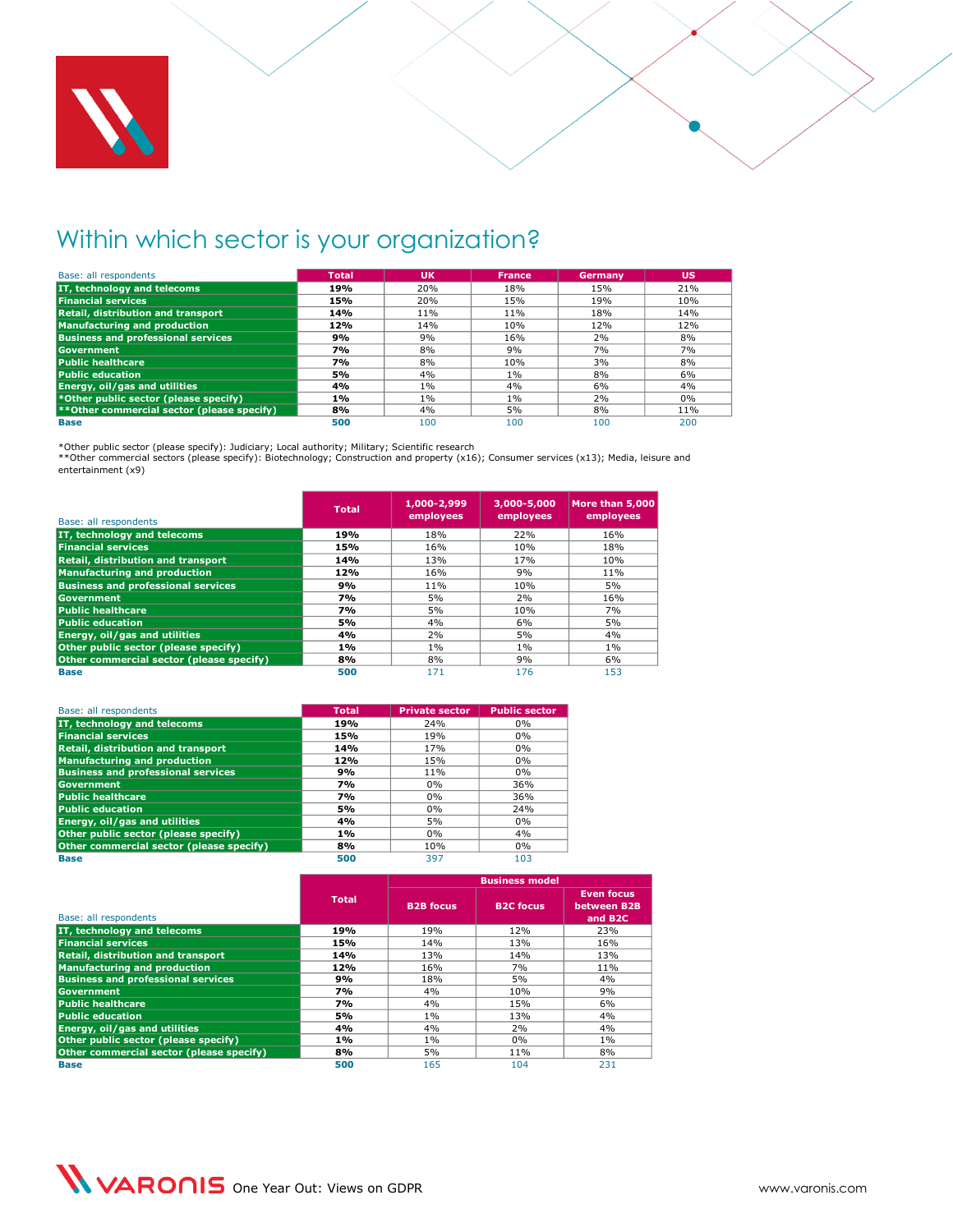## Within which sector is your organization?

| Base: all respondents | Total | UK | France | Germany | US |
|---|---|---|---|---|---|
| IT, technology and telecoms | **19%** | 20% | 18% | 15% | 21% |
| Financial services | **15%** | 20% | 15% | 19% | 10% |
| Retail, distribution and transport | **14%** | 11% | 11% | 18% | 14% |
| Manufacturing and production | **12%** | 14% | 10% | 12% | 12% |
| Business and professional services | **9%** | 9% | 16% | 2% | 8% |
| Government | **7%** | 8% | 9% | 7% | 7% |
| Public healthcare | **7%** | 8% | 10% | 3% | 8% |
| Public education | **5%** | 4% | 1% | 8% | 6% |
| Energy, oil/gas and utilities | **4%** | 1% | 4% | 6% | 4% |
| *Other public sector (please specify) | **1%** | 1% | 1% | 2% | 0% |
| **Other commercial sector (please specify) | **8%** | 4% | 5% | 8% | 11% |
| **Base** | **500** | 100 | 100 | 100 | 200 |

*Other public sector (please specify): Judiciary; Local authority; Military; Scientific research
**Other commercial sectors (please specify): Biotechnology; Construction and property (x16); Consumer services (x13); Media, leisure and entertainment (x9)

| Base: all respondents | Total | 1,000-2,999 employees | 3,000-5,000 employees | More than 5,000 employees |
|---|---|---|---|---|
| IT, technology and telecoms | **19%** | 18% | 22% | 16% |
| Financial services | **15%** | 16% | 10% | 18% |
| Retail, distribution and transport | **14%** | 13% | 17% | 10% |
| Manufacturing and production | **12%** | 16% | 9% | 11% |
| Business and professional services | **9%** | 11% | 10% | 5% |
| Government | **7%** | 5% | 2% | 16% |
| Public healthcare | **7%** | 5% | 10% | 7% |
| Public education | **5%** | 4% | 6% | 5% |
| Energy, oil/gas and utilities | **4%** | 2% | 5% | 4% |
| Other public sector (please specify) | **1%** | 1% | 1% | 1% |
| Other commercial sector (please specify) | **8%** | 8% | 9% | 6% |
| **Base** | **500** | 171 | 176 | 153 |

| Base: all respondents | Total | Private sector | Public sector |
|---|---|---|---|
| IT, technology and telecoms | **19%** | 24% | 0% |
| Financial services | **15%** | 19% | 0% |
| Retail, distribution and transport | **14%** | 17% | 0% |
| Manufacturing and production | **12%** | 15% | 0% |
| Business and professional services | **9%** | 11% | 0% |
| Government | **7%** | 0% | 36% |
| Public healthcare | **7%** | 0% | 36% |
| Public education | **5%** | 0% | 24% |
| Energy, oil/gas and utilities | **4%** | 5% | 0% |
| Other public sector (please specify) | **1%** | 0% | 4% |
| Other commercial sector (please specify) | **8%** | 10% | 0% |
| **Base** | **500** | 397 | 103 |

| | | Business model | | |
|---|---|---|---|---|
| Base: all respondents | Total | B2B focus | B2C focus | Even focus between B2B and B2C |
| IT, technology and telecoms | **19%** | 19% | 12% | 23% |
| Financial services | **15%** | 14% | 13% | 16% |
| Retail, distribution and transport | **14%** | 13% | 14% | 13% |
| Manufacturing and production | **12%** | 16% | 7% | 11% |
| Business and professional services | **9%** | 18% | 5% | 4% |
| Government | **7%** | 4% | 10% | 9% |
| Public healthcare | **7%** | 4% | 15% | 6% |
| Public education | **5%** | 1% | 13% | 4% |
| Energy, oil/gas and utilities | **4%** | 4% | 2% | 4% |
| Other public sector (please specify) | **1%** | 1% | 0% | 1% |
| Other commercial sector (please specify) | **8%** | 5% | 11% | 8% |
| **Base** | **500** | 165 | 104 | 231 |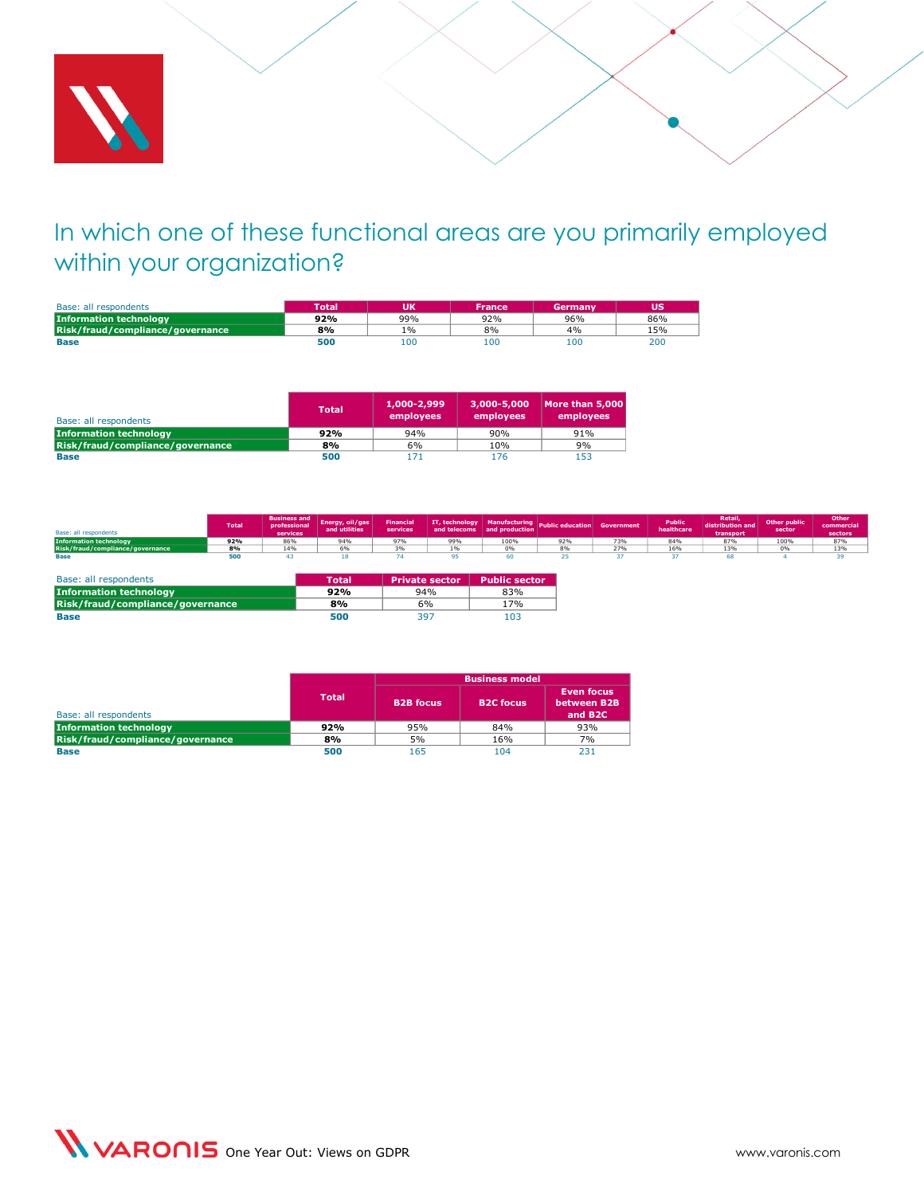# In which one of these functional areas are you primarily employed within your organization?

| Base: all respondents | Total | UK | France | Germany | US |
|---|---|---|---|---|---|
| Information technology | **92%** | 99% | 92% | 96% | 86% |
| Risk/fraud/compliance/governance | **8%** | 1% | 8% | 4% | 15% |
| **Base** | **500** | 100 | 100 | 100 | 200 |

| Base: all respondents | Total | 1,000-2,999 employees | 3,000-5,000 employees | More than 5,000 employees |
|---|---|---|---|---|
| Information technology | **92%** | 94% | 90% | 91% |
| Risk/fraud/compliance/governance | **8%** | 6% | 10% | 9% |
| **Base** | **500** | 171 | 176 | 153 |

| Base: all respondents | Total | Business and professional services | Energy, oil/gas and utilities | Financial services | IT, technology and telecoms | Manufacturing and production | Public education | Government | Public healthcare | Retail, distribution and transport | Other public sector | Other commercial sectors |
|---|---|---|---|---|---|---|---|---|---|---|---|---|
| Information technology | **92%** | 86% | 94% | 97% | 99% | 100% | 92% | 73% | 84% | 87% | 100% | 87% |
| Risk/fraud/compliance/governance | **8%** | 14% | 6% | 3% | 1% | 0% | 8% | 27% | 16% | 13% | 0% | 13% |
| **Base** | **500** | 43 | 18 | 74 | 95 | 60 | 25 | 37 | 37 | 68 | 4 | 39 |

| Base: all respondents | Total | Private sector | Public sector |
|---|---|---|---|
| Information technology | **92%** | 94% | 83% |
| Risk/fraud/compliance/governance | **8%** | 6% | 17% |
| **Base** | **500** | 397 | 103 |

| | | Business model | | |
|---|---|---|---|---|
| Base: all respondents | Total | B2B focus | B2C focus | Even focus between B2B and B2C |
| Information technology | **92%** | 95% | 84% | 93% |
| Risk/fraud/compliance/governance | **8%** | 5% | 16% | 7% |
| **Base** | **500** | 165 | 104 | 231 |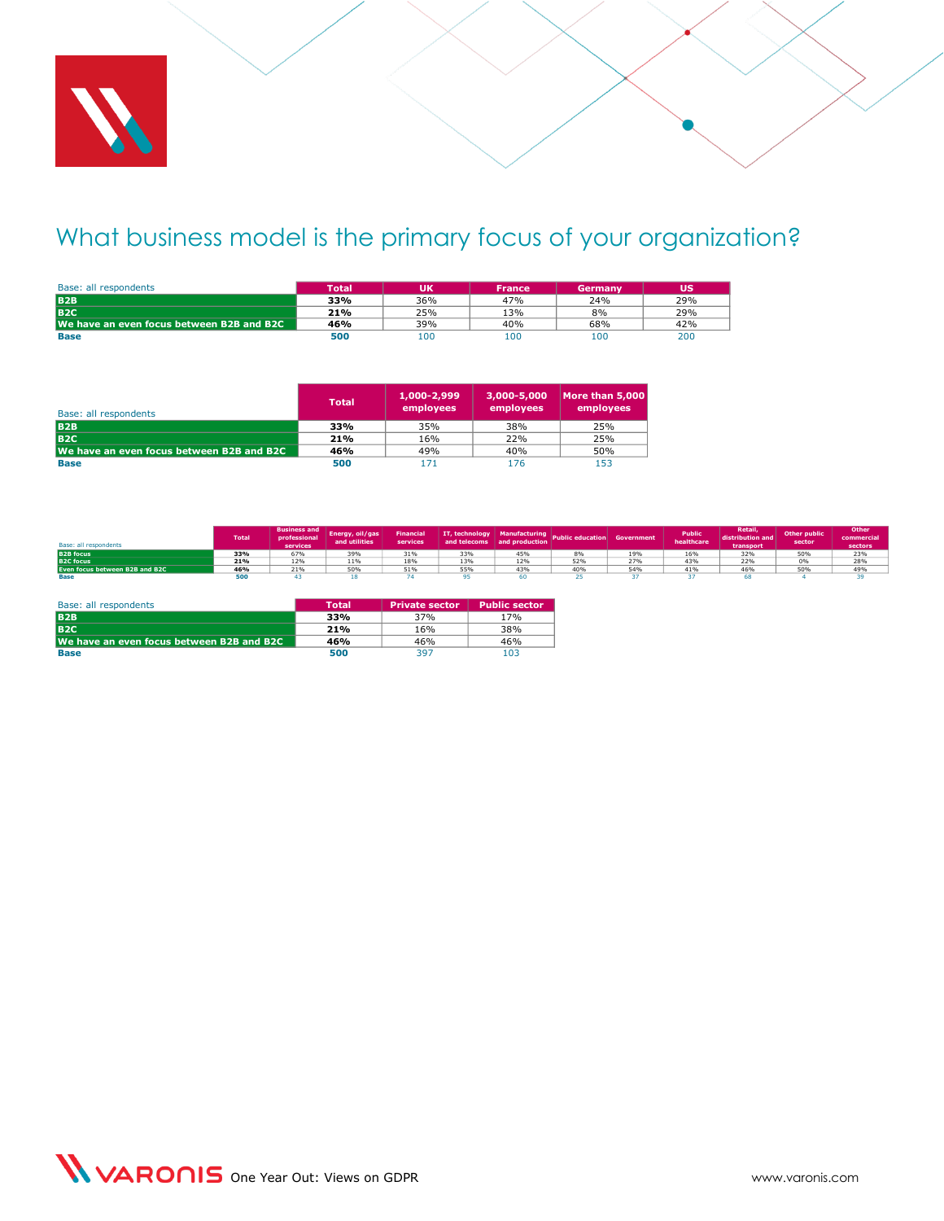## What business model is the primary focus of your organization?

| Base: all respondents | Total | UK | France | Germany | US |
|---|---|---|---|---|---|
| B2B | **33%** | 36% | 47% | 24% | 29% |
| B2C | **21%** | 25% | 13% | 8% | 29% |
| We have an even focus between B2B and B2C | **46%** | 39% | 40% | 68% | 42% |
| Base | **500** | 100 | 100 | 100 | 200 |

| Base: all respondents | Total | 1,000-2,999 employees | 3,000-5,000 employees | More than 5,000 employees |
|---|---|---|---|---|
| B2B | **33%** | 35% | 38% | 25% |
| B2C | **21%** | 16% | 22% | 25% |
| We have an even focus between B2B and B2C | **46%** | 49% | 40% | 50% |
| Base | **500** | 171 | 176 | 153 |

| Base: all respondents | Total | Business and professional services | Energy, oil/gas and utilities | Financial services | IT, technology and telecoms | Manufacturing and production | Public education | Government | Public healthcare | Retail, distribution and transport | Other public sector | Other commercial sectors |
|---|---|---|---|---|---|---|---|---|---|---|---|---|
| B2B focus | **33%** | 67% | 39% | 31% | 33% | 45% | 8% | 19% | 16% | 32% | 50% | 23% |
| B2C focus | **21%** | 12% | 11% | 18% | 13% | 12% | 52% | 27% | 43% | 22% | 0% | 28% |
| Even focus between B2B and B2C | **46%** | 21% | 50% | 51% | 55% | 43% | 40% | 54% | 41% | 46% | 50% | 49% |
| Base | **500** | 43 | 18 | 74 | 95 | 60 | 25 | 37 | 37 | 68 | 4 | 39 |

| Base: all respondents | Total | Private sector | Public sector |
|---|---|---|---|
| B2B | **33%** | 37% | 17% |
| B2C | **21%** | 16% | 38% |
| We have an even focus between B2B and B2C | **46%** | 46% | 46% |
| Base | **500** | 397 | 103 |